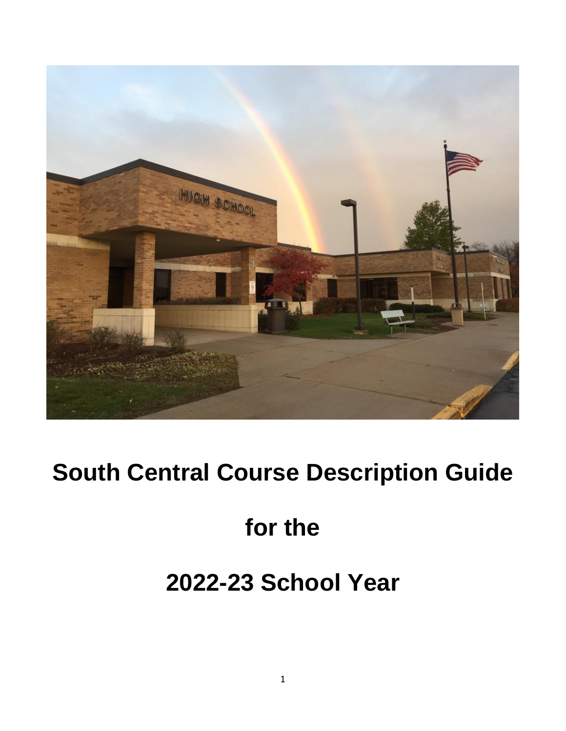# South Central Course Description Guide

# for the

# 2022-23 School Year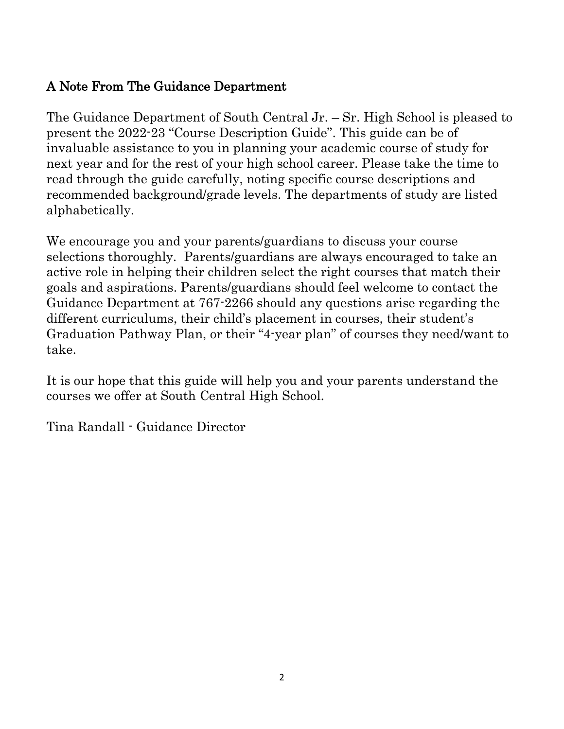## A Note From The Guidance Department

The Guidance Department of South Central Jr. – Sr. High School is pleased to present the 2022-23 "Course Description Guide". This guide can be of invaluable assistance to you in planning your academic course of study for next year and for the rest of your high school career. Please take the time to read through the guide carefully, noting specific course descriptions and recommended background/grade levels. The departments of study are listed alphabetically.

We encourage you and your parents/guardians to discuss your course selections thoroughly. Parents/guardians are always encouraged to take an active role in helping their children select the right courses that match their goals and aspirations. Parents/guardians should feel welcome to contact the Guidance Department at 767-2266 should any questions arise regarding the different curriculums, their child's placement in courses, their student's Graduation Pathway Plan, or their "4-year plan" of courses they need/want to take.

It is our hope that this guide will help you and your parents understand the courses we offer at South Central High School.

Tina Randall - Guidance Director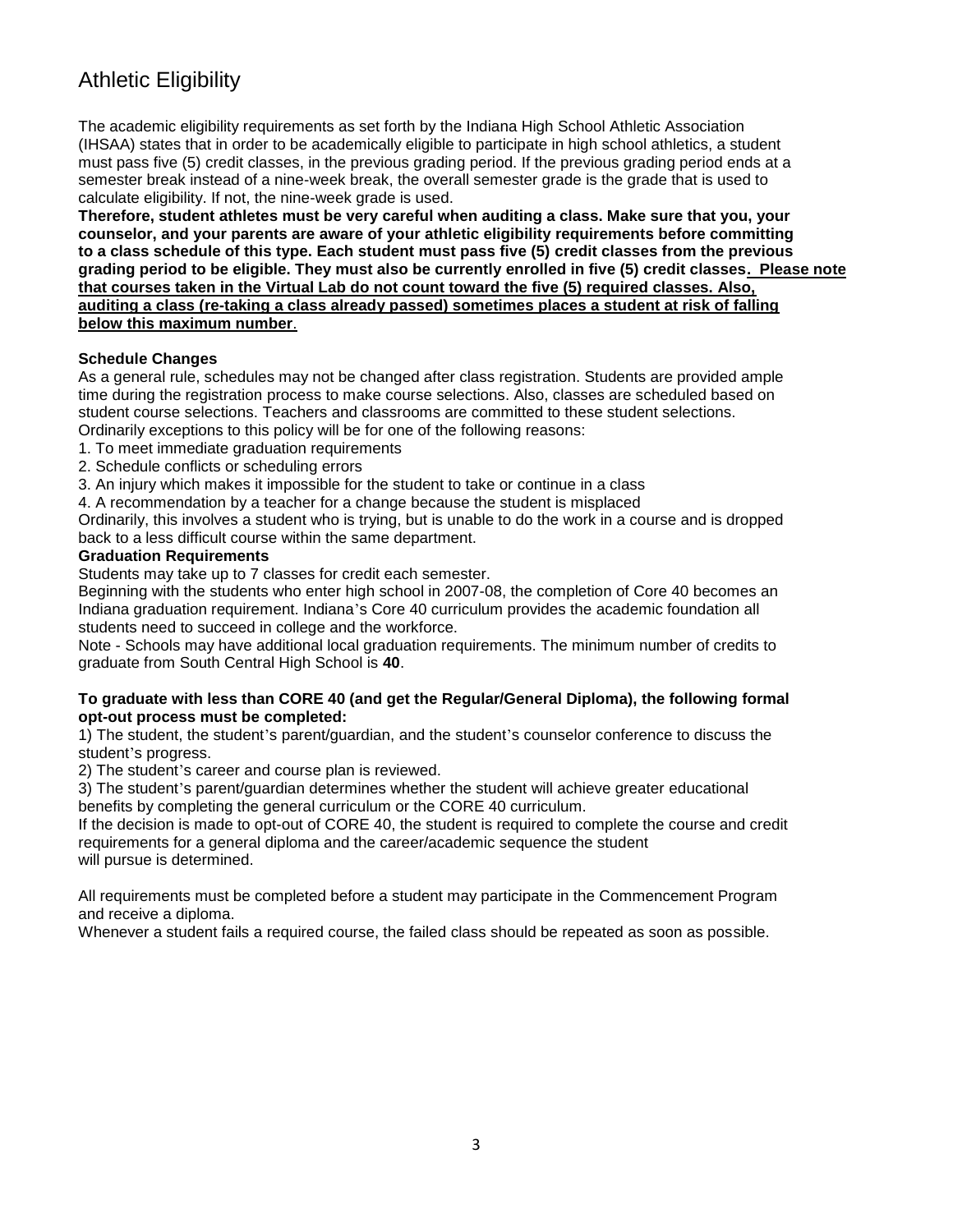# Athletic Eligibility

The academic eligibility requirements as set forth by the Indiana High School Athletic Association (IHSAA) states that in order to be academically eligible to participate in high school athletics, a student must pass five (5) credit classes, in the previous grading period. If the previous grading period ends at a semester break instead of a nine-week break, the overall semester grade is the grade that is used to calculate eligibility. If not, the nine-week grade is used.

**Therefore, student athletes must be very careful when auditing a class. Make sure that you, your counselor, and your parents are aware of your athletic eligibility requirements before committing to a class schedule of this type. Each student must pass five (5) credit classes from the previous grading period to be eligible. They must also be currently enrolled in five (5) credit classes. Please note that courses taken in the Virtual Lab do not count toward the five (5) required classes. Also, auditing a class (re-taking a class already passed) sometimes places a student at risk of falling below this maximum number.**

**Schedule Changes**

As a general rule, schedules may not be changed after class registration. Students are provided ample time during the registration process to make course selections. Also, classes are scheduled based on student course selections. Teachers and classrooms are committed to these student selections.
Ordinarily exceptions to this policy will be for one of the following reasons:

1. To meet immediate graduation requirements
2. Schedule conflicts or scheduling errors
3. An injury which makes it impossible for the student to take or continue in a class
4. A recommendation by a teacher for a change because the student is misplaced

Ordinarily, this involves a student who is trying, but is unable to do the work in a course and is dropped back to a less difficult course within the same department.

**Graduation Requirements**

Students may take up to 7 classes for credit each semester.

Beginning with the students who enter high school in 2007-08, the completion of Core 40 becomes an Indiana graduation requirement. Indiana's Core 40 curriculum provides the academic foundation all students need to succeed in college and the workforce.

Note - Schools may have additional local graduation requirements. The minimum number of credits to graduate from South Central High School is **40**.

**To graduate with less than CORE 40 (and get the Regular/General Diploma), the following formal opt-out process must be completed:**

1) The student, the student's parent/guardian, and the student's counselor conference to discuss the student's progress.
2) The student's career and course plan is reviewed.
3) The student's parent/guardian determines whether the student will achieve greater educational benefits by completing the general curriculum or the CORE 40 curriculum.

If the decision is made to opt-out of CORE 40, the student is required to complete the course and credit requirements for a general diploma and the career/academic sequence the student will pursue is determined.

All requirements must be completed before a student may participate in the Commencement Program and receive a diploma.

Whenever a student fails a required course, the failed class should be repeated as soon as possible.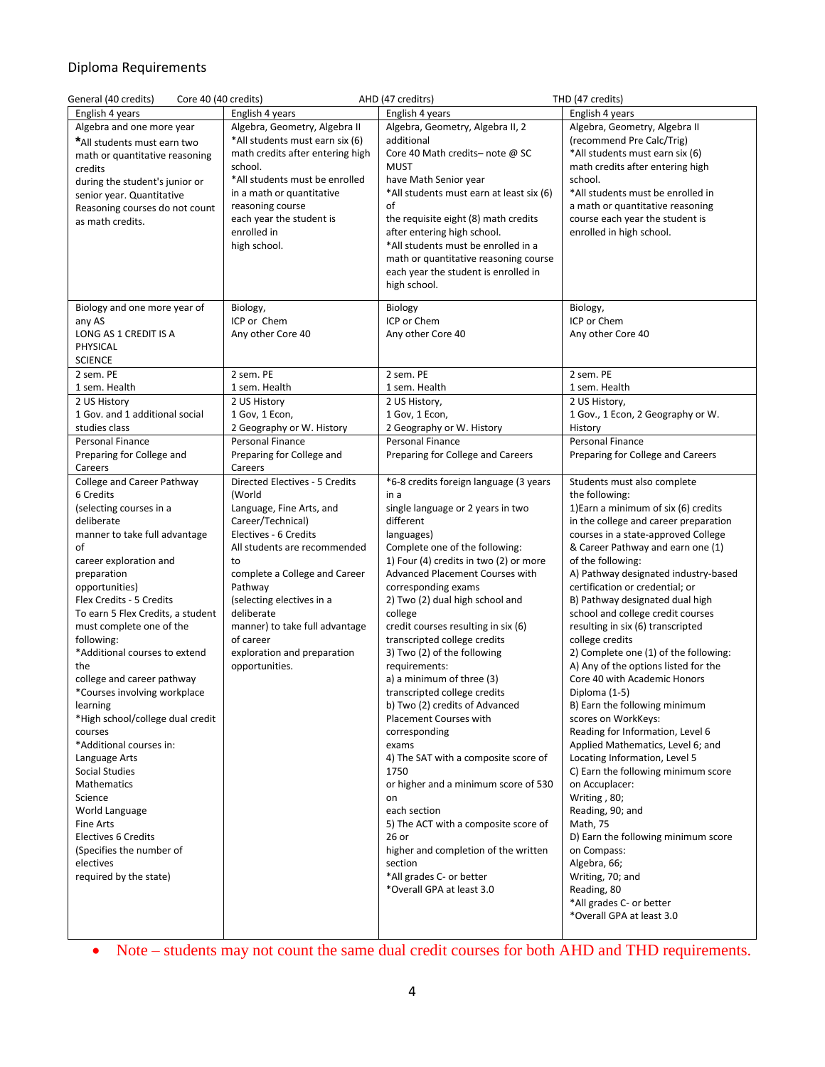## Diploma Requirements

| General (40 credits) | Core 40 (40 credits) | AHD (47 creditrs) | THD (47 credits) |
|---|---|---|---|
| English 4 years | English 4 years | English 4 years | English 4 years |
| Algebra and one more year<br>*All students must earn two math or quantitative reasoning credits during the student's junior or senior year. Quantitative Reasoning courses do not count as math credits. | Algebra, Geometry, Algebra II<br>*All students must earn six (6) math credits after entering high school.<br>*All students must be enrolled in a math or quantitative reasoning course each year the student is enrolled in high school. | Algebra, Geometry, Algebra II, 2 additional Core 40 Math credits– note @ SC MUST have Math Senior year<br>*All students must earn at least six (6) of the requisite eight (8) math credits after entering high school.<br>*All students must be enrolled in a math or quantitative reasoning course each year the student is enrolled in high school. | Algebra, Geometry, Algebra II (recommend Pre Calc/Trig)<br>*All students must earn six (6) math credits after entering high school.<br>*All students must be enrolled in a math or quantitative reasoning course each year the student is enrolled in high school. |
| Biology and one more year of any AS LONG AS 1 CREDIT IS A PHYSICAL SCIENCE | Biology,<br>ICP or Chem<br>Any other Core 40 | Biology<br>ICP or Chem<br>Any other Core 40 | Biology,<br>ICP or Chem<br>Any other Core 40 |
| 2 sem. PE<br>1 sem. Health | 2 sem. PE<br>1 sem. Health | 2 sem. PE<br>1 sem. Health | 2 sem. PE<br>1 sem. Health |
| 2 US History<br>1 Gov. and 1 additional social studies class | 2 US History<br>1 Gov, 1 Econ,<br>2 Geography or W. History | 2 US History,<br>1 Gov, 1 Econ,<br>2 Geography or W. History | 2 US History,<br>1 Gov., 1 Econ, 2 Geography or W. History |
| Personal Finance<br>Preparing for College and Careers | Personal Finance<br>Preparing for College and Careers | Personal Finance<br>Preparing for College and Careers | Personal Finance<br>Preparing for College and Careers |
| College and Career Pathway 6 Credits (selecting courses in a deliberate manner to take full advantage of career exploration and preparation opportunities)<br>Flex Credits - 5 Credits<br>To earn 5 Flex Credits, a student must complete one of the following:<br>*Additional courses to extend the college and career pathway<br>*Courses involving workplace learning<br>*High school/college dual credit courses<br>*Additional courses in:<br>Language Arts<br>Social Studies<br>Mathematics<br>Science<br>World Language<br>Fine Arts<br>Electives 6 Credits<br>(Specifies the number of electives required by the state) | Directed Electives - 5 Credits (World Language, Fine Arts, and Career/Technical)<br>Electives - 6 Credits<br>All students are recommended to complete a College and Career Pathway (selecting electives in a deliberate manner) to take full advantage of career exploration and preparation opportunities. | *6-8 credits foreign language (3 years in a single language or 2 years in two different languages)<br>Complete one of the following:<br>1) Four (4) credits in two (2) or more Advanced Placement Courses with corresponding exams<br>2) Two (2) dual high school and college credit courses resulting in six (6) transcripted college credits<br>3) Two (2) of the following requirements:<br>a) a minimum of three (3) transcripted college credits<br>b) Two (2) credits of Advanced Placement Courses with corresponding exams<br>4) The SAT with a composite score of 1750 or higher and a minimum score of 530 on each section<br>5) The ACT with a composite score of 26 or higher and completion of the written section<br>*All grades C- or better<br>*Overall GPA at least 3.0 | Students must also complete the following:<br>1)Earn a minimum of six (6) credits in the college and career preparation courses in a state-approved College & Career Pathway and earn one (1) of the following:<br>A) Pathway designated industry-based certification or credential; or<br>B) Pathway designated dual high school and college credit courses resulting in six (6) transcripted college credits<br>2) Complete one (1) of the following:<br>A) Any of the options listed for the Core 40 with Academic Honors Diploma (1-5)<br>B) Earn the following minimum scores on WorkKeys:<br>Reading for Information, Level 6<br>Applied Mathematics, Level 6; and<br>Locating Information, Level 5<br>C) Earn the following minimum score on Accuplacer:<br>Writing , 80;<br>Reading, 90; and<br>Math, 75<br>D) Earn the following minimum score on Compass:<br>Algebra, 66;<br>Writing, 70; and<br>Reading, 80<br>*All grades C- or better<br>*Overall GPA at least 3.0 |

- Note – students may not count the same dual credit courses for both AHD and THD requirements.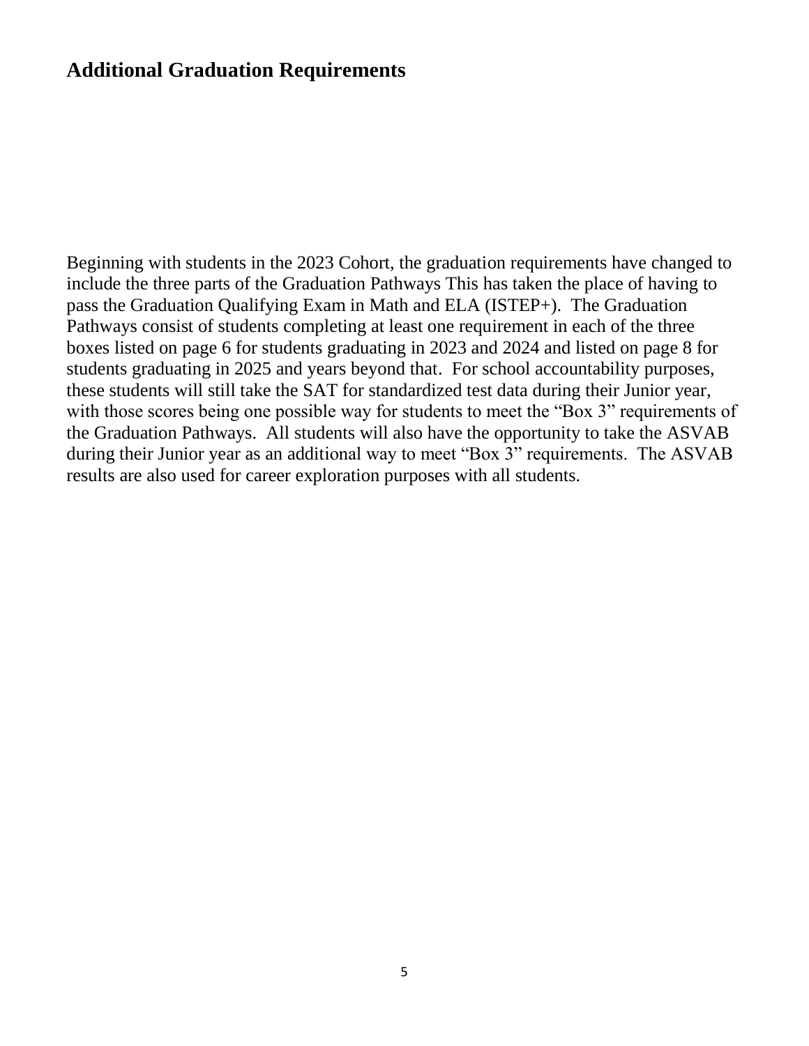## Additional Graduation Requirements

Beginning with students in the 2023 Cohort, the graduation requirements have changed to include the three parts of the Graduation Pathways This has taken the place of having to pass the Graduation Qualifying Exam in Math and ELA (ISTEP+). The Graduation Pathways consist of students completing at least one requirement in each of the three boxes listed on page 6 for students graduating in 2023 and 2024 and listed on page 8 for students graduating in 2025 and years beyond that. For school accountability purposes, these students will still take the SAT for standardized test data during their Junior year, with those scores being one possible way for students to meet the "Box 3" requirements of the Graduation Pathways. All students will also have the opportunity to take the ASVAB during their Junior year as an additional way to meet "Box 3" requirements. The ASVAB results are also used for career exploration purposes with all students.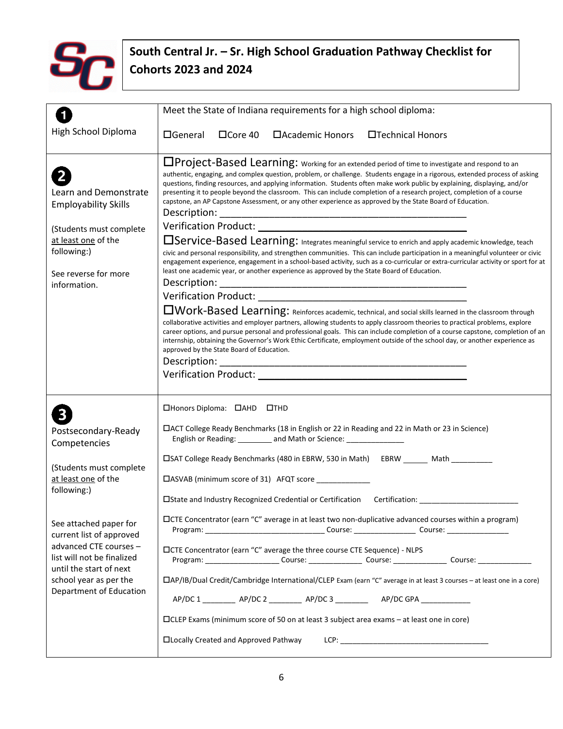# South Central Jr. – Sr. High School Graduation Pathway Checklist for Cohorts 2023 and 2024

| | |
|---|---|
| **1** High School Diploma | Meet the State of Indiana requirements for a high school diploma:<br><br>☐General ☐Core 40 ☐Academic Honors ☐Technical Honors |
| **2** Learn and Demonstrate Employability Skills<br><br>(Students must complete at least one of the following:)<br><br>See reverse for more information. | ☐**Project-Based Learning:** Working for an extended period of time to investigate and respond to an authentic, engaging, and complex question, problem, or challenge. Students engage in a rigorous, extended process of asking questions, finding resources, and applying information. Students often make work public by explaining, displaying, and/or presenting it to people beyond the classroom. This can include completion of a research project, completion of a course capstone, an AP Capstone Assessment, or any other experience as approved by the State Board of Education.<br>Description: ______________________________<br>Verification Product: ______________________________<br><br>☐**Service-Based Learning:** Integrates meaningful service to enrich and apply academic knowledge, teach civic and personal responsibility, and strengthen communities. This can include participation in a meaningful volunteer or civic engagement experience, engagement in a school-based activity, such as a co-curricular or extra-curricular activity or sport for at least one academic year, or another experience as approved by the State Board of Education.<br>Description: ______________________________<br>Verification Product: ______________________________<br><br>☐**Work-Based Learning:** Reinforces academic, technical, and social skills learned in the classroom through collaborative activities and employer partners, allowing students to apply classroom theories to practical problems, explore career options, and pursue personal and professional goals. This can include completion of a course capstone, completion of an internship, obtaining the Governor's Work Ethic Certificate, employment outside of the school day, or another experience as approved by the State Board of Education.<br>Description: ______________________________<br>Verification Product: ______________________________ |
| **3** Postsecondary-Ready Competencies<br><br>(Students must complete at least one of the following:)<br><br>See attached paper for current list of approved advanced CTE courses – list will not be finalized until the start of next school year as per the Department of Education | ☐Honors Diploma: ☐AHD ☐THD<br><br>☐ACT College Ready Benchmarks (18 in English or 22 in Reading and 22 in Math or 23 in Science)<br>English or Reading: ________ and Math or Science: ______________<br><br>☐SAT College Ready Benchmarks (480 in EBRW, 530 in Math) EBRW ______ Math __________<br><br>☐ASVAB (minimum score of 31) AFQT score _____________<br><br>☐State and Industry Recognized Credential or Certification Certification: ________________________<br><br>☐CTE Concentrator (earn "C" average in at least two non-duplicative advanced courses within a program)<br>Program: _____________________________ Course: _______________ Course: _______________<br><br>☐CTE Concentrator (earn "C" average the three course CTE Sequence) - NLPS<br>Program: __________________ Course: _____________ Course: _____________ Course: _____________<br><br>☐AP/IB/Dual Credit/Cambridge International/CLEP Exam (earn "C" average in at least 3 courses – at least one in a core)<br>AP/DC 1 ________ AP/DC 2 ________ AP/DC 3 ________ AP/DC GPA ____________<br><br>☐CLEP Exams (minimum score of 50 on at least 3 subject area exams – at least one in core)<br><br>☐Locally Created and Approved Pathway LCP: ___________________________________ |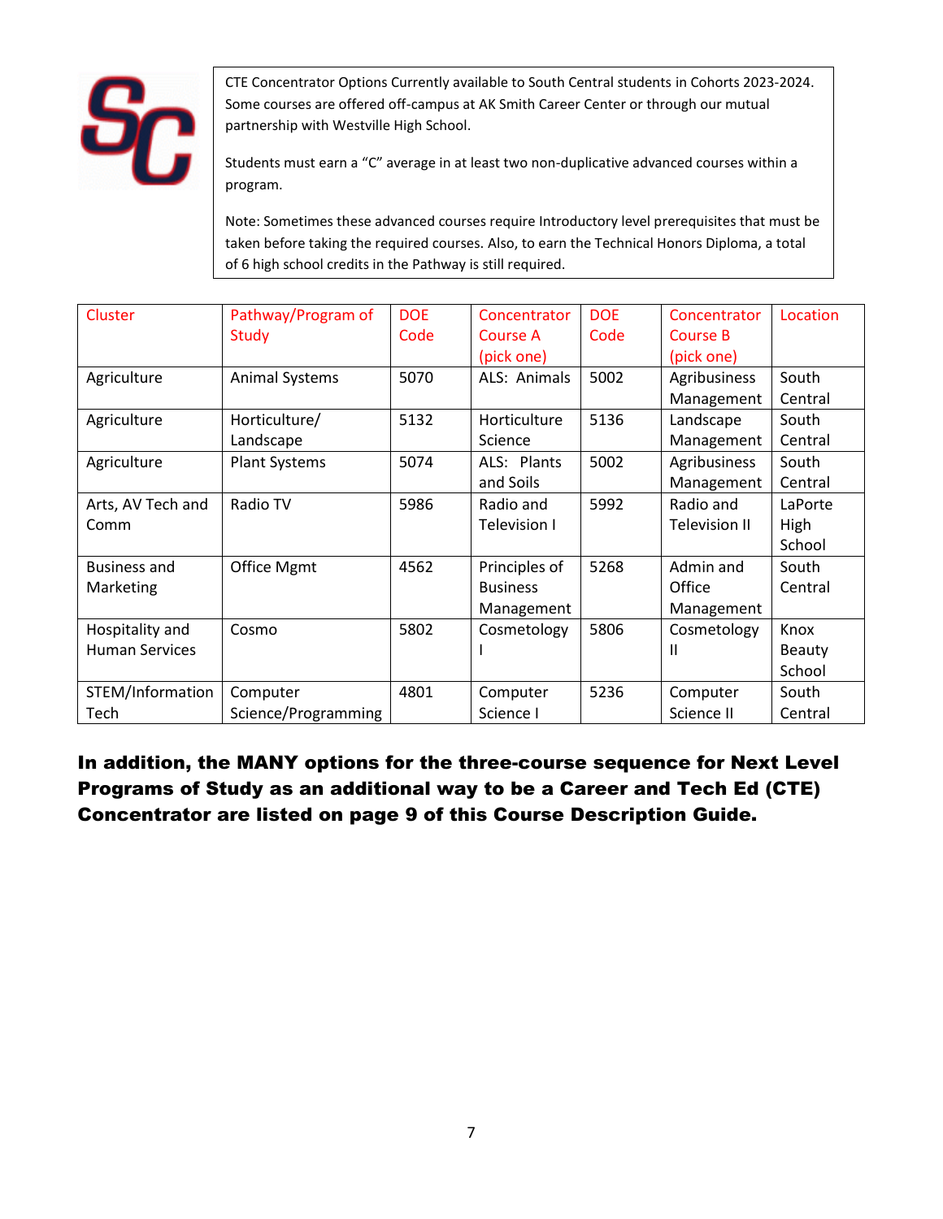CTE Concentrator Options Currently available to South Central students in Cohorts 2023-2024. Some courses are offered off-campus at AK Smith Career Center or through our mutual partnership with Westville High School.

Students must earn a "C" average in at least two non-duplicative advanced courses within a program.

Note: Sometimes these advanced courses require Introductory level prerequisites that must be taken before taking the required courses. Also, to earn the Technical Honors Diploma, a total of 6 high school credits in the Pathway is still required.

| Cluster | Pathway/Program of Study | DOE Code | Concentrator Course A (pick one) | DOE Code | Concentrator Course B (pick one) | Location |
|---|---|---|---|---|---|---|
| Agriculture | Animal Systems | 5070 | ALS: Animals | 5002 | Agribusiness Management | South Central |
| Agriculture | Horticulture/ Landscape | 5132 | Horticulture Science | 5136 | Landscape Management | South Central |
| Agriculture | Plant Systems | 5074 | ALS: Plants and Soils | 5002 | Agribusiness Management | South Central |
| Arts, AV Tech and Comm | Radio TV | 5986 | Radio and Television I | 5992 | Radio and Television II | LaPorte High School |
| Business and Marketing | Office Mgmt | 4562 | Principles of Business Management | 5268 | Admin and Office Management | South Central |
| Hospitality and Human Services | Cosmo | 5802 | Cosmetology I | 5806 | Cosmetology II | Knox Beauty School |
| STEM/Information Tech | Computer Science/Programming | 4801 | Computer Science I | 5236 | Computer Science II | South Central |

**In addition, the MANY options for the three-course sequence for Next Level Programs of Study as an additional way to be a Career and Tech Ed (CTE) Concentrator are listed on page 9 of this Course Description Guide.**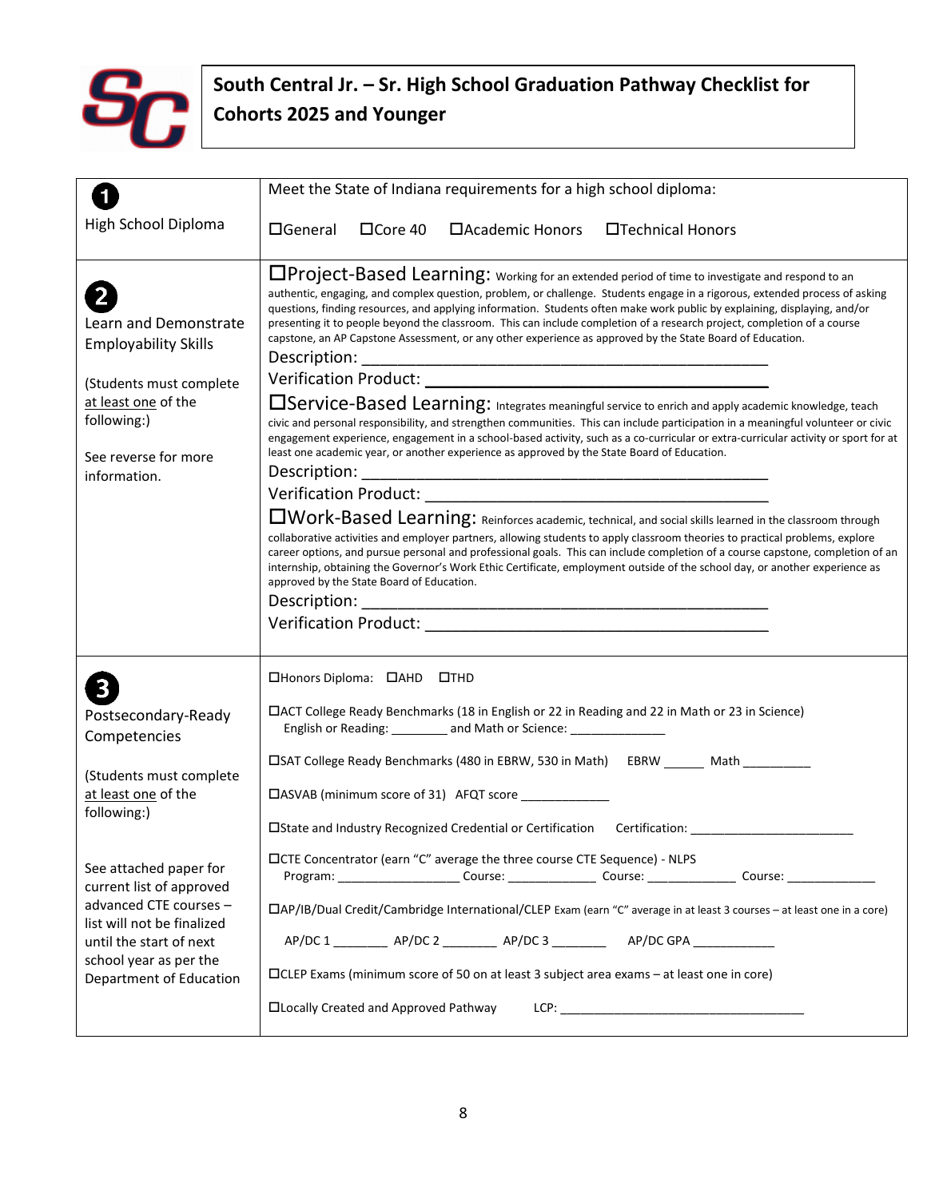# South Central Jr. – Sr. High School Graduation Pathway Checklist for Cohorts 2025 and Younger

| | |
|---|---|
| **1** High School Diploma | Meet the State of Indiana requirements for a high school diploma:<br><br>☐General ☐Core 40 ☐Academic Honors ☐Technical Honors |
| **2** Learn and Demonstrate Employability Skills<br><br>(Students must complete <u>at least one</u> of the following:)<br><br>See reverse for more information. | ☐**Project-Based Learning:** Working for an extended period of time to investigate and respond to an authentic, engaging, and complex question, problem, or challenge. Students engage in a rigorous, extended process of asking questions, finding resources, and applying information. Students often make work public by explaining, displaying, and/or presenting it to people beyond the classroom. This can include completion of a research project, completion of a course capstone, an AP Capstone Assessment, or any other experience as approved by the State Board of Education.<br>Description: ______________________________<br>Verification Product: ______________________________<br><br>☐**Service-Based Learning:** Integrates meaningful service to enrich and apply academic knowledge, teach civic and personal responsibility, and strengthen communities. This can include participation in a meaningful volunteer or civic engagement experience, engagement in a school-based activity, such as a co-curricular or extra-curricular activity or sport for at least one academic year, or another experience as approved by the State Board of Education.<br>Description: ______________________________<br>Verification Product: ______________________________<br><br>☐**Work-Based Learning:** Reinforces academic, technical, and social skills learned in the classroom through collaborative activities and employer partners, allowing students to apply classroom theories to practical problems, explore career options, and pursue personal and professional goals. This can include completion of a course capstone, completion of an internship, obtaining the Governor's Work Ethic Certificate, employment outside of the school day, or another experience as approved by the State Board of Education.<br>Description: ______________________________<br>Verification Product: ______________________________ |
| **3** Postsecondary-Ready Competencies<br><br>(Students must complete <u>at least one</u> of the following:)<br><br>See attached paper for current list of approved advanced CTE courses – list will not be finalized until the start of next school year as per the Department of Education | ☐Honors Diploma: ☐AHD ☐THD<br><br>☐ACT College Ready Benchmarks (18 in English or 22 in Reading and 22 in Math or 23 in Science)<br>English or Reading: ________ and Math or Science: ______________<br><br>☐SAT College Ready Benchmarks (480 in EBRW, 530 in Math) EBRW ______ Math __________<br><br>☐ASVAB (minimum score of 31) AFQT score _____________<br><br>☐State and Industry Recognized Credential or Certification Certification: ________________________<br><br>☐CTE Concentrator (earn "C" average the three course CTE Sequence) - NLPS<br>Program: _________________ Course: _____________ Course: _____________ Course: _____________<br><br>☐AP/IB/Dual Credit/Cambridge International/CLEP Exam (earn "C" average in at least 3 courses – at least one in a core)<br>AP/DC 1 ________ AP/DC 2 ________ AP/DC 3 ________ AP/DC GPA ____________<br><br>☐CLEP Exams (minimum score of 50 on at least 3 subject area exams – at least one in core)<br><br>☐Locally Created and Approved Pathway LCP: ____________________________________ |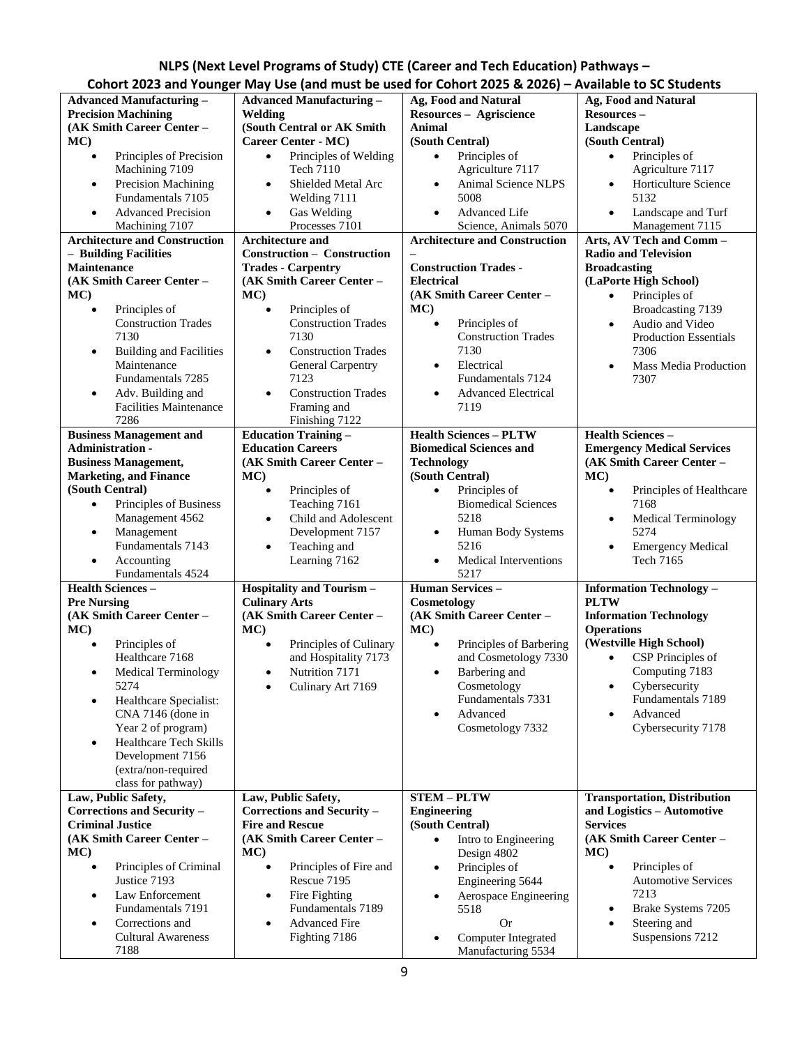**NLPS (Next Level Programs of Study) CTE (Career and Tech Education) Pathways – Cohort 2023 and Younger May Use (and must be used for Cohort 2025 & 2026) – Available to SC Students**

| | | | |
|---|---|---|---|
| **Advanced Manufacturing – Precision Machining (AK Smith Career Center – MC)**<br>• Principles of Precision Machining 7109<br>• Precision Machining Fundamentals 7105<br>• Advanced Precision Machining 7107 | **Advanced Manufacturing – Welding (South Central or AK Smith Career Center - MC)**<br>• Principles of Welding Tech 7110<br>• Shielded Metal Arc Welding 7111<br>• Gas Welding Processes 7101 | **Ag, Food and Natural Resources – Agriscience Animal (South Central)**<br>• Principles of Agriculture 7117<br>• Animal Science NLPS 5008<br>• Advanced Life Science, Animals 5070 | **Ag, Food and Natural Resources – Landscape (South Central)**<br>• Principles of Agriculture 7117<br>• Horticulture Science 5132<br>• Landscape and Turf Management 7115 |
| **Architecture and Construction – Building Facilities Maintenance (AK Smith Career Center – MC)**<br>• Principles of Construction Trades 7130<br>• Building and Facilities Maintenance Fundamentals 7285<br>• Adv. Building and Facilities Maintenance 7286 | **Architecture and Construction – Construction Trades - Carpentry (AK Smith Career Center – MC)**<br>• Principles of Construction Trades 7130<br>• Construction Trades General Carpentry 7123<br>• Construction Trades Framing and Finishing 7122 | **Architecture and Construction – Construction Trades - Electrical (AK Smith Career Center – MC)**<br>• Principles of Construction Trades 7130<br>• Electrical Fundamentals 7124<br>• Advanced Electrical 7119 | **Arts, AV Tech and Comm – Radio and Television Broadcasting (LaPorte High School)**<br>• Principles of Broadcasting 7139<br>• Audio and Video Production Essentials 7306<br>• Mass Media Production 7307 |
| **Business Management and Administration - Business Management, Marketing, and Finance (South Central)**<br>• Principles of Business Management 4562<br>• Management Fundamentals 7143<br>• Accounting Fundamentals 4524 | **Education Training – Education Careers (AK Smith Career Center – MC)**<br>• Principles of Teaching 7161<br>• Child and Adolescent Development 7157<br>• Teaching and Learning 7162 | **Health Sciences – PLTW Biomedical Sciences and Technology (South Central)**<br>• Principles of Biomedical Sciences 5218<br>• Human Body Systems 5216<br>• Medical Interventions 5217 | **Health Sciences – Emergency Medical Services (AK Smith Career Center – MC)**<br>• Principles of Healthcare 7168<br>• Medical Terminology 5274<br>• Emergency Medical Tech 7165 |
| **Health Sciences – Pre Nursing (AK Smith Career Center – MC)**<br>• Principles of Healthcare 7168<br>• Medical Terminology 5274<br>• Healthcare Specialist: CNA 7146 (done in Year 2 of program)<br>• Healthcare Tech Skills Development 7156 (extra/non-required class for pathway) | **Hospitality and Tourism – Culinary Arts (AK Smith Career Center – MC)**<br>• Principles of Culinary and Hospitality 7173<br>• Nutrition 7171<br>• Culinary Art 7169 | **Human Services – Cosmetology (AK Smith Career Center – MC)**<br>• Principles of Barbering and Cosmetology 7330<br>• Barbering and Cosmetology Fundamentals 7331<br>• Advanced Cosmetology 7332 | **Information Technology – PLTW Information Technology Operations (Westville High School)**<br>• CSP Principles of Computing 7183<br>• Cybersecurity Fundamentals 7189<br>• Advanced Cybersecurity 7178 |
| **Law, Public Safety, Corrections and Security – Criminal Justice (AK Smith Career Center – MC)**<br>• Principles of Criminal Justice 7193<br>• Law Enforcement Fundamentals 7191<br>• Corrections and Cultural Awareness 7188 | **Law, Public Safety, Corrections and Security – Fire and Rescue (AK Smith Career Center – MC)**<br>• Principles of Fire and Rescue 7195<br>• Fire Fighting Fundamentals 7189<br>• Advanced Fire Fighting 7186 | **STEM – PLTW Engineering (South Central)**<br>• Intro to Engineering Design 4802<br>• Principles of Engineering 5644<br>• Aerospace Engineering 5518<br>Or<br>• Computer Integrated Manufacturing 5534 | **Transportation, Distribution and Logistics – Automotive Services (AK Smith Career Center – MC)**<br>• Principles of Automotive Services 7213<br>• Brake Systems 7205<br>• Steering and Suspensions 7212 |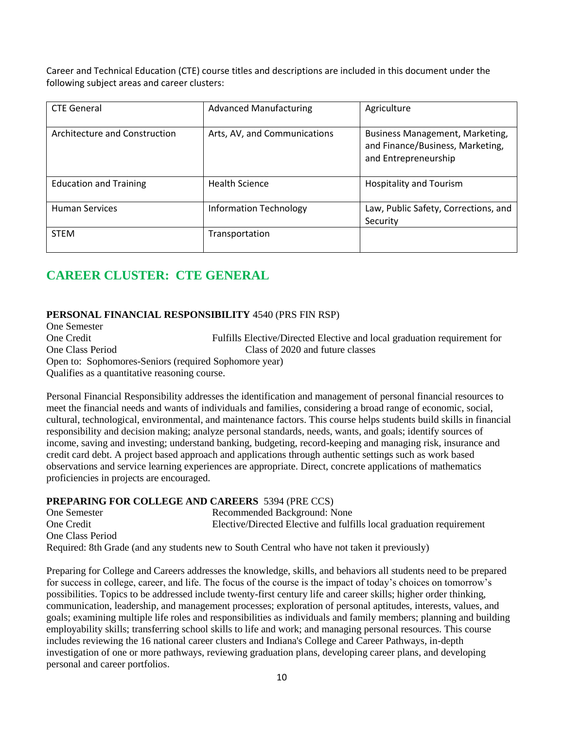Career and Technical Education (CTE) course titles and descriptions are included in this document under the following subject areas and career clusters:

| CTE General | Advanced Manufacturing | Agriculture |
|---|---|---|
| Architecture and Construction | Arts, AV, and Communications | Business Management, Marketing, and Finance/Business, Marketing, and Entrepreneurship |
| Education and Training | Health Science | Hospitality and Tourism |
| Human Services | Information Technology | Law, Public Safety, Corrections, and Security |
| STEM | Transportation | |

## CAREER CLUSTER: CTE GENERAL

**PERSONAL FINANCIAL RESPONSIBILITY** 4540 (PRS FIN RSP)

One Semester
One Credit — Fulfills Elective/Directed Elective and local graduation requirement for Class of 2020 and future classes
One Class Period
Open to: Sophomores-Seniors (required Sophomore year)
Qualifies as a quantitative reasoning course.

Personal Financial Responsibility addresses the identification and management of personal financial resources to meet the financial needs and wants of individuals and families, considering a broad range of economic, social, cultural, technological, environmental, and maintenance factors. This course helps students build skills in financial responsibility and decision making; analyze personal standards, needs, wants, and goals; identify sources of income, saving and investing; understand banking, budgeting, record-keeping and managing risk, insurance and credit card debt. A project based approach and applications through authentic settings such as work based observations and service learning experiences are appropriate. Direct, concrete applications of mathematics proficiencies in projects are encouraged.

**PREPARING FOR COLLEGE AND CAREERS** 5394 (PRE CCS)

One Semester — Recommended Background: None
One Credit — Elective/Directed Elective and fulfills local graduation requirement
One Class Period
Required: 8th Grade (and any students new to South Central who have not taken it previously)

Preparing for College and Careers addresses the knowledge, skills, and behaviors all students need to be prepared for success in college, career, and life. The focus of the course is the impact of today's choices on tomorrow's possibilities. Topics to be addressed include twenty-first century life and career skills; higher order thinking, communication, leadership, and management processes; exploration of personal aptitudes, interests, values, and goals; examining multiple life roles and responsibilities as individuals and family members; planning and building employability skills; transferring school skills to life and work; and managing personal resources. This course includes reviewing the 16 national career clusters and Indiana's College and Career Pathways, in-depth investigation of one or more pathways, reviewing graduation plans, developing career plans, and developing personal and career portfolios.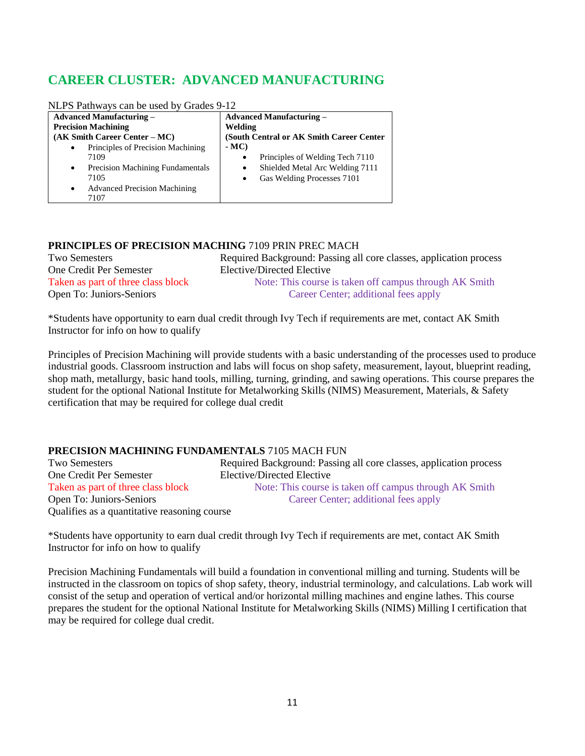# CAREER CLUSTER: ADVANCED MANUFACTURING

NLPS Pathways can be used by Grades 9-12

| **Advanced Manufacturing – Precision Machining (AK Smith Career Center – MC)** | **Advanced Manufacturing – Welding (South Central or AK Smith Career Center - MC)** |
|---|---|
| • Principles of Precision Machining 7109<br>• Precision Machining Fundamentals 7105<br>• Advanced Precision Machining 7107 | • Principles of Welding Tech 7110<br>• Shielded Metal Arc Welding 7111<br>• Gas Welding Processes 7101 |

**PRINCIPLES OF PRECISION MACHING** 7109 PRIN PREC MACH

Two Semesters
One Credit Per Semester
Taken as part of three class block
Open To: Juniors-Seniors

Required Background: Passing all core classes, application process
Elective/Directed Elective
Note: This course is taken off campus through AK Smith Career Center; additional fees apply

*Students have opportunity to earn dual credit through Ivy Tech if requirements are met, contact AK Smith Instructor for info on how to qualify

Principles of Precision Machining will provide students with a basic understanding of the processes used to produce industrial goods. Classroom instruction and labs will focus on shop safety, measurement, layout, blueprint reading, shop math, metallurgy, basic hand tools, milling, turning, grinding, and sawing operations. This course prepares the student for the optional National Institute for Metalworking Skills (NIMS) Measurement, Materials, & Safety certification that may be required for college dual credit

**PRECISION MACHINING FUNDAMENTALS** 7105 MACH FUN

Two Semesters
One Credit Per Semester
Taken as part of three class block
Open To: Juniors-Seniors
Qualifies as a quantitative reasoning course

Required Background: Passing all core classes, application process
Elective/Directed Elective
Note: This course is taken off campus through AK Smith Career Center; additional fees apply

*Students have opportunity to earn dual credit through Ivy Tech if requirements are met, contact AK Smith Instructor for info on how to qualify

Precision Machining Fundamentals will build a foundation in conventional milling and turning. Students will be instructed in the classroom on topics of shop safety, theory, industrial terminology, and calculations. Lab work will consist of the setup and operation of vertical and/or horizontal milling machines and engine lathes. This course prepares the student for the optional National Institute for Metalworking Skills (NIMS) Milling I certification that may be required for college dual credit.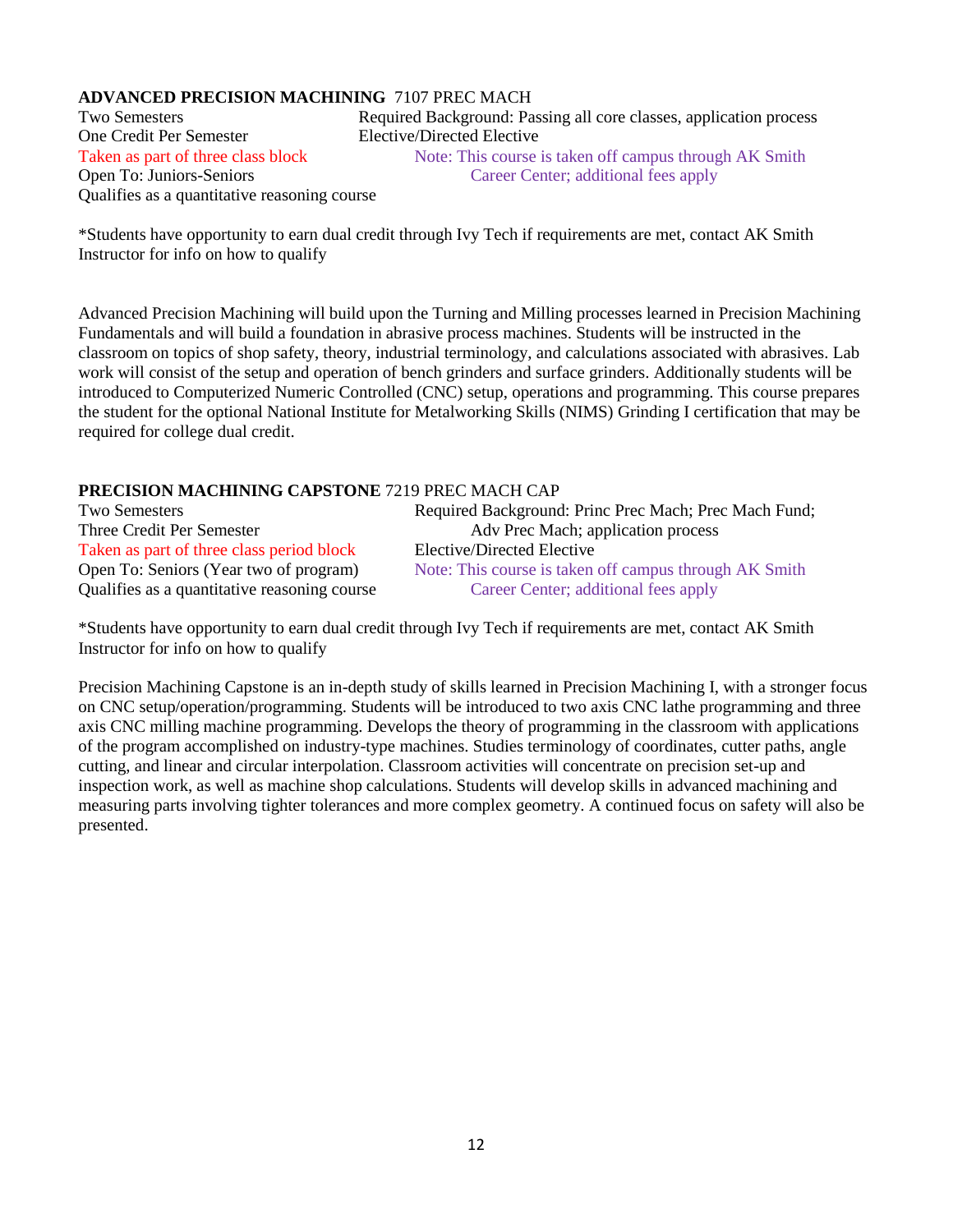**ADVANCED PRECISION MACHINING** 7107 PREC MACH

Two Semesters
One Credit Per Semester
Taken as part of three class block
Open To: Juniors-Seniors
Qualifies as a quantitative reasoning course

Required Background: Passing all core classes, application process
Elective/Directed Elective
Note: This course is taken off campus through AK Smith Career Center; additional fees apply

*Students have opportunity to earn dual credit through Ivy Tech if requirements are met, contact AK Smith Instructor for info on how to qualify

Advanced Precision Machining will build upon the Turning and Milling processes learned in Precision Machining Fundamentals and will build a foundation in abrasive process machines. Students will be instructed in the classroom on topics of shop safety, theory, industrial terminology, and calculations associated with abrasives. Lab work will consist of the setup and operation of bench grinders and surface grinders. Additionally students will be introduced to Computerized Numeric Controlled (CNC) setup, operations and programming. This course prepares the student for the optional National Institute for Metalworking Skills (NIMS) Grinding I certification that may be required for college dual credit.

**PRECISION MACHINING CAPSTONE** 7219 PREC MACH CAP

Two Semesters
Three Credit Per Semester
Taken as part of three class period block
Open To: Seniors (Year two of program)
Qualifies as a quantitative reasoning course

Required Background: Princ Prec Mach; Prec Mach Fund; Adv Prec Mach; application process
Elective/Directed Elective
Note: This course is taken off campus through AK Smith Career Center; additional fees apply

*Students have opportunity to earn dual credit through Ivy Tech if requirements are met, contact AK Smith Instructor for info on how to qualify

Precision Machining Capstone is an in-depth study of skills learned in Precision Machining I, with a stronger focus on CNC setup/operation/programming. Students will be introduced to two axis CNC lathe programming and three axis CNC milling machine programming. Develops the theory of programming in the classroom with applications of the program accomplished on industry-type machines. Studies terminology of coordinates, cutter paths, angle cutting, and linear and circular interpolation. Classroom activities will concentrate on precision set-up and inspection work, as well as machine shop calculations. Students will develop skills in advanced machining and measuring parts involving tighter tolerances and more complex geometry. A continued focus on safety will also be presented.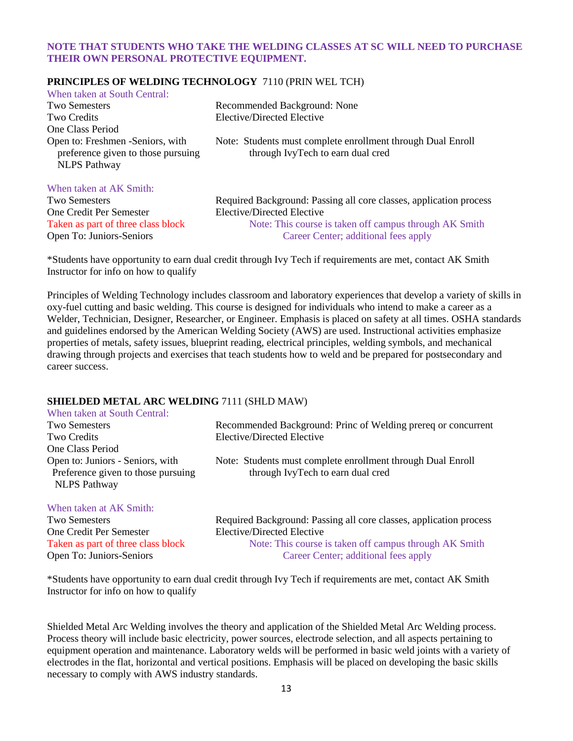**NOTE THAT STUDENTS WHO TAKE THE WELDING CLASSES AT SC WILL NEED TO PURCHASE THEIR OWN PERSONAL PROTECTIVE EQUIPMENT.**

**PRINCIPLES OF WELDING TECHNOLOGY** 7110 (PRIN WEL TCH)

When taken at South Central:

Two Semesters
Two Credits
One Class Period
Open to: Freshmen -Seniors, with preference given to those pursuing NLPS Pathway

Recommended Background: None
Elective/Directed Elective
Note: Students must complete enrollment through Dual Enroll through IvyTech to earn dual cred

When taken at AK Smith:

Two Semesters
One Credit Per Semester
Taken as part of three class block
Open To: Juniors-Seniors

Required Background: Passing all core classes, application process
Elective/Directed Elective
Note: This course is taken off campus through AK Smith Career Center; additional fees apply

*Students have opportunity to earn dual credit through Ivy Tech if requirements are met, contact AK Smith Instructor for info on how to qualify

Principles of Welding Technology includes classroom and laboratory experiences that develop a variety of skills in oxy-fuel cutting and basic welding. This course is designed for individuals who intend to make a career as a Welder, Technician, Designer, Researcher, or Engineer. Emphasis is placed on safety at all times. OSHA standards and guidelines endorsed by the American Welding Society (AWS) are used. Instructional activities emphasize properties of metals, safety issues, blueprint reading, electrical principles, welding symbols, and mechanical drawing through projects and exercises that teach students how to weld and be prepared for postsecondary and career success.

**SHIELDED METAL ARC WELDING** 7111 (SHLD MAW)

When taken at South Central:

Two Semesters
Two Credits
One Class Period
Open to: Juniors - Seniors, with Preference given to those pursuing NLPS Pathway

Recommended Background: Princ of Welding prereq or concurrent
Elective/Directed Elective
Note: Students must complete enrollment through Dual Enroll through IvyTech to earn dual cred

When taken at AK Smith:

Two Semesters
One Credit Per Semester
Taken as part of three class block
Open To: Juniors-Seniors

Required Background: Passing all core classes, application process
Elective/Directed Elective
Note: This course is taken off campus through AK Smith Career Center; additional fees apply

*Students have opportunity to earn dual credit through Ivy Tech if requirements are met, contact AK Smith Instructor for info on how to qualify

Shielded Metal Arc Welding involves the theory and application of the Shielded Metal Arc Welding process. Process theory will include basic electricity, power sources, electrode selection, and all aspects pertaining to equipment operation and maintenance. Laboratory welds will be performed in basic weld joints with a variety of electrodes in the flat, horizontal and vertical positions. Emphasis will be placed on developing the basic skills necessary to comply with AWS industry standards.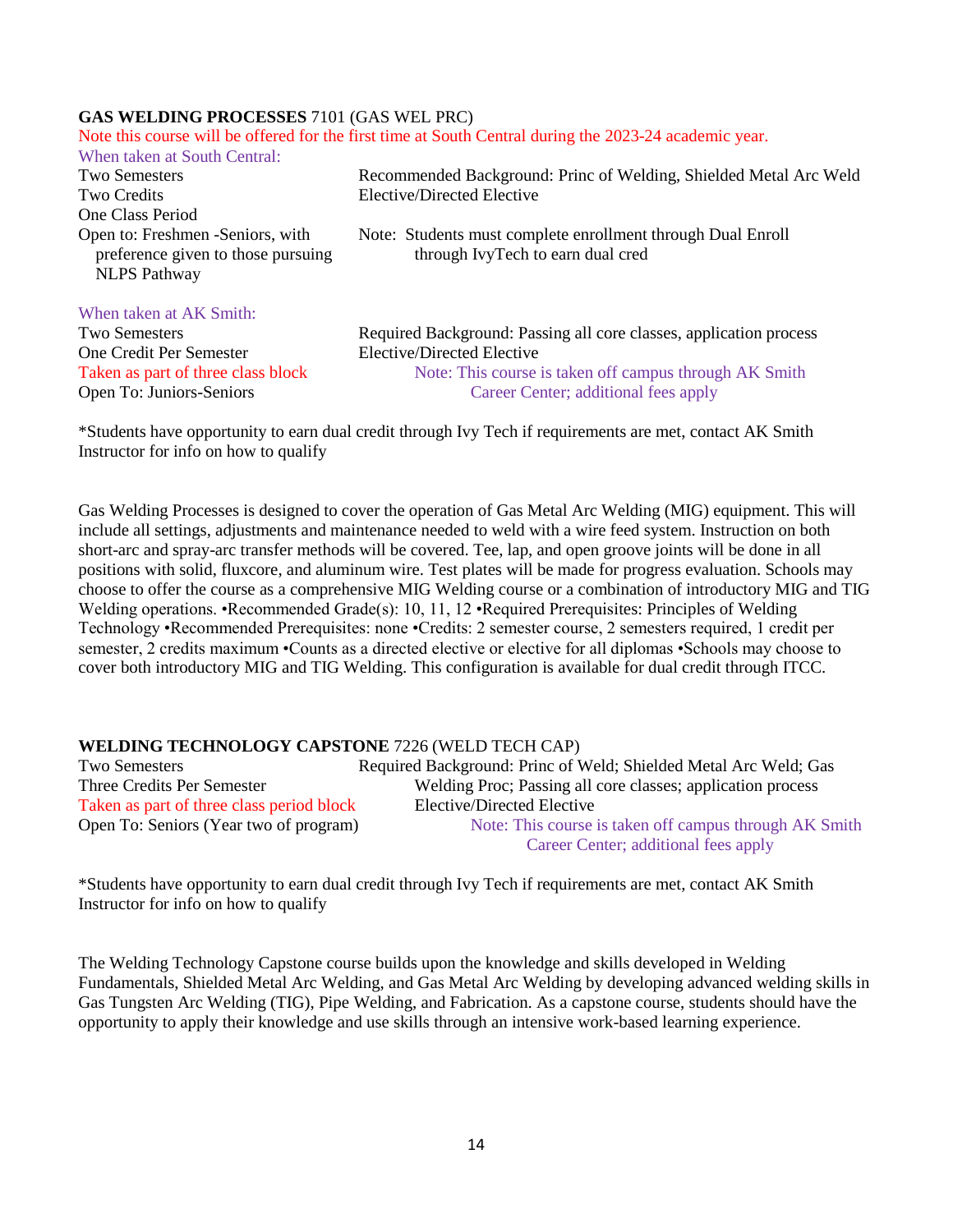**GAS WELDING PROCESSES** 7101 (GAS WEL PRC)

Note this course will be offered for the first time at South Central during the 2023-24 academic year.

When taken at South Central:

Two Semesters
Two Credits
One Class Period
Open to: Freshmen -Seniors, with preference given to those pursuing NLPS Pathway

Recommended Background: Princ of Welding, Shielded Metal Arc Weld
Elective/Directed Elective
Note: Students must complete enrollment through Dual Enroll through IvyTech to earn dual cred

When taken at AK Smith:

Two Semesters
One Credit Per Semester
Taken as part of three class block
Open To: Juniors-Seniors

Required Background: Passing all core classes, application process
Elective/Directed Elective
Note: This course is taken off campus through AK Smith Career Center; additional fees apply

*Students have opportunity to earn dual credit through Ivy Tech if requirements are met, contact AK Smith Instructor for info on how to qualify

Gas Welding Processes is designed to cover the operation of Gas Metal Arc Welding (MIG) equipment. This will include all settings, adjustments and maintenance needed to weld with a wire feed system. Instruction on both short-arc and spray-arc transfer methods will be covered. Tee, lap, and open groove joints will be done in all positions with solid, fluxcore, and aluminum wire. Test plates will be made for progress evaluation. Schools may choose to offer the course as a comprehensive MIG Welding course or a combination of introductory MIG and TIG Welding operations. •Recommended Grade(s): 10, 11, 12 •Required Prerequisites: Principles of Welding Technology •Recommended Prerequisites: none •Credits: 2 semester course, 2 semesters required, 1 credit per semester, 2 credits maximum •Counts as a directed elective or elective for all diplomas •Schools may choose to cover both introductory MIG and TIG Welding. This configuration is available for dual credit through ITCC.

**WELDING TECHNOLOGY CAPSTONE** 7226 (WELD TECH CAP)

Two Semesters
Three Credits Per Semester
Taken as part of three class period block
Open To: Seniors (Year two of program)

Required Background: Princ of Weld; Shielded Metal Arc Weld; Gas Welding Proc; Passing all core classes; application process
Elective/Directed Elective
Note: This course is taken off campus through AK Smith Career Center; additional fees apply

*Students have opportunity to earn dual credit through Ivy Tech if requirements are met, contact AK Smith Instructor for info on how to qualify

The Welding Technology Capstone course builds upon the knowledge and skills developed in Welding Fundamentals, Shielded Metal Arc Welding, and Gas Metal Arc Welding by developing advanced welding skills in Gas Tungsten Arc Welding (TIG), Pipe Welding, and Fabrication. As a capstone course, students should have the opportunity to apply their knowledge and use skills through an intensive work-based learning experience.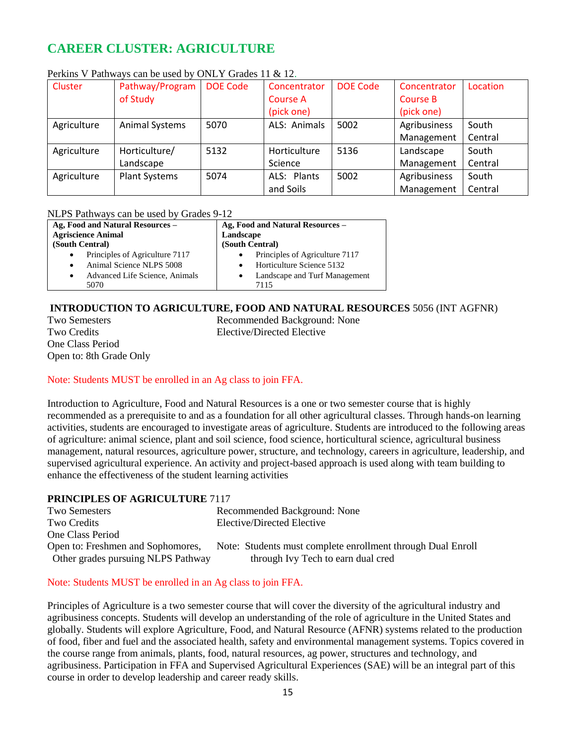# CAREER CLUSTER: AGRICULTURE

Perkins V Pathways can be used by ONLY Grades 11 & 12.

| Cluster | Pathway/Program of Study | DOE Code | Concentrator Course A (pick one) | DOE Code | Concentrator Course B (pick one) | Location |
|---|---|---|---|---|---|---|
| Agriculture | Animal Systems | 5070 | ALS: Animals | 5002 | Agribusiness Management | South Central |
| Agriculture | Horticulture/ Landscape | 5132 | Horticulture Science | 5136 | Landscape Management | South Central |
| Agriculture | Plant Systems | 5074 | ALS: Plants and Soils | 5002 | Agribusiness Management | South Central |

NLPS Pathways can be used by Grades 9-12

| Ag, Food and Natural Resources – Agriscience Animal (South Central) | Ag, Food and Natural Resources – Landscape (South Central) |
|---|---|
| • Principles of Agriculture 7117<br>• Animal Science NLPS 5008<br>• Advanced Life Science, Animals 5070 | • Principles of Agriculture 7117<br>• Horticulture Science 5132<br>• Landscape and Turf Management 7115 |

**INTRODUCTION TO AGRICULTURE, FOOD AND NATURAL RESOURCES** 5056 (INT AGFNR)

Two Semesters — Recommended Background: None
Two Credits — Elective/Directed Elective
One Class Period
Open to: 8th Grade Only

Note: Students MUST be enrolled in an Ag class to join FFA.

Introduction to Agriculture, Food and Natural Resources is a one or two semester course that is highly recommended as a prerequisite to and as a foundation for all other agricultural classes. Through hands-on learning activities, students are encouraged to investigate areas of agriculture. Students are introduced to the following areas of agriculture: animal science, plant and soil science, food science, horticultural science, agricultural business management, natural resources, agriculture power, structure, and technology, careers in agriculture, leadership, and supervised agricultural experience. An activity and project-based approach is used along with team building to enhance the effectiveness of the student learning activities

**PRINCIPLES OF AGRICULTURE** 7117

Two Semesters — Recommended Background: None
Two Credits — Elective/Directed Elective
One Class Period
Open to: Freshmen and Sophomores, Other grades pursuing NLPS Pathway

Note: Students must complete enrollment through Dual Enroll through Ivy Tech to earn dual cred

Note: Students MUST be enrolled in an Ag class to join FFA.

Principles of Agriculture is a two semester course that will cover the diversity of the agricultural industry and agribusiness concepts. Students will develop an understanding of the role of agriculture in the United States and globally. Students will explore Agriculture, Food, and Natural Resource (AFNR) systems related to the production of food, fiber and fuel and the associated health, safety and environmental management systems. Topics covered in the course range from animals, plants, food, natural resources, ag power, structures and technology, and agribusiness. Participation in FFA and Supervised Agricultural Experiences (SAE) will be an integral part of this course in order to develop leadership and career ready skills.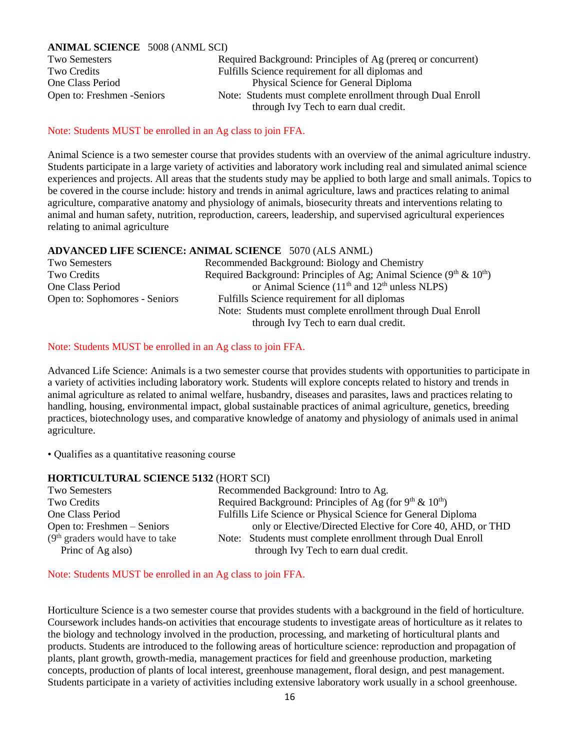**ANIMAL SCIENCE** 5008 (ANML SCI)

| | |
|---|---|
| Two Semesters | Required Background: Principles of Ag (prereq or concurrent) |
| Two Credits | Fulfills Science requirement for all diplomas and Physical Science for General Diploma |
| One Class Period | |
| Open to: Freshmen -Seniors | Note: Students must complete enrollment through Dual Enroll through Ivy Tech to earn dual credit. |

Note: Students MUST be enrolled in an Ag class to join FFA.

Animal Science is a two semester course that provides students with an overview of the animal agriculture industry. Students participate in a large variety of activities and laboratory work including real and simulated animal science experiences and projects. All areas that the students study may be applied to both large and small animals. Topics to be covered in the course include: history and trends in animal agriculture, laws and practices relating to animal agriculture, comparative anatomy and physiology of animals, biosecurity threats and interventions relating to animal and human safety, nutrition, reproduction, careers, leadership, and supervised agricultural experiences relating to animal agriculture

**ADVANCED LIFE SCIENCE: ANIMAL SCIENCE** 5070 (ALS ANML)

| | |
|---|---|
| Two Semesters | Recommended Background: Biology and Chemistry |
| Two Credits | Required Background: Principles of Ag; Animal Science (9th & 10th) or Animal Science (11th and 12th unless NLPS) |
| One Class Period | |
| Open to: Sophomores - Seniors | Fulfills Science requirement for all diplomas<br>Note: Students must complete enrollment through Dual Enroll through Ivy Tech to earn dual credit. |

Note: Students MUST be enrolled in an Ag class to join FFA.

Advanced Life Science: Animals is a two semester course that provides students with opportunities to participate in a variety of activities including laboratory work. Students will explore concepts related to history and trends in animal agriculture as related to animal welfare, husbandry, diseases and parasites, laws and practices relating to handling, housing, environmental impact, global sustainable practices of animal agriculture, genetics, breeding practices, biotechnology uses, and comparative knowledge of anatomy and physiology of animals used in animal agriculture.

- Qualifies as a quantitative reasoning course

**HORTICULTURAL SCIENCE 5132** (HORT SCI)

| | |
|---|---|
| Two Semesters | Recommended Background: Intro to Ag. |
| Two Credits | Required Background: Principles of Ag (for 9th & 10th) |
| One Class Period | Fulfills Life Science or Physical Science for General Diploma only or Elective/Directed Elective for Core 40, AHD, or THD |
| Open to: Freshmen – Seniors | |
| (9th graders would have to take Princ of Ag also) | Note: Students must complete enrollment through Dual Enroll through Ivy Tech to earn dual credit. |

Note: Students MUST be enrolled in an Ag class to join FFA.

Horticulture Science is a two semester course that provides students with a background in the field of horticulture. Coursework includes hands-on activities that encourage students to investigate areas of horticulture as it relates to the biology and technology involved in the production, processing, and marketing of horticultural plants and products. Students are introduced to the following areas of horticulture science: reproduction and propagation of plants, plant growth, growth-media, management practices for field and greenhouse production, marketing concepts, production of plants of local interest, greenhouse management, floral design, and pest management. Students participate in a variety of activities including extensive laboratory work usually in a school greenhouse.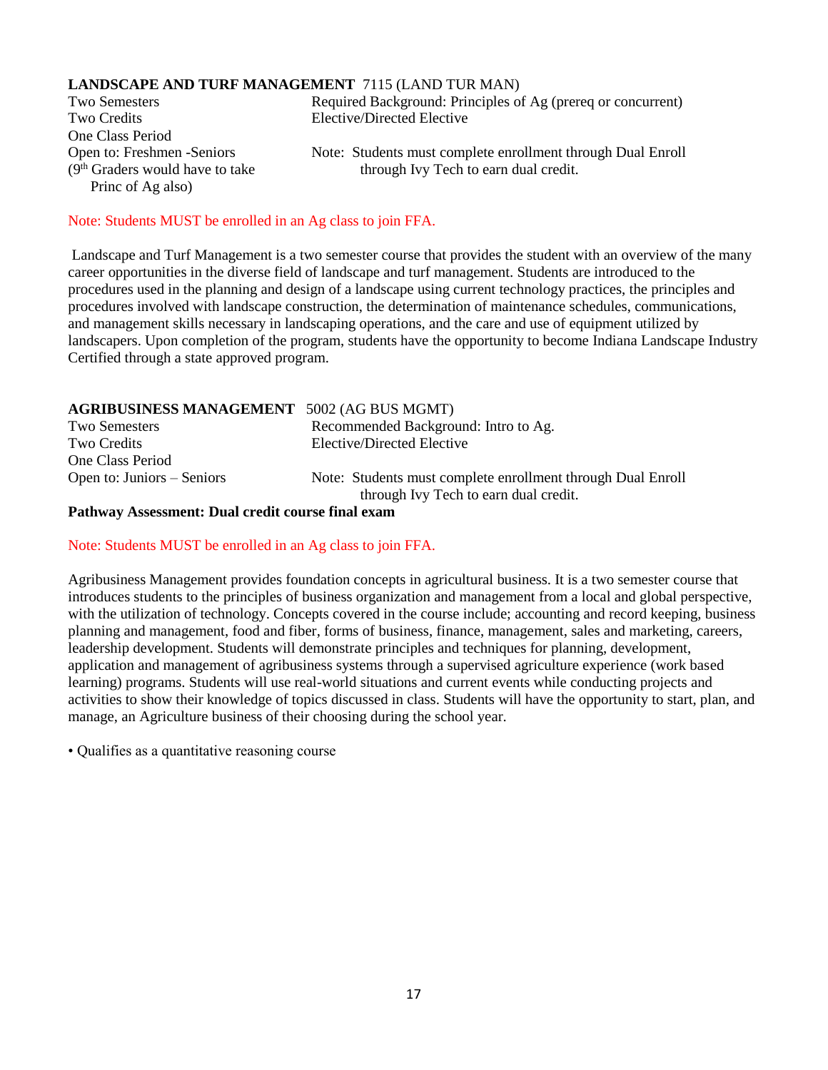**LANDSCAPE AND TURF MANAGEMENT** 7115 (LAND TUR MAN)

Two Semesters
Two Credits
One Class Period
Open to: Freshmen -Seniors
(9th Graders would have to take Princ of Ag also)

Required Background: Principles of Ag (prereq or concurrent)
Elective/Directed Elective

Note: Students must complete enrollment through Dual Enroll through Ivy Tech to earn dual credit.

Note: Students MUST be enrolled in an Ag class to join FFA.

Landscape and Turf Management is a two semester course that provides the student with an overview of the many career opportunities in the diverse field of landscape and turf management. Students are introduced to the procedures used in the planning and design of a landscape using current technology practices, the principles and procedures involved with landscape construction, the determination of maintenance schedules, communications, and management skills necessary in landscaping operations, and the care and use of equipment utilized by landscapers. Upon completion of the program, students have the opportunity to become Indiana Landscape Industry Certified through a state approved program.

**AGRIBUSINESS MANAGEMENT** 5002 (AG BUS MGMT)

Two Semesters
Two Credits
One Class Period
Open to: Juniors – Seniors

Recommended Background: Intro to Ag.
Elective/Directed Elective

Note: Students must complete enrollment through Dual Enroll through Ivy Tech to earn dual credit.

**Pathway Assessment: Dual credit course final exam**

Note: Students MUST be enrolled in an Ag class to join FFA.

Agribusiness Management provides foundation concepts in agricultural business. It is a two semester course that introduces students to the principles of business organization and management from a local and global perspective, with the utilization of technology. Concepts covered in the course include; accounting and record keeping, business planning and management, food and fiber, forms of business, finance, management, sales and marketing, careers, leadership development. Students will demonstrate principles and techniques for planning, development, application and management of agribusiness systems through a supervised agriculture experience (work based learning) programs. Students will use real-world situations and current events while conducting projects and activities to show their knowledge of topics discussed in class. Students will have the opportunity to start, plan, and manage, an Agriculture business of their choosing during the school year.

- Qualifies as a quantitative reasoning course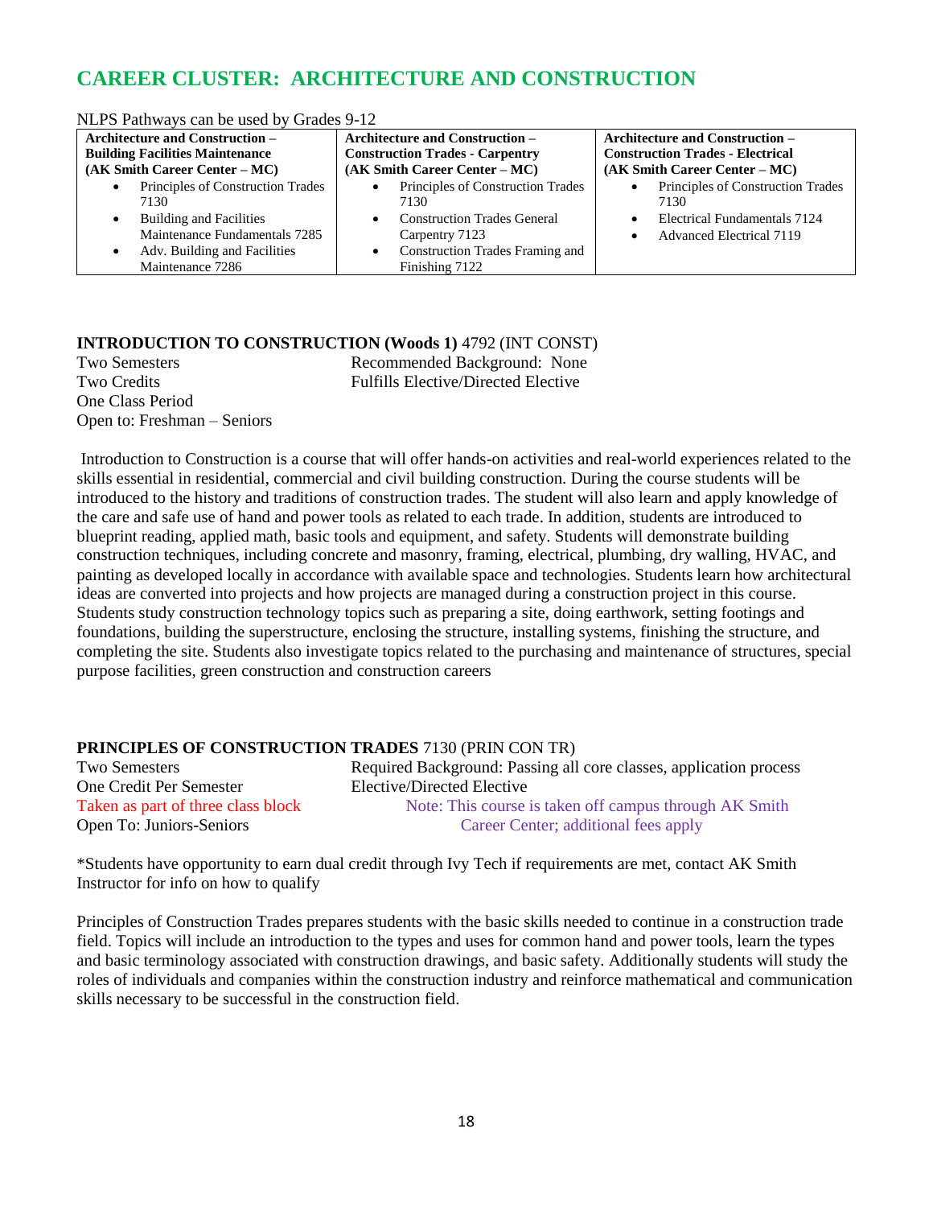# CAREER CLUSTER: ARCHITECTURE AND CONSTRUCTION

NLPS Pathways can be used by Grades 9-12

| Architecture and Construction – Building Facilities Maintenance (AK Smith Career Center – MC) | Architecture and Construction – Construction Trades - Carpentry (AK Smith Career Center – MC) | Architecture and Construction – Construction Trades - Electrical (AK Smith Career Center – MC) |
|---|---|---|
| • Principles of Construction Trades 7130<br>• Building and Facilities Maintenance Fundamentals 7285<br>• Adv. Building and Facilities Maintenance 7286 | • Principles of Construction Trades 7130<br>• Construction Trades General Carpentry 7123<br>• Construction Trades Framing and Finishing 7122 | • Principles of Construction Trades 7130<br>• Electrical Fundamentals 7124<br>• Advanced Electrical 7119 |

**INTRODUCTION TO CONSTRUCTION (Woods 1)** 4792 (INT CONST)

Two Semesters
Two Credits
One Class Period
Open to: Freshman – Seniors

Recommended Background: None
Fulfills Elective/Directed Elective

Introduction to Construction is a course that will offer hands-on activities and real-world experiences related to the skills essential in residential, commercial and civil building construction. During the course students will be introduced to the history and traditions of construction trades. The student will also learn and apply knowledge of the care and safe use of hand and power tools as related to each trade. In addition, students are introduced to blueprint reading, applied math, basic tools and equipment, and safety. Students will demonstrate building construction techniques, including concrete and masonry, framing, electrical, plumbing, dry walling, HVAC, and painting as developed locally in accordance with available space and technologies. Students learn how architectural ideas are converted into projects and how projects are managed during a construction project in this course. Students study construction technology topics such as preparing a site, doing earthwork, setting footings and foundations, building the superstructure, enclosing the structure, installing systems, finishing the structure, and completing the site. Students also investigate topics related to the purchasing and maintenance of structures, special purpose facilities, green construction and construction careers

**PRINCIPLES OF CONSTRUCTION TRADES** 7130 (PRIN CON TR)

Two Semesters
One Credit Per Semester
Taken as part of three class block
Open To: Juniors-Seniors

Required Background: Passing all core classes, application process
Elective/Directed Elective
Note: This course is taken off campus through AK Smith Career Center; additional fees apply

*Students have opportunity to earn dual credit through Ivy Tech if requirements are met, contact AK Smith Instructor for info on how to qualify

Principles of Construction Trades prepares students with the basic skills needed to continue in a construction trade field. Topics will include an introduction to the types and uses for common hand and power tools, learn the types and basic terminology associated with construction drawings, and basic safety. Additionally students will study the roles of individuals and companies within the construction industry and reinforce mathematical and communication skills necessary to be successful in the construction field.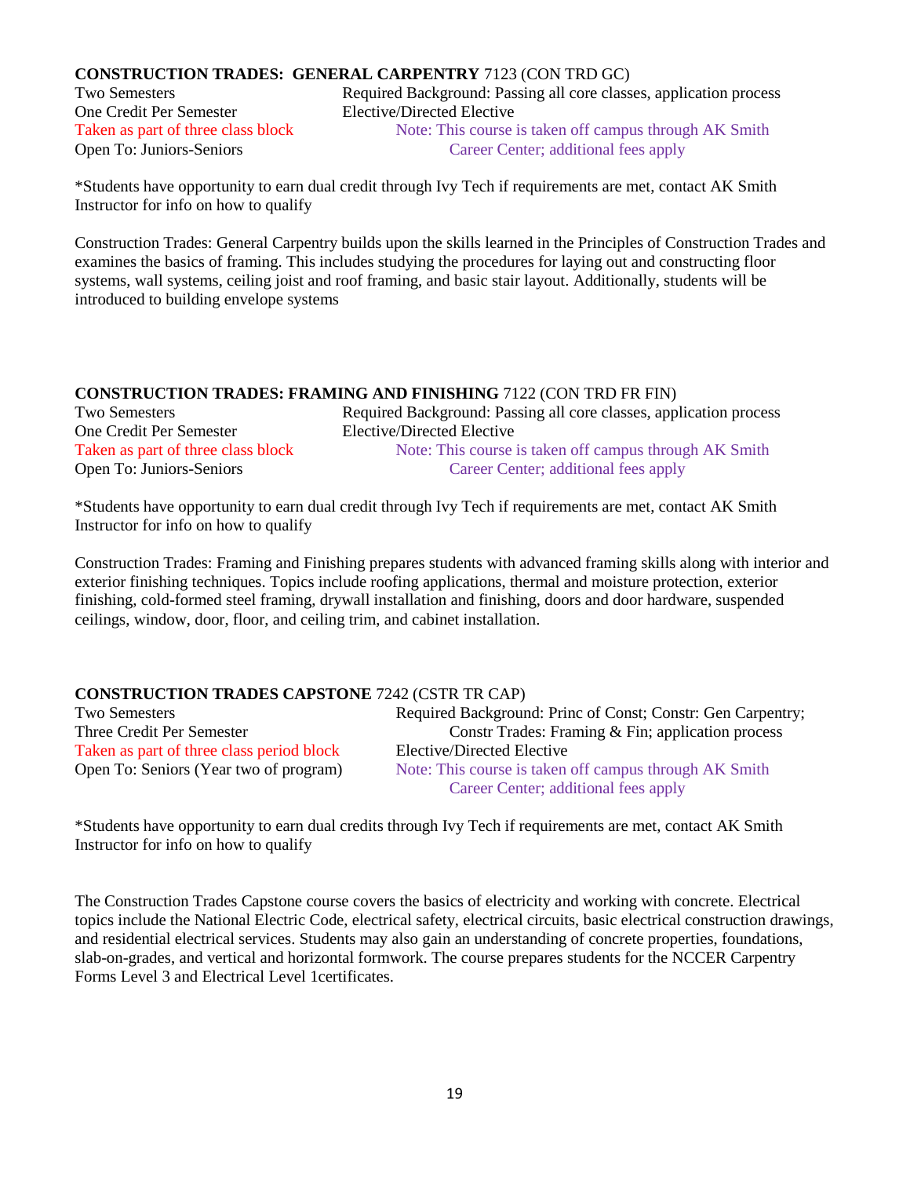**CONSTRUCTION TRADES: GENERAL CARPENTRY** 7123 (CON TRD GC)

Two Semesters
One Credit Per Semester
Taken as part of three class block
Open To: Juniors-Seniors

Required Background: Passing all core classes, application process
Elective/Directed Elective
Note: This course is taken off campus through AK Smith Career Center; additional fees apply

*Students have opportunity to earn dual credit through Ivy Tech if requirements are met, contact AK Smith Instructor for info on how to qualify

Construction Trades: General Carpentry builds upon the skills learned in the Principles of Construction Trades and examines the basics of framing. This includes studying the procedures for laying out and constructing floor systems, wall systems, ceiling joist and roof framing, and basic stair layout. Additionally, students will be introduced to building envelope systems

**CONSTRUCTION TRADES: FRAMING AND FINISHING** 7122 (CON TRD FR FIN)

Two Semesters
One Credit Per Semester
Taken as part of three class block
Open To: Juniors-Seniors

Required Background: Passing all core classes, application process
Elective/Directed Elective
Note: This course is taken off campus through AK Smith Career Center; additional fees apply

*Students have opportunity to earn dual credit through Ivy Tech if requirements are met, contact AK Smith Instructor for info on how to qualify

Construction Trades: Framing and Finishing prepares students with advanced framing skills along with interior and exterior finishing techniques. Topics include roofing applications, thermal and moisture protection, exterior finishing, cold-formed steel framing, drywall installation and finishing, doors and door hardware, suspended ceilings, window, door, floor, and ceiling trim, and cabinet installation.

**CONSTRUCTION TRADES CAPSTONE** 7242 (CSTR TR CAP)

Two Semesters
Three Credit Per Semester
Taken as part of three class period block
Open To: Seniors (Year two of program)

Required Background: Princ of Const; Constr: Gen Carpentry; Constr Trades: Framing & Fin; application process
Elective/Directed Elective
Note: This course is taken off campus through AK Smith Career Center; additional fees apply

*Students have opportunity to earn dual credits through Ivy Tech if requirements are met, contact AK Smith Instructor for info on how to qualify

The Construction Trades Capstone course covers the basics of electricity and working with concrete. Electrical topics include the National Electric Code, electrical safety, electrical circuits, basic electrical construction drawings, and residential electrical services. Students may also gain an understanding of concrete properties, foundations, slab-on-grades, and vertical and horizontal formwork. The course prepares students for the NCCER Carpentry Forms Level 3 and Electrical Level 1certificates.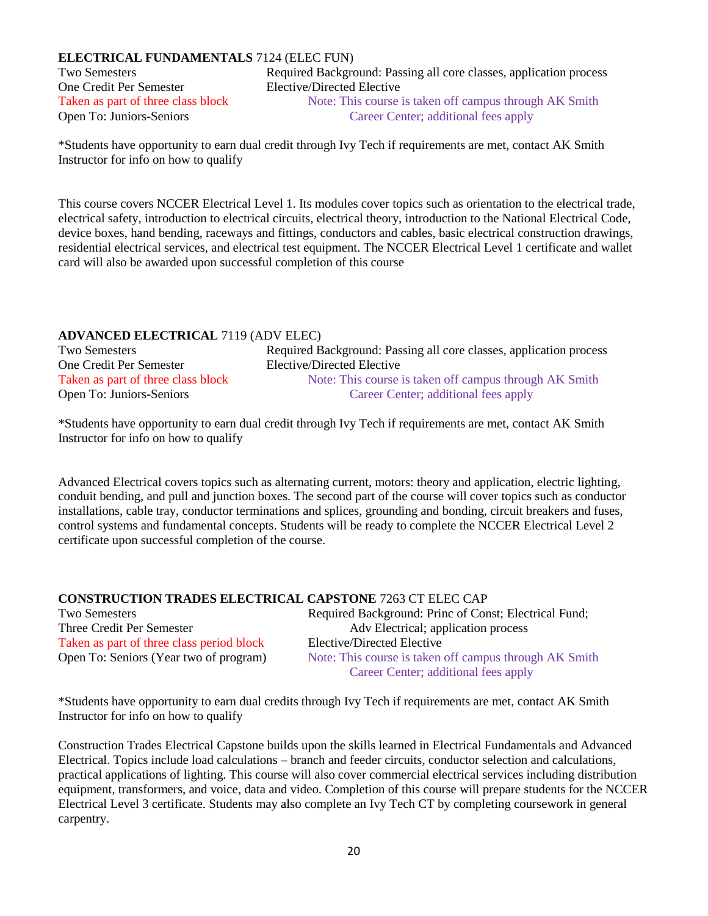**ELECTRICAL FUNDAMENTALS** 7124 (ELEC FUN)

Two Semesters
One Credit Per Semester
Taken as part of three class block
Open To: Juniors-Seniors

Required Background: Passing all core classes, application process
Elective/Directed Elective
Note: This course is taken off campus through AK Smith Career Center; additional fees apply

*Students have opportunity to earn dual credit through Ivy Tech if requirements are met, contact AK Smith Instructor for info on how to qualify

This course covers NCCER Electrical Level 1. Its modules cover topics such as orientation to the electrical trade, electrical safety, introduction to electrical circuits, electrical theory, introduction to the National Electrical Code, device boxes, hand bending, raceways and fittings, conductors and cables, basic electrical construction drawings, residential electrical services, and electrical test equipment. The NCCER Electrical Level 1 certificate and wallet card will also be awarded upon successful completion of this course

**ADVANCED ELECTRICAL** 7119 (ADV ELEC)

Two Semesters
One Credit Per Semester
Taken as part of three class block
Open To: Juniors-Seniors

Required Background: Passing all core classes, application process
Elective/Directed Elective
Note: This course is taken off campus through AK Smith Career Center; additional fees apply

*Students have opportunity to earn dual credit through Ivy Tech if requirements are met, contact AK Smith Instructor for info on how to qualify

Advanced Electrical covers topics such as alternating current, motors: theory and application, electric lighting, conduit bending, and pull and junction boxes. The second part of the course will cover topics such as conductor installations, cable tray, conductor terminations and splices, grounding and bonding, circuit breakers and fuses, control systems and fundamental concepts. Students will be ready to complete the NCCER Electrical Level 2 certificate upon successful completion of the course.

**CONSTRUCTION TRADES ELECTRICAL CAPSTONE** 7263 CT ELEC CAP

Two Semesters
Three Credit Per Semester
Taken as part of three class period block
Open To: Seniors (Year two of program)

Required Background: Princ of Const; Electrical Fund; Adv Electrical; application process
Elective/Directed Elective
Note: This course is taken off campus through AK Smith Career Center; additional fees apply

*Students have opportunity to earn dual credits through Ivy Tech if requirements are met, contact AK Smith Instructor for info on how to qualify

Construction Trades Electrical Capstone builds upon the skills learned in Electrical Fundamentals and Advanced Electrical. Topics include load calculations – branch and feeder circuits, conductor selection and calculations, practical applications of lighting. This course will also cover commercial electrical services including distribution equipment, transformers, and voice, data and video. Completion of this course will prepare students for the NCCER Electrical Level 3 certificate. Students may also complete an Ivy Tech CT by completing coursework in general carpentry.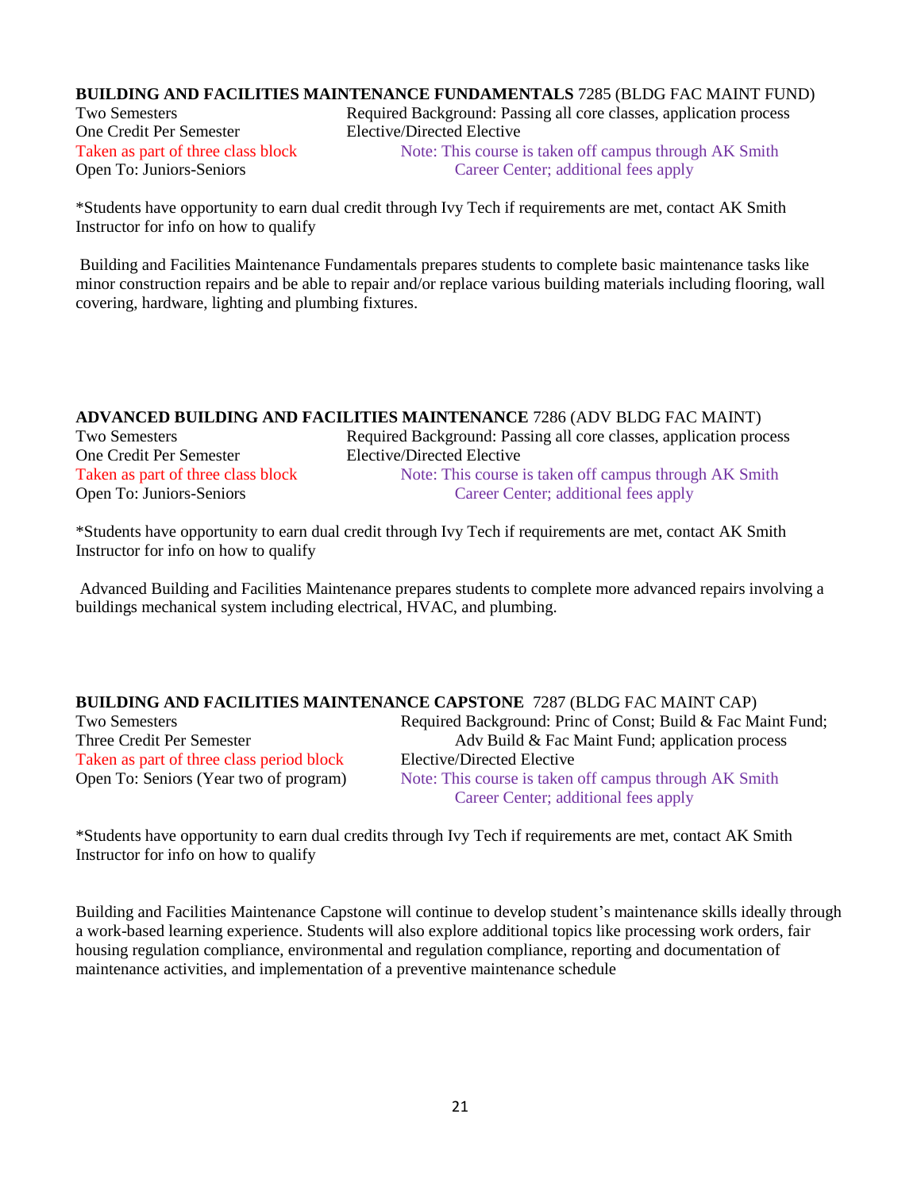**BUILDING AND FACILITIES MAINTENANCE FUNDAMENTALS** 7285 (BLDG FAC MAINT FUND)

Two Semesters
One Credit Per Semester
Taken as part of three class block
Open To: Juniors-Seniors

Required Background: Passing all core classes, application process
Elective/Directed Elective
Note: This course is taken off campus through AK Smith Career Center; additional fees apply

*Students have opportunity to earn dual credit through Ivy Tech if requirements are met, contact AK Smith Instructor for info on how to qualify

Building and Facilities Maintenance Fundamentals prepares students to complete basic maintenance tasks like minor construction repairs and be able to repair and/or replace various building materials including flooring, wall covering, hardware, lighting and plumbing fixtures.

**ADVANCED BUILDING AND FACILITIES MAINTENANCE** 7286 (ADV BLDG FAC MAINT)

Two Semesters
One Credit Per Semester
Taken as part of three class block
Open To: Juniors-Seniors

Required Background: Passing all core classes, application process
Elective/Directed Elective
Note: This course is taken off campus through AK Smith Career Center; additional fees apply

*Students have opportunity to earn dual credit through Ivy Tech if requirements are met, contact AK Smith Instructor for info on how to qualify

Advanced Building and Facilities Maintenance prepares students to complete more advanced repairs involving a buildings mechanical system including electrical, HVAC, and plumbing.

**BUILDING AND FACILITIES MAINTENANCE CAPSTONE** 7287 (BLDG FAC MAINT CAP)

Two Semesters
Three Credit Per Semester
Taken as part of three class period block
Open To: Seniors (Year two of program)

Required Background: Princ of Const; Build & Fac Maint Fund; Adv Build & Fac Maint Fund; application process
Elective/Directed Elective
Note: This course is taken off campus through AK Smith Career Center; additional fees apply

*Students have opportunity to earn dual credits through Ivy Tech if requirements are met, contact AK Smith Instructor for info on how to qualify

Building and Facilities Maintenance Capstone will continue to develop student's maintenance skills ideally through a work-based learning experience. Students will also explore additional topics like processing work orders, fair housing regulation compliance, environmental and regulation compliance, reporting and documentation of maintenance activities, and implementation of a preventive maintenance schedule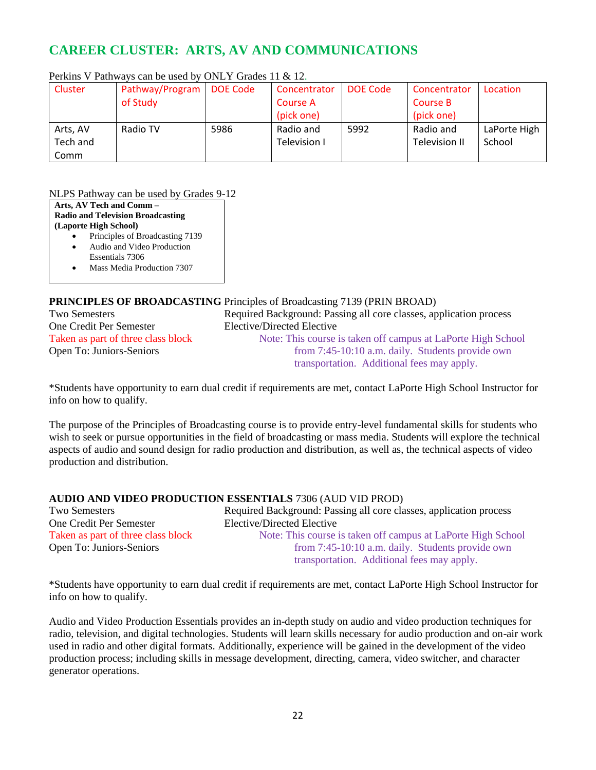## CAREER CLUSTER: ARTS, AV AND COMMUNICATIONS

Perkins V Pathways can be used by ONLY Grades 11 & 12.

| Cluster | Pathway/Program of Study | DOE Code | Concentrator Course A (pick one) | DOE Code | Concentrator Course B (pick one) | Location |
|---|---|---|---|---|---|---|
| Arts, AV Tech and Comm | Radio TV | 5986 | Radio and Television I | 5992 | Radio and Television II | LaPorte High School |

NLPS Pathway can be used by Grades 9-12

**Arts, AV Tech and Comm – Radio and Television Broadcasting (Laporte High School)**

- Principles of Broadcasting 7139
- Audio and Video Production Essentials 7306
- Mass Media Production 7307

**PRINCIPLES OF BROADCASTING** Principles of Broadcasting 7139 (PRIN BROAD)

Two Semesters
One Credit Per Semester
Taken as part of three class block
Open To: Juniors-Seniors

Required Background: Passing all core classes, application process
Elective/Directed Elective
Note: This course is taken off campus at LaPorte High School from 7:45-10:10 a.m. daily. Students provide own transportation. Additional fees may apply.

*Students have opportunity to earn dual credit if requirements are met, contact LaPorte High School Instructor for info on how to qualify.

The purpose of the Principles of Broadcasting course is to provide entry-level fundamental skills for students who wish to seek or pursue opportunities in the field of broadcasting or mass media. Students will explore the technical aspects of audio and sound design for radio production and distribution, as well as, the technical aspects of video production and distribution.

**AUDIO AND VIDEO PRODUCTION ESSENTIALS** 7306 (AUD VID PROD)

Two Semesters
One Credit Per Semester
Taken as part of three class block
Open To: Juniors-Seniors

Required Background: Passing all core classes, application process
Elective/Directed Elective
Note: This course is taken off campus at LaPorte High School from 7:45-10:10 a.m. daily. Students provide own transportation. Additional fees may apply.

*Students have opportunity to earn dual credit if requirements are met, contact LaPorte High School Instructor for info on how to qualify.

Audio and Video Production Essentials provides an in-depth study on audio and video production techniques for radio, television, and digital technologies. Students will learn skills necessary for audio production and on-air work used in radio and other digital formats. Additionally, experience will be gained in the development of the video production process; including skills in message development, directing, camera, video switcher, and character generator operations.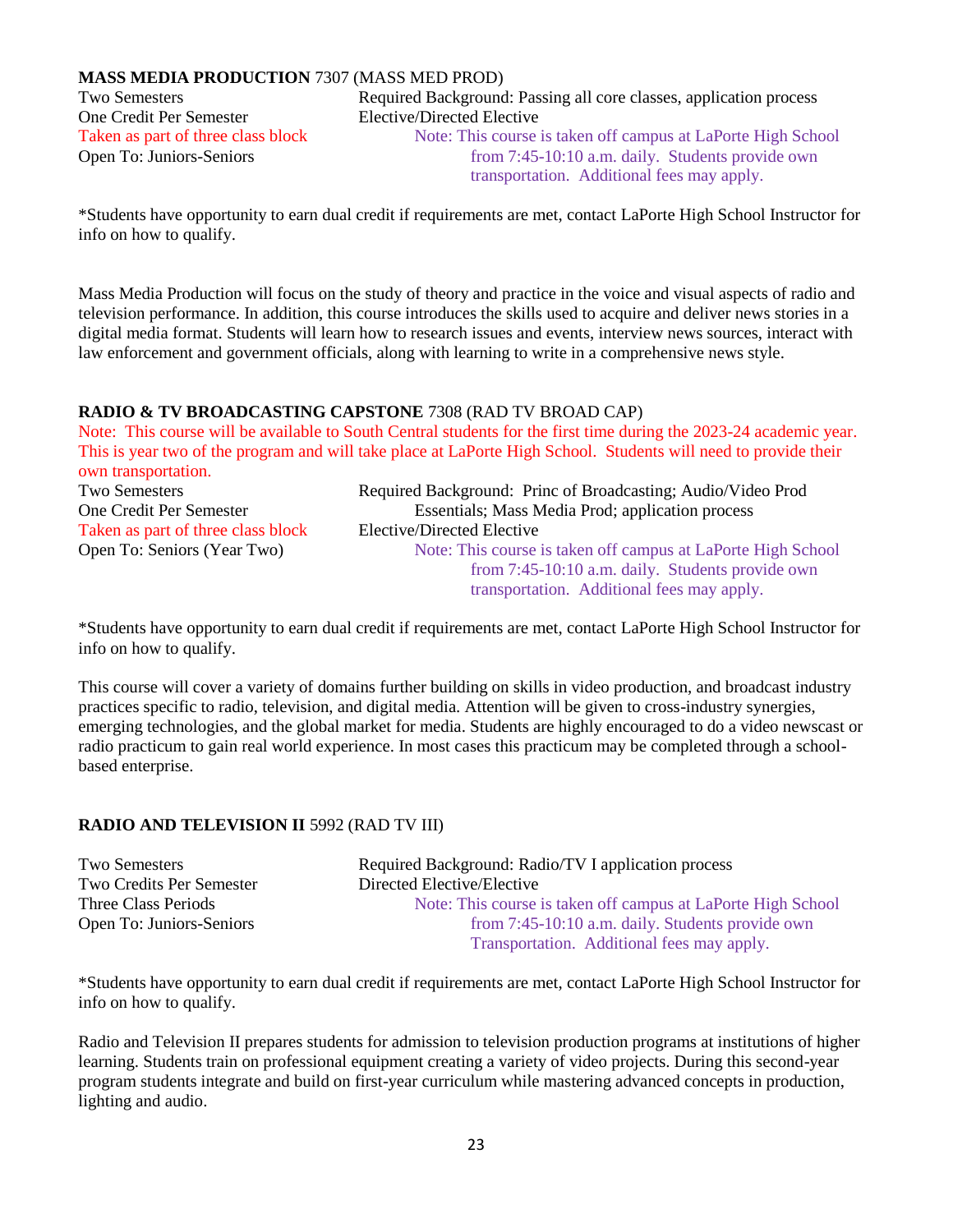**MASS MEDIA PRODUCTION** 7307 (MASS MED PROD)

Two Semesters
One Credit Per Semester
Taken as part of three class block
Open To: Juniors-Seniors

Required Background: Passing all core classes, application process
Elective/Directed Elective
Note: This course is taken off campus at LaPorte High School from 7:45-10:10 a.m. daily. Students provide own transportation. Additional fees may apply.

*Students have opportunity to earn dual credit if requirements are met, contact LaPorte High School Instructor for info on how to qualify.

Mass Media Production will focus on the study of theory and practice in the voice and visual aspects of radio and television performance. In addition, this course introduces the skills used to acquire and deliver news stories in a digital media format. Students will learn how to research issues and events, interview news sources, interact with law enforcement and government officials, along with learning to write in a comprehensive news style.

**RADIO & TV BROADCASTING CAPSTONE** 7308 (RAD TV BROAD CAP)

Note: This course will be available to South Central students for the first time during the 2023-24 academic year. This is year two of the program and will take place at LaPorte High School. Students will need to provide their own transportation.

Two Semesters
One Credit Per Semester
Taken as part of three class block
Open To: Seniors (Year Two)

Required Background: Princ of Broadcasting; Audio/Video Prod Essentials; Mass Media Prod; application process
Elective/Directed Elective
Note: This course is taken off campus at LaPorte High School from 7:45-10:10 a.m. daily. Students provide own transportation. Additional fees may apply.

*Students have opportunity to earn dual credit if requirements are met, contact LaPorte High School Instructor for info on how to qualify.

This course will cover a variety of domains further building on skills in video production, and broadcast industry practices specific to radio, television, and digital media. Attention will be given to cross-industry synergies, emerging technologies, and the global market for media. Students are highly encouraged to do a video newscast or radio practicum to gain real world experience. In most cases this practicum may be completed through a school-based enterprise.

**RADIO AND TELEVISION II** 5992 (RAD TV III)

Two Semesters
Two Credits Per Semester
Three Class Periods
Open To: Juniors-Seniors

Required Background: Radio/TV I application process
Directed Elective/Elective
Note: This course is taken off campus at LaPorte High School from 7:45-10:10 a.m. daily. Students provide own Transportation. Additional fees may apply.

*Students have opportunity to earn dual credit if requirements are met, contact LaPorte High School Instructor for info on how to qualify.

Radio and Television II prepares students for admission to television production programs at institutions of higher learning. Students train on professional equipment creating a variety of video projects. During this second-year program students integrate and build on first-year curriculum while mastering advanced concepts in production, lighting and audio.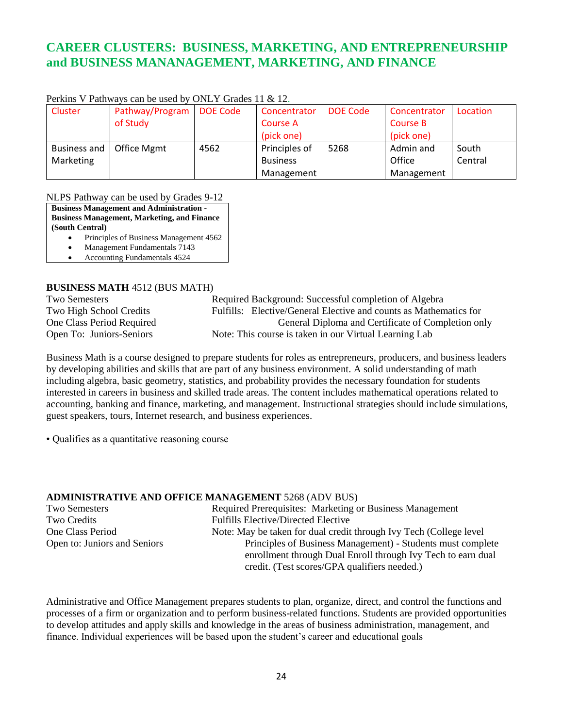## CAREER CLUSTERS: BUSINESS, MARKETING, AND ENTREPRENEURSHIP and BUSINESS MANANAGEMENT, MARKETING, AND FINANCE

Perkins V Pathways can be used by ONLY Grades 11 & 12.

| Cluster | Pathway/Program of Study | DOE Code | Concentrator Course A (pick one) | DOE Code | Concentrator Course B (pick one) | Location |
|---|---|---|---|---|---|---|
| Business and Marketing | Office Mgmt | 4562 | Principles of Business Management | 5268 | Admin and Office Management | South Central |

NLPS Pathway can be used by Grades 9-12

**Business Management and Administration - Business Management, Marketing, and Finance (South Central)**

- Principles of Business Management 4562
- Management Fundamentals 7143
- Accounting Fundamentals 4524

**BUSINESS MATH** 4512 (BUS MATH)

Two Semesters
Two High School Credits
One Class Period Required
Open To: Juniors-Seniors

Required Background: Successful completion of Algebra
Fulfills: Elective/General Elective and counts as Mathematics for General Diploma and Certificate of Completion only
Note: This course is taken in our Virtual Learning Lab

Business Math is a course designed to prepare students for roles as entrepreneurs, producers, and business leaders by developing abilities and skills that are part of any business environment. A solid understanding of math including algebra, basic geometry, statistics, and probability provides the necessary foundation for students interested in careers in business and skilled trade areas. The content includes mathematical operations related to accounting, banking and finance, marketing, and management. Instructional strategies should include simulations, guest speakers, tours, Internet research, and business experiences.

• Qualifies as a quantitative reasoning course

**ADMINISTRATIVE AND OFFICE MANAGEMENT** 5268 (ADV BUS)

Two Semesters
Two Credits
One Class Period
Open to: Juniors and Seniors

Required Prerequisites: Marketing or Business Management
Fulfills Elective/Directed Elective
Note: May be taken for dual credit through Ivy Tech (College level Principles of Business Management) - Students must complete enrollment through Dual Enroll through Ivy Tech to earn dual credit. (Test scores/GPA qualifiers needed.)

Administrative and Office Management prepares students to plan, organize, direct, and control the functions and processes of a firm or organization and to perform business-related functions. Students are provided opportunities to develop attitudes and apply skills and knowledge in the areas of business administration, management, and finance. Individual experiences will be based upon the student's career and educational goals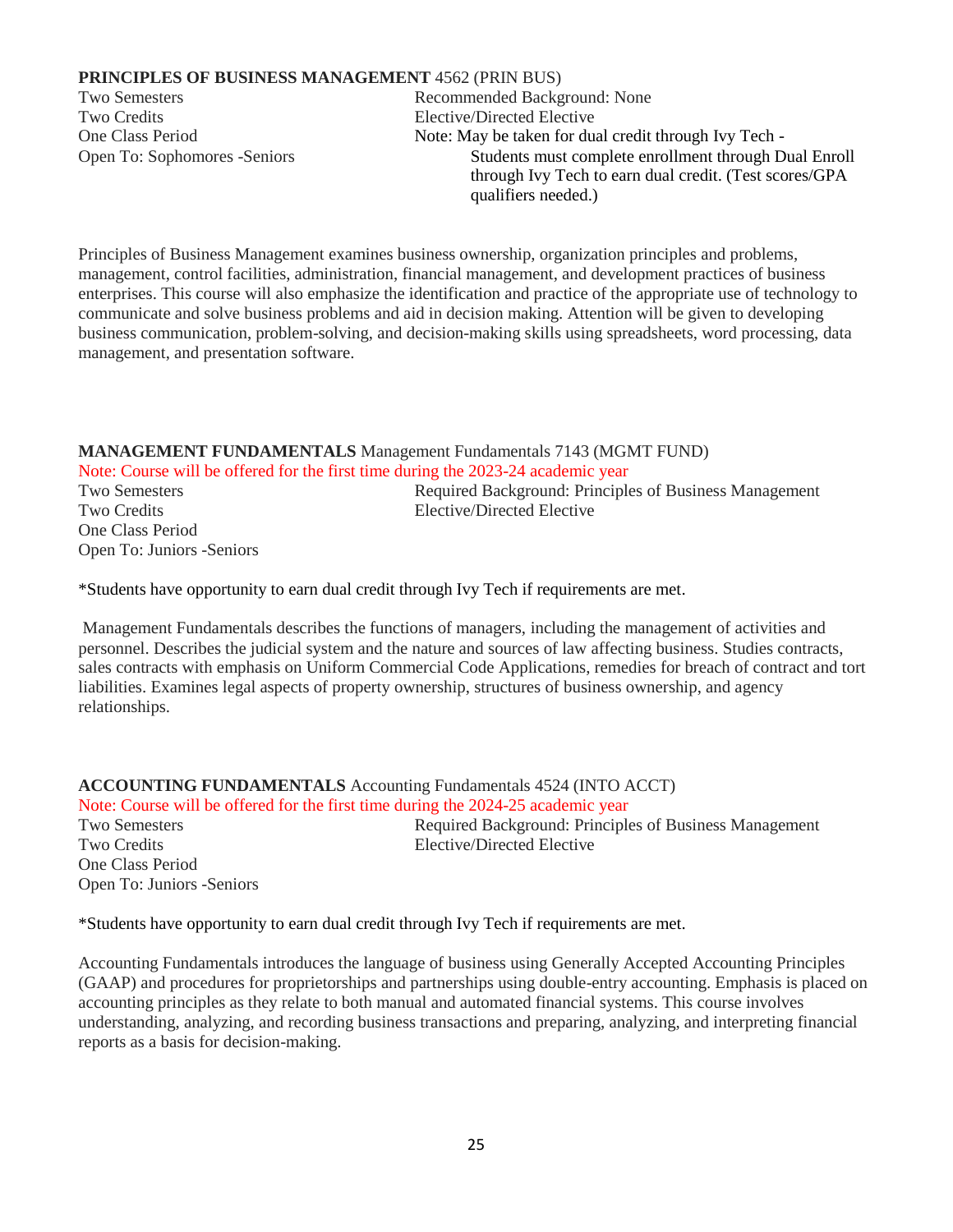**PRINCIPLES OF BUSINESS MANAGEMENT** 4562 (PRIN BUS)

Two Semesters
Two Credits
One Class Period
Open To: Sophomores -Seniors

Recommended Background: None
Elective/Directed Elective
Note: May be taken for dual credit through Ivy Tech - Students must complete enrollment through Dual Enroll through Ivy Tech to earn dual credit. (Test scores/GPA qualifiers needed.)

Principles of Business Management examines business ownership, organization principles and problems, management, control facilities, administration, financial management, and development practices of business enterprises. This course will also emphasize the identification and practice of the appropriate use of technology to communicate and solve business problems and aid in decision making. Attention will be given to developing business communication, problem-solving, and decision-making skills using spreadsheets, word processing, data management, and presentation software.

**MANAGEMENT FUNDAMENTALS** Management Fundamentals 7143 (MGMT FUND)

Note: Course will be offered for the first time during the 2023-24 academic year

Two Semesters
Two Credits
One Class Period
Open To: Juniors -Seniors

Required Background: Principles of Business Management
Elective/Directed Elective

*Students have opportunity to earn dual credit through Ivy Tech if requirements are met.

Management Fundamentals describes the functions of managers, including the management of activities and personnel. Describes the judicial system and the nature and sources of law affecting business. Studies contracts, sales contracts with emphasis on Uniform Commercial Code Applications, remedies for breach of contract and tort liabilities. Examines legal aspects of property ownership, structures of business ownership, and agency relationships.

**ACCOUNTING FUNDAMENTALS** Accounting Fundamentals 4524 (INTO ACCT)

Note: Course will be offered for the first time during the 2024-25 academic year

Two Semesters
Two Credits
One Class Period
Open To: Juniors -Seniors

Required Background: Principles of Business Management
Elective/Directed Elective

*Students have opportunity to earn dual credit through Ivy Tech if requirements are met.

Accounting Fundamentals introduces the language of business using Generally Accepted Accounting Principles (GAAP) and procedures for proprietorships and partnerships using double-entry accounting. Emphasis is placed on accounting principles as they relate to both manual and automated financial systems. This course involves understanding, analyzing, and recording business transactions and preparing, analyzing, and interpreting financial reports as a basis for decision-making.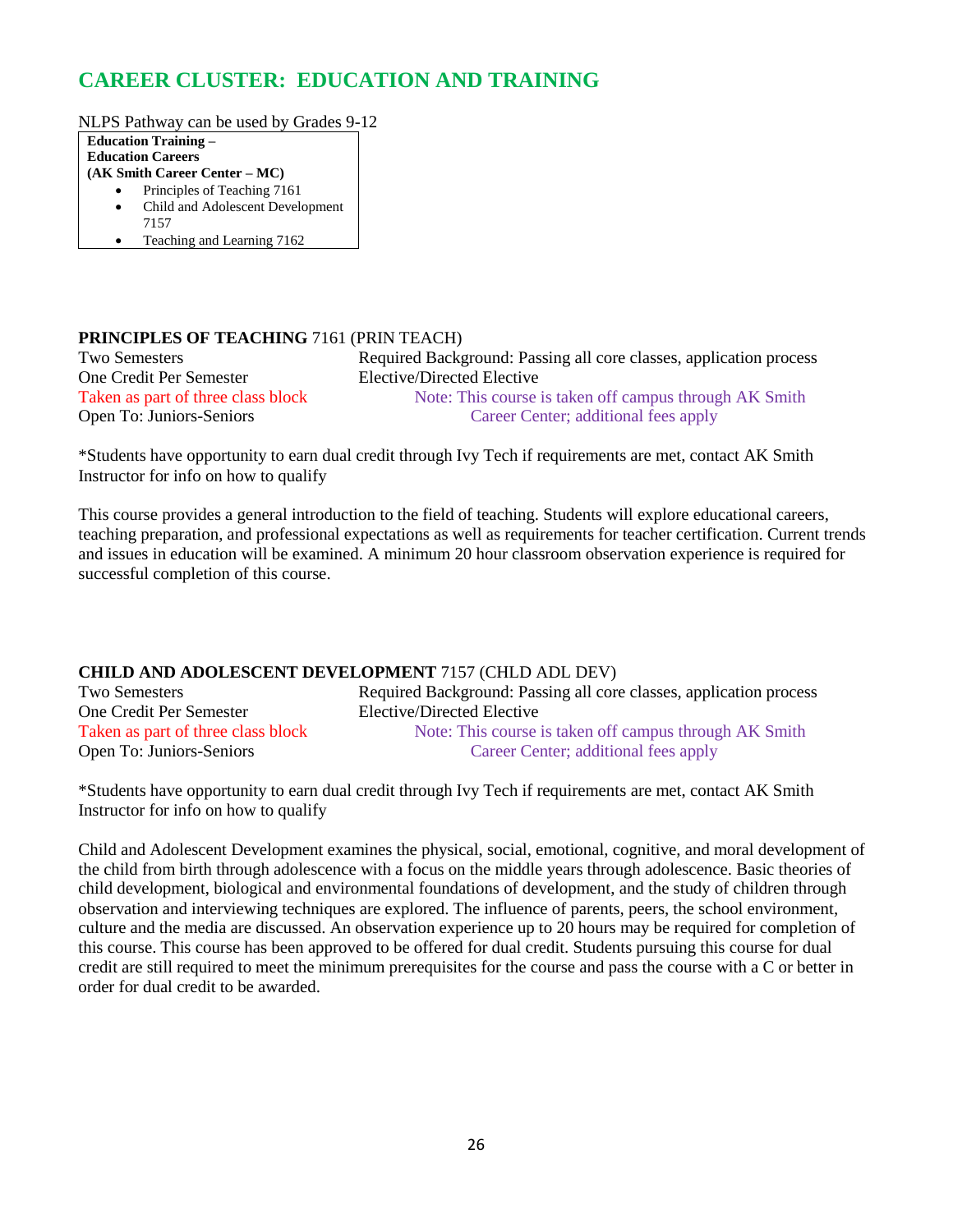# CAREER CLUSTER: EDUCATION AND TRAINING

NLPS Pathway can be used by Grades 9-12

**Education Training –**
**Education Careers**
**(AK Smith Career Center – MC)**

- Principles of Teaching 7161
- Child and Adolescent Development 7157
- Teaching and Learning 7162

**PRINCIPLES OF TEACHING** 7161 (PRIN TEACH)

Two Semesters
One Credit Per Semester
Taken as part of three class block
Open To: Juniors-Seniors

Required Background: Passing all core classes, application process
Elective/Directed Elective
Note: This course is taken off campus through AK Smith Career Center; additional fees apply

*Students have opportunity to earn dual credit through Ivy Tech if requirements are met, contact AK Smith Instructor for info on how to qualify

This course provides a general introduction to the field of teaching. Students will explore educational careers, teaching preparation, and professional expectations as well as requirements for teacher certification. Current trends and issues in education will be examined. A minimum 20 hour classroom observation experience is required for successful completion of this course.

**CHILD AND ADOLESCENT DEVELOPMENT** 7157 (CHLD ADL DEV)

Two Semesters
One Credit Per Semester
Taken as part of three class block
Open To: Juniors-Seniors

Required Background: Passing all core classes, application process
Elective/Directed Elective
Note: This course is taken off campus through AK Smith Career Center; additional fees apply

*Students have opportunity to earn dual credit through Ivy Tech if requirements are met, contact AK Smith Instructor for info on how to qualify

Child and Adolescent Development examines the physical, social, emotional, cognitive, and moral development of the child from birth through adolescence with a focus on the middle years through adolescence. Basic theories of child development, biological and environmental foundations of development, and the study of children through observation and interviewing techniques are explored. The influence of parents, peers, the school environment, culture and the media are discussed. An observation experience up to 20 hours may be required for completion of this course. This course has been approved to be offered for dual credit. Students pursuing this course for dual credit are still required to meet the minimum prerequisites for the course and pass the course with a C or better in order for dual credit to be awarded.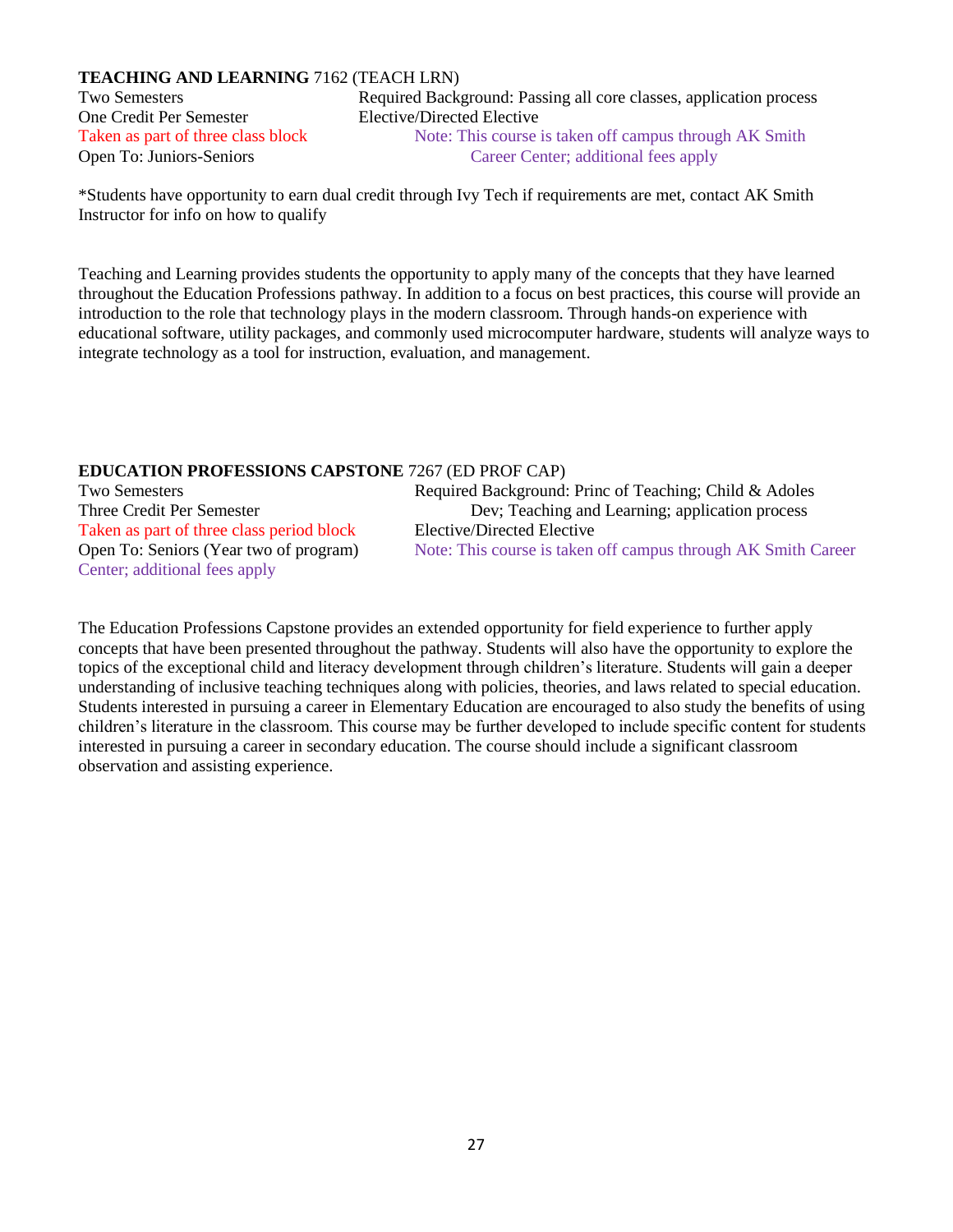**TEACHING AND LEARNING** 7162 (TEACH LRN)

Two Semesters
One Credit Per Semester
Taken as part of three class block
Open To: Juniors-Seniors

Required Background: Passing all core classes, application process
Elective/Directed Elective
Note: This course is taken off campus through AK Smith Career Center; additional fees apply

*Students have opportunity to earn dual credit through Ivy Tech if requirements are met, contact AK Smith Instructor for info on how to qualify

Teaching and Learning provides students the opportunity to apply many of the concepts that they have learned throughout the Education Professions pathway. In addition to a focus on best practices, this course will provide an introduction to the role that technology plays in the modern classroom. Through hands-on experience with educational software, utility packages, and commonly used microcomputer hardware, students will analyze ways to integrate technology as a tool for instruction, evaluation, and management.

**EDUCATION PROFESSIONS CAPSTONE** 7267 (ED PROF CAP)

Two Semesters
Three Credit Per Semester
Taken as part of three class period block
Open To: Seniors (Year two of program)

Required Background: Princ of Teaching; Child & Adoles Dev; Teaching and Learning; application process
Elective/Directed Elective
Note: This course is taken off campus through AK Smith Career Center; additional fees apply

The Education Professions Capstone provides an extended opportunity for field experience to further apply concepts that have been presented throughout the pathway. Students will also have the opportunity to explore the topics of the exceptional child and literacy development through children's literature. Students will gain a deeper understanding of inclusive teaching techniques along with policies, theories, and laws related to special education. Students interested in pursuing a career in Elementary Education are encouraged to also study the benefits of using children's literature in the classroom. This course may be further developed to include specific content for students interested in pursuing a career in secondary education. The course should include a significant classroom observation and assisting experience.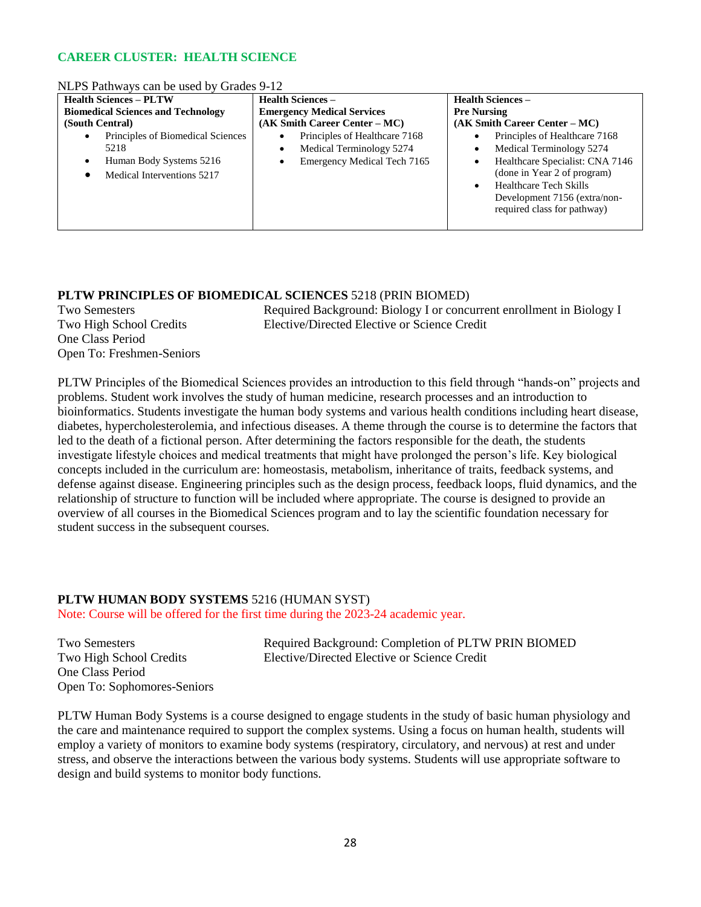**CAREER CLUSTER: HEALTH SCIENCE**

NLPS Pathways can be used by Grades 9-12

| **Health Sciences – PLTW Biomedical Sciences and Technology (South Central)** | **Health Sciences – Emergency Medical Services (AK Smith Career Center – MC)** | **Health Sciences – Pre Nursing (AK Smith Career Center – MC)** |
|---|---|---|
| • Principles of Biomedical Sciences 5218<br>• Human Body Systems 5216<br>• Medical Interventions 5217 | • Principles of Healthcare 7168<br>• Medical Terminology 5274<br>• Emergency Medical Tech 7165 | • Principles of Healthcare 7168<br>• Medical Terminology 5274<br>• Healthcare Specialist: CNA 7146 (done in Year 2 of program)<br>• Healthcare Tech Skills Development 7156 (extra/non-required class for pathway) |

**PLTW PRINCIPLES OF BIOMEDICAL SCIENCES** 5218 (PRIN BIOMED)

Two Semesters
Two High School Credits
One Class Period
Open To: Freshmen-Seniors

Required Background: Biology I or concurrent enrollment in Biology I
Elective/Directed Elective or Science Credit

PLTW Principles of the Biomedical Sciences provides an introduction to this field through "hands-on" projects and problems. Student work involves the study of human medicine, research processes and an introduction to bioinformatics. Students investigate the human body systems and various health conditions including heart disease, diabetes, hypercholesterolemia, and infectious diseases. A theme through the course is to determine the factors that led to the death of a fictional person. After determining the factors responsible for the death, the students investigate lifestyle choices and medical treatments that might have prolonged the person's life. Key biological concepts included in the curriculum are: homeostasis, metabolism, inheritance of traits, feedback systems, and defense against disease. Engineering principles such as the design process, feedback loops, fluid dynamics, and the relationship of structure to function will be included where appropriate. The course is designed to provide an overview of all courses in the Biomedical Sciences program and to lay the scientific foundation necessary for student success in the subsequent courses.

**PLTW HUMAN BODY SYSTEMS** 5216 (HUMAN SYST)

Note: Course will be offered for the first time during the 2023-24 academic year.

Two Semesters
Two High School Credits
One Class Period
Open To: Sophomores-Seniors

Required Background: Completion of PLTW PRIN BIOMED
Elective/Directed Elective or Science Credit

PLTW Human Body Systems is a course designed to engage students in the study of basic human physiology and the care and maintenance required to support the complex systems. Using a focus on human health, students will employ a variety of monitors to examine body systems (respiratory, circulatory, and nervous) at rest and under stress, and observe the interactions between the various body systems. Students will use appropriate software to design and build systems to monitor body functions.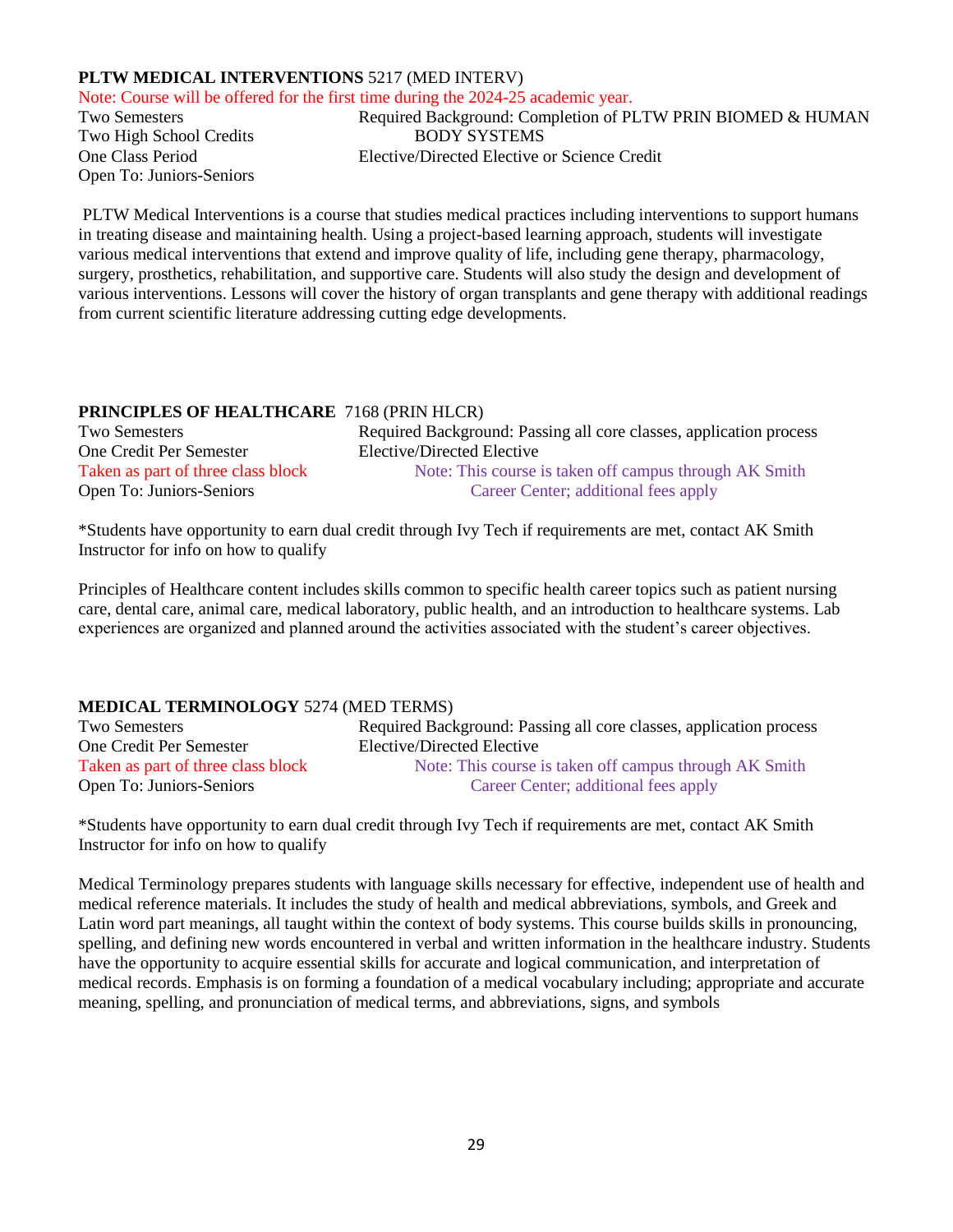**PLTW MEDICAL INTERVENTIONS** 5217 (MED INTERV)

Note: Course will be offered for the first time during the 2024-25 academic year.

Two Semesters
Two High School Credits
One Class Period
Open To: Juniors-Seniors

Required Background: Completion of PLTW PRIN BIOMED & HUMAN BODY SYSTEMS
Elective/Directed Elective or Science Credit

PLTW Medical Interventions is a course that studies medical practices including interventions to support humans in treating disease and maintaining health. Using a project-based learning approach, students will investigate various medical interventions that extend and improve quality of life, including gene therapy, pharmacology, surgery, prosthetics, rehabilitation, and supportive care. Students will also study the design and development of various interventions. Lessons will cover the history of organ transplants and gene therapy with additional readings from current scientific literature addressing cutting edge developments.

**PRINCIPLES OF HEALTHCARE** 7168 (PRIN HLCR)

Two Semesters
One Credit Per Semester
Taken as part of three class block
Open To: Juniors-Seniors

Required Background: Passing all core classes, application process
Elective/Directed Elective
Note: This course is taken off campus through AK Smith Career Center; additional fees apply

*Students have opportunity to earn dual credit through Ivy Tech if requirements are met, contact AK Smith Instructor for info on how to qualify

Principles of Healthcare content includes skills common to specific health career topics such as patient nursing care, dental care, animal care, medical laboratory, public health, and an introduction to healthcare systems. Lab experiences are organized and planned around the activities associated with the student's career objectives.

**MEDICAL TERMINOLOGY** 5274 (MED TERMS)

Two Semesters
One Credit Per Semester
Taken as part of three class block
Open To: Juniors-Seniors

Required Background: Passing all core classes, application process
Elective/Directed Elective
Note: This course is taken off campus through AK Smith Career Center; additional fees apply

*Students have opportunity to earn dual credit through Ivy Tech if requirements are met, contact AK Smith Instructor for info on how to qualify

Medical Terminology prepares students with language skills necessary for effective, independent use of health and medical reference materials. It includes the study of health and medical abbreviations, symbols, and Greek and Latin word part meanings, all taught within the context of body systems. This course builds skills in pronouncing, spelling, and defining new words encountered in verbal and written information in the healthcare industry. Students have the opportunity to acquire essential skills for accurate and logical communication, and interpretation of medical records. Emphasis is on forming a foundation of a medical vocabulary including; appropriate and accurate meaning, spelling, and pronunciation of medical terms, and abbreviations, signs, and symbols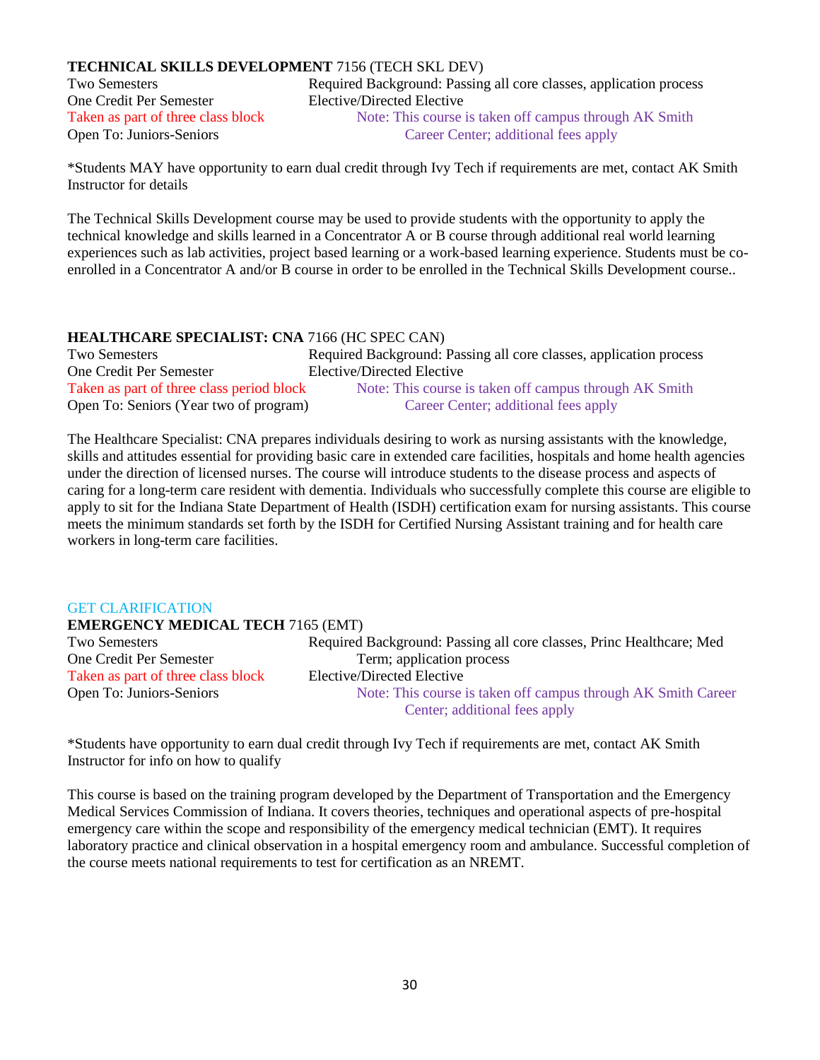**TECHNICAL SKILLS DEVELOPMENT** 7156 (TECH SKL DEV)

Two Semesters
One Credit Per Semester
Taken as part of three class block
Open To: Juniors-Seniors

Required Background: Passing all core classes, application process
Elective/Directed Elective
Note: This course is taken off campus through AK Smith Career Center; additional fees apply

*Students MAY have opportunity to earn dual credit through Ivy Tech if requirements are met, contact AK Smith Instructor for details

The Technical Skills Development course may be used to provide students with the opportunity to apply the technical knowledge and skills learned in a Concentrator A or B course through additional real world learning experiences such as lab activities, project based learning or a work-based learning experience. Students must be co-enrolled in a Concentrator A and/or B course in order to be enrolled in the Technical Skills Development course..

**HEALTHCARE SPECIALIST: CNA** 7166 (HC SPEC CAN)

Two Semesters
One Credit Per Semester
Taken as part of three class period block
Open To: Seniors (Year two of program)

Required Background: Passing all core classes, application process
Elective/Directed Elective
Note: This course is taken off campus through AK Smith Career Center; additional fees apply

The Healthcare Specialist: CNA prepares individuals desiring to work as nursing assistants with the knowledge, skills and attitudes essential for providing basic care in extended care facilities, hospitals and home health agencies under the direction of licensed nurses. The course will introduce students to the disease process and aspects of caring for a long-term care resident with dementia. Individuals who successfully complete this course are eligible to apply to sit for the Indiana State Department of Health (ISDH) certification exam for nursing assistants. This course meets the minimum standards set forth by the ISDH for Certified Nursing Assistant training and for health care workers in long-term care facilities.

GET CLARIFICATION

**EMERGENCY MEDICAL TECH** 7165 (EMT)

Two Semesters
One Credit Per Semester
Taken as part of three class block
Open To: Juniors-Seniors

Required Background: Passing all core classes, Princ Healthcare; Med Term; application process
Elective/Directed Elective
Note: This course is taken off campus through AK Smith Career Center; additional fees apply

*Students have opportunity to earn dual credit through Ivy Tech if requirements are met, contact AK Smith Instructor for info on how to qualify

This course is based on the training program developed by the Department of Transportation and the Emergency Medical Services Commission of Indiana. It covers theories, techniques and operational aspects of pre-hospital emergency care within the scope and responsibility of the emergency medical technician (EMT). It requires laboratory practice and clinical observation in a hospital emergency room and ambulance. Successful completion of the course meets national requirements to test for certification as an NREMT.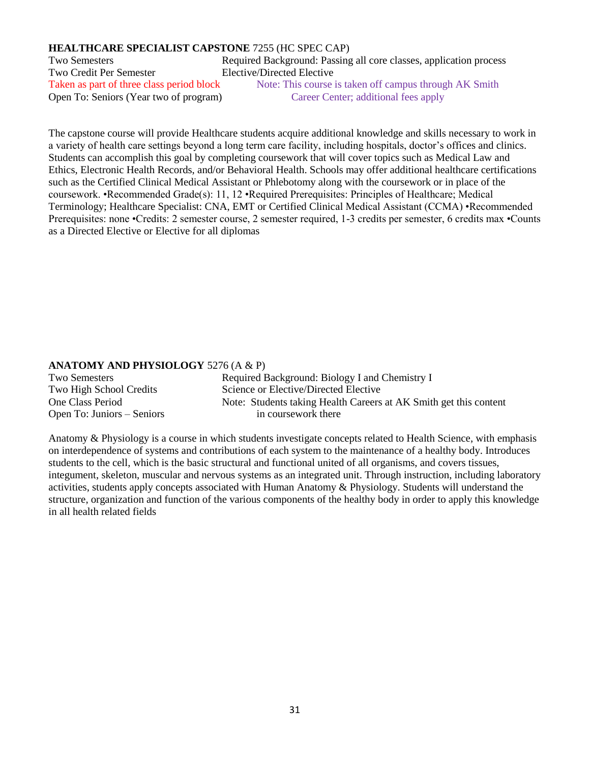**HEALTHCARE SPECIALIST CAPSTONE** 7255 (HC SPEC CAP)

Two Semesters
Two Credit Per Semester
Taken as part of three class period block
Open To: Seniors (Year two of program)

Required Background: Passing all core classes, application process
Elective/Directed Elective
Note: This course is taken off campus through AK Smith Career Center; additional fees apply

The capstone course will provide Healthcare students acquire additional knowledge and skills necessary to work in a variety of health care settings beyond a long term care facility, including hospitals, doctor's offices and clinics. Students can accomplish this goal by completing coursework that will cover topics such as Medical Law and Ethics, Electronic Health Records, and/or Behavioral Health. Schools may offer additional healthcare certifications such as the Certified Clinical Medical Assistant or Phlebotomy along with the coursework or in place of the coursework. •Recommended Grade(s): 11, 12 •Required Prerequisites: Principles of Healthcare; Medical Terminology; Healthcare Specialist: CNA, EMT or Certified Clinical Medical Assistant (CCMA) •Recommended Prerequisites: none •Credits: 2 semester course, 2 semester required, 1-3 credits per semester, 6 credits max •Counts as a Directed Elective or Elective for all diplomas

**ANATOMY AND PHYSIOLOGY** 5276 (A & P)

Two Semesters
Two High School Credits
One Class Period
Open To: Juniors – Seniors

Required Background: Biology I and Chemistry I
Science or Elective/Directed Elective
Note: Students taking Health Careers at AK Smith get this content in coursework there

Anatomy & Physiology is a course in which students investigate concepts related to Health Science, with emphasis on interdependence of systems and contributions of each system to the maintenance of a healthy body. Introduces students to the cell, which is the basic structural and functional united of all organisms, and covers tissues, integument, skeleton, muscular and nervous systems as an integrated unit. Through instruction, including laboratory activities, students apply concepts associated with Human Anatomy & Physiology. Students will understand the structure, organization and function of the various components of the healthy body in order to apply this knowledge in all health related fields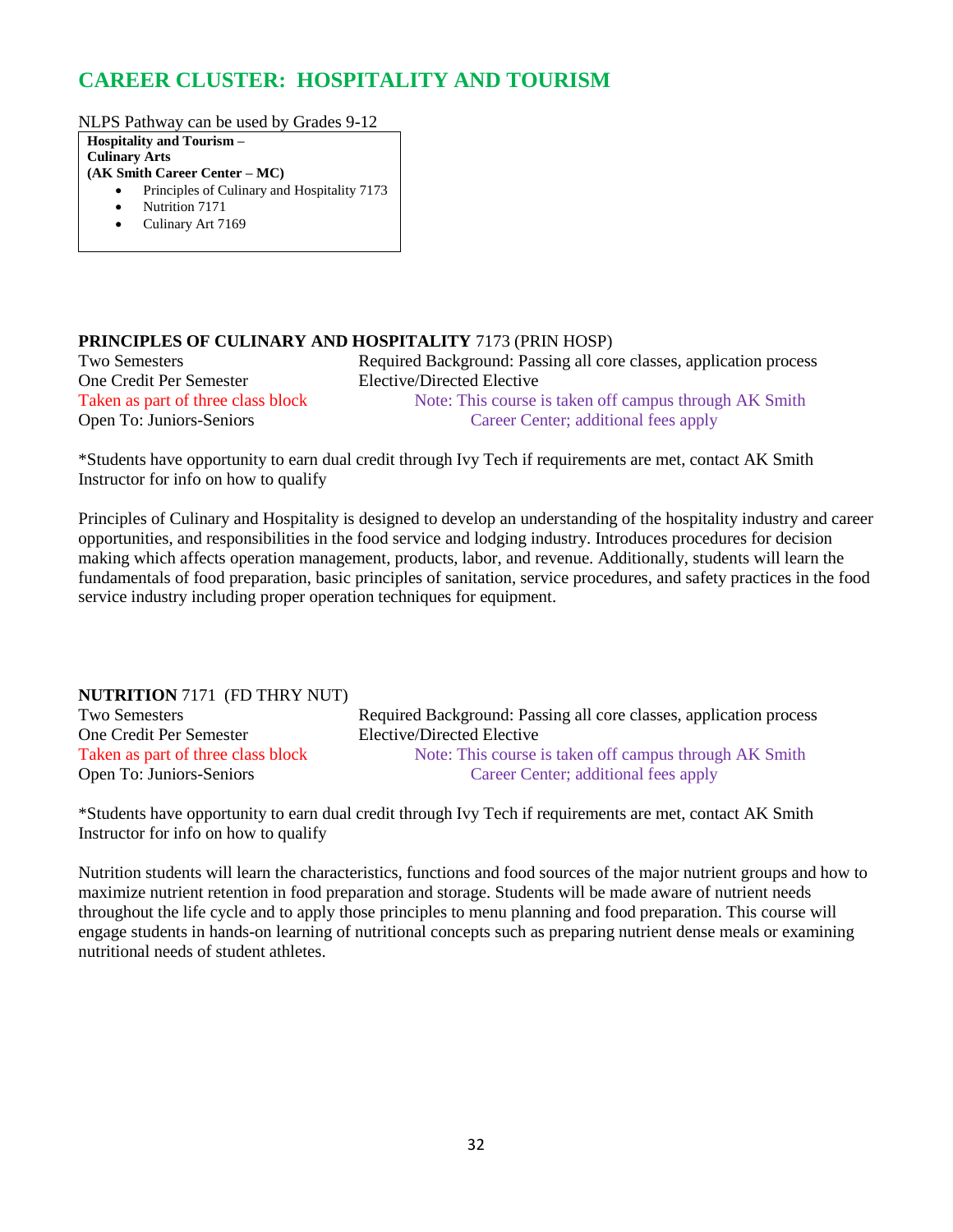# CAREER CLUSTER: HOSPITALITY AND TOURISM

NLPS Pathway can be used by Grades 9-12

**Hospitality and Tourism – Culinary Arts (AK Smith Career Center – MC)**

- Principles of Culinary and Hospitality 7173
- Nutrition 7171
- Culinary Art 7169

**PRINCIPLES OF CULINARY AND HOSPITALITY** 7173 (PRIN HOSP)

Two Semesters
One Credit Per Semester
Taken as part of three class block
Open To: Juniors-Seniors

Required Background: Passing all core classes, application process
Elective/Directed Elective
Note: This course is taken off campus through AK Smith Career Center; additional fees apply

*Students have opportunity to earn dual credit through Ivy Tech if requirements are met, contact AK Smith Instructor for info on how to qualify

Principles of Culinary and Hospitality is designed to develop an understanding of the hospitality industry and career opportunities, and responsibilities in the food service and lodging industry. Introduces procedures for decision making which affects operation management, products, labor, and revenue. Additionally, students will learn the fundamentals of food preparation, basic principles of sanitation, service procedures, and safety practices in the food service industry including proper operation techniques for equipment.

**NUTRITION** 7171 (FD THRY NUT)

Two Semesters
One Credit Per Semester
Taken as part of three class block
Open To: Juniors-Seniors

Required Background: Passing all core classes, application process
Elective/Directed Elective
Note: This course is taken off campus through AK Smith Career Center; additional fees apply

*Students have opportunity to earn dual credit through Ivy Tech if requirements are met, contact AK Smith Instructor for info on how to qualify

Nutrition students will learn the characteristics, functions and food sources of the major nutrient groups and how to maximize nutrient retention in food preparation and storage. Students will be made aware of nutrient needs throughout the life cycle and to apply those principles to menu planning and food preparation. This course will engage students in hands-on learning of nutritional concepts such as preparing nutrient dense meals or examining nutritional needs of student athletes.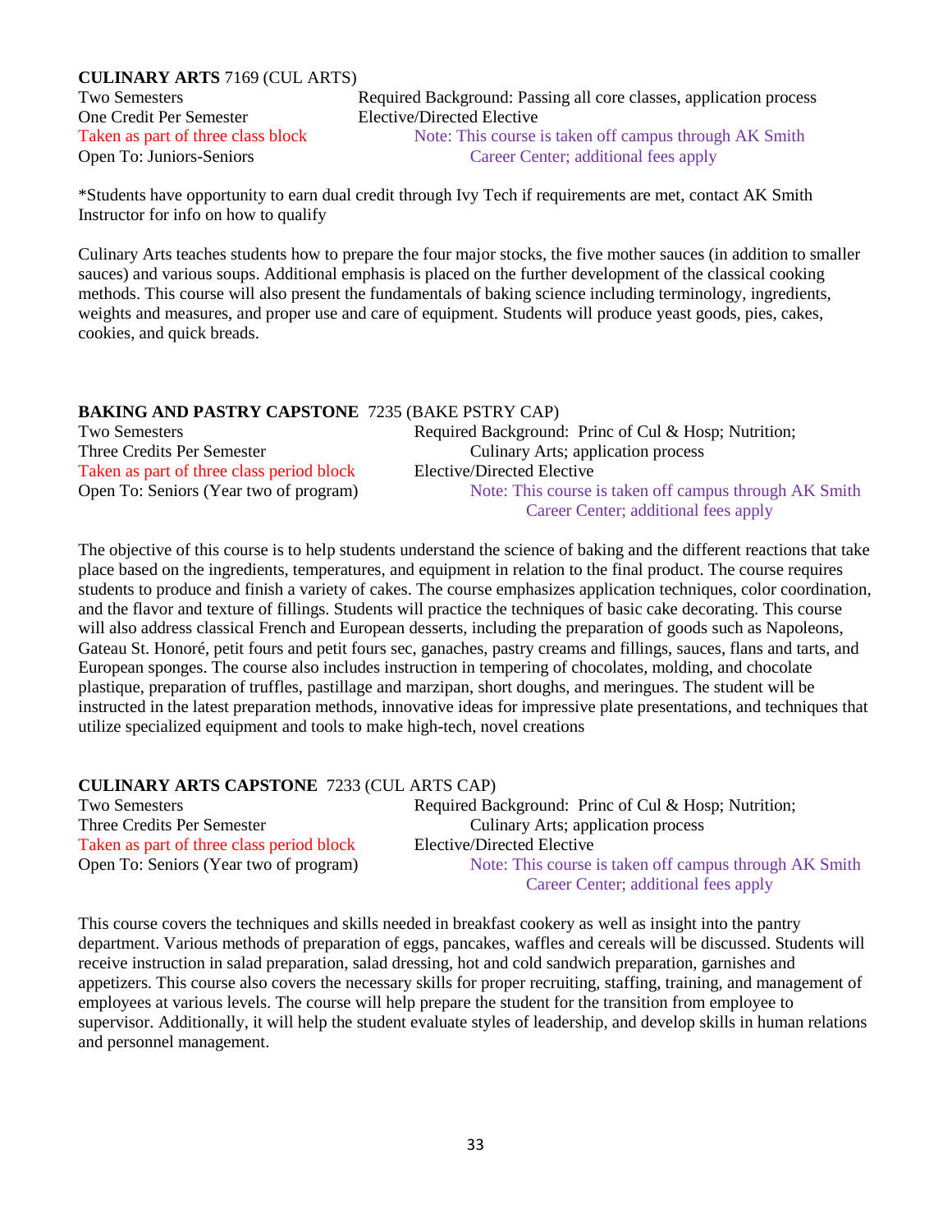**CULINARY ARTS** 7169 (CUL ARTS)

Two Semesters
One Credit Per Semester
Taken as part of three class block
Open To: Juniors-Seniors

Required Background: Passing all core classes, application process
Elective/Directed Elective
Note: This course is taken off campus through AK Smith Career Center; additional fees apply

*Students have opportunity to earn dual credit through Ivy Tech if requirements are met, contact AK Smith Instructor for info on how to qualify

Culinary Arts teaches students how to prepare the four major stocks, the five mother sauces (in addition to smaller sauces) and various soups. Additional emphasis is placed on the further development of the classical cooking methods. This course will also present the fundamentals of baking science including terminology, ingredients, weights and measures, and proper use and care of equipment. Students will produce yeast goods, pies, cakes, cookies, and quick breads.

**BAKING AND PASTRY CAPSTONE** 7235 (BAKE PSTRY CAP)

Two Semesters
Three Credits Per Semester
Taken as part of three class period block
Open To: Seniors (Year two of program)

Required Background: Princ of Cul & Hosp; Nutrition; Culinary Arts; application process
Elective/Directed Elective
Note: This course is taken off campus through AK Smith Career Center; additional fees apply

The objective of this course is to help students understand the science of baking and the different reactions that take place based on the ingredients, temperatures, and equipment in relation to the final product. The course requires students to produce and finish a variety of cakes. The course emphasizes application techniques, color coordination, and the flavor and texture of fillings. Students will practice the techniques of basic cake decorating. This course will also address classical French and European desserts, including the preparation of goods such as Napoleons, Gateau St. Honoré, petit fours and petit fours sec, ganaches, pastry creams and fillings, sauces, flans and tarts, and European sponges. The course also includes instruction in tempering of chocolates, molding, and chocolate plastique, preparation of truffles, pastillage and marzipan, short doughs, and meringues. The student will be instructed in the latest preparation methods, innovative ideas for impressive plate presentations, and techniques that utilize specialized equipment and tools to make high-tech, novel creations

**CULINARY ARTS CAPSTONE** 7233 (CUL ARTS CAP)

Two Semesters
Three Credits Per Semester
Taken as part of three class period block
Open To: Seniors (Year two of program)

Required Background: Princ of Cul & Hosp; Nutrition; Culinary Arts; application process
Elective/Directed Elective
Note: This course is taken off campus through AK Smith Career Center; additional fees apply

This course covers the techniques and skills needed in breakfast cookery as well as insight into the pantry department. Various methods of preparation of eggs, pancakes, waffles and cereals will be discussed. Students will receive instruction in salad preparation, salad dressing, hot and cold sandwich preparation, garnishes and appetizers. This course also covers the necessary skills for proper recruiting, staffing, training, and management of employees at various levels. The course will help prepare the student for the transition from employee to supervisor. Additionally, it will help the student evaluate styles of leadership, and develop skills in human relations and personnel management.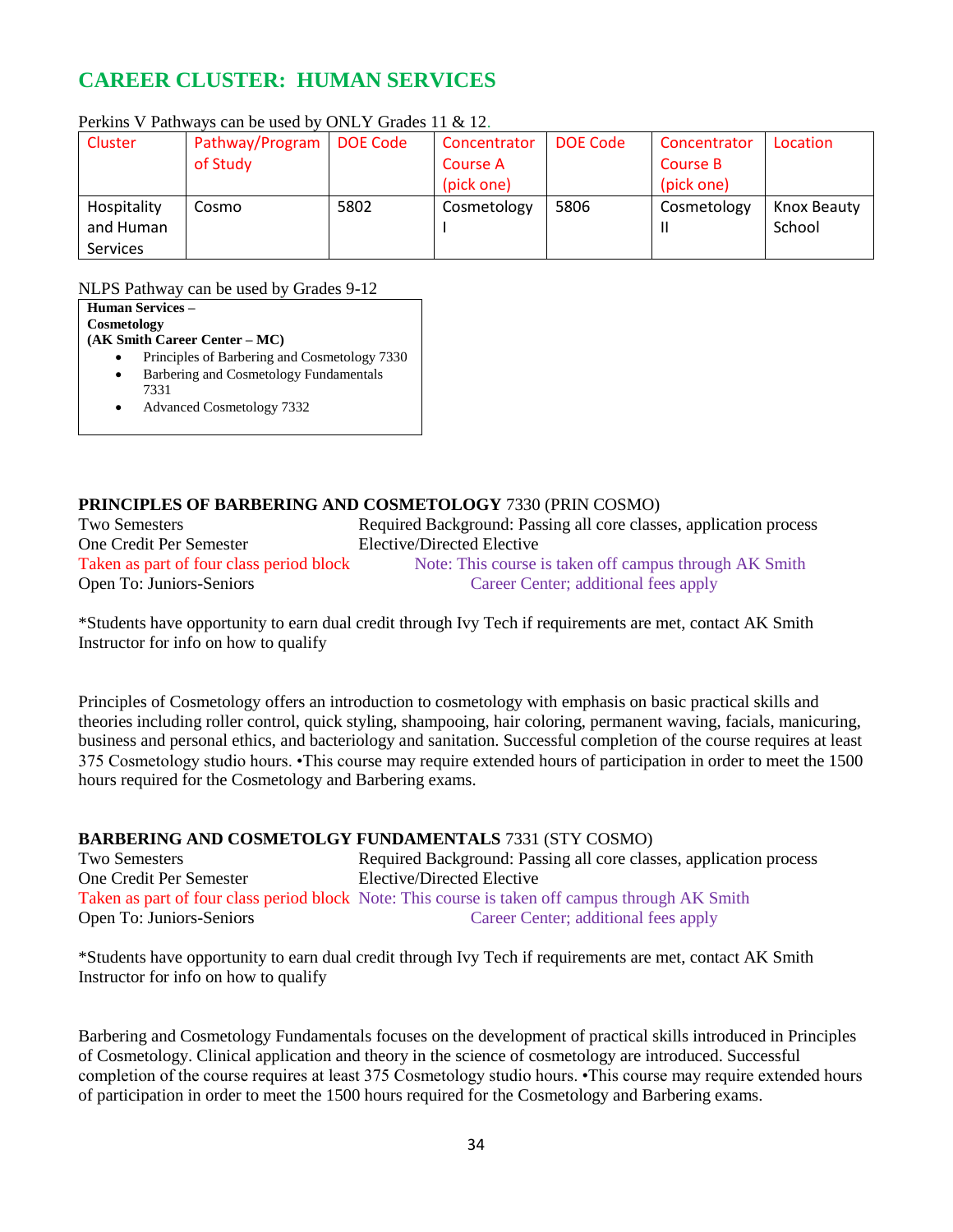## CAREER CLUSTER: HUMAN SERVICES

Perkins V Pathways can be used by ONLY Grades 11 & 12.

| Cluster | Pathway/Program of Study | DOE Code | Concentrator Course A (pick one) | DOE Code | Concentrator Course B (pick one) | Location |
|---|---|---|---|---|---|---|
| Hospitality and Human Services | Cosmo | 5802 | Cosmetology I | 5806 | Cosmetology II | Knox Beauty School |

NLPS Pathway can be used by Grades 9-12

**Human Services – Cosmetology (AK Smith Career Center – MC)**

- Principles of Barbering and Cosmetology 7330
- Barbering and Cosmetology Fundamentals 7331
- Advanced Cosmetology 7332

### PRINCIPLES OF BARBERING AND COSMETOLOGY 7330 (PRIN COSMO)

Two Semesters
One Credit Per Semester
Taken as part of four class period block
Open To: Juniors-Seniors

Required Background: Passing all core classes, application process
Elective/Directed Elective
Note: This course is taken off campus through AK Smith Career Center; additional fees apply

*Students have opportunity to earn dual credit through Ivy Tech if requirements are met, contact AK Smith Instructor for info on how to qualify

Principles of Cosmetology offers an introduction to cosmetology with emphasis on basic practical skills and theories including roller control, quick styling, shampooing, hair coloring, permanent waving, facials, manicuring, business and personal ethics, and bacteriology and sanitation. Successful completion of the course requires at least 375 Cosmetology studio hours. •This course may require extended hours of participation in order to meet the 1500 hours required for the Cosmetology and Barbering exams.

### BARBERING AND COSMETOLGY FUNDAMENTALS 7331 (STY COSMO)

Two Semesters
One Credit Per Semester
Taken as part of four class period block
Open To: Juniors-Seniors

Required Background: Passing all core classes, application process
Elective/Directed Elective
Note: This course is taken off campus through AK Smith Career Center; additional fees apply

*Students have opportunity to earn dual credit through Ivy Tech if requirements are met, contact AK Smith Instructor for info on how to qualify

Barbering and Cosmetology Fundamentals focuses on the development of practical skills introduced in Principles of Cosmetology. Clinical application and theory in the science of cosmetology are introduced. Successful completion of the course requires at least 375 Cosmetology studio hours. •This course may require extended hours of participation in order to meet the 1500 hours required for the Cosmetology and Barbering exams.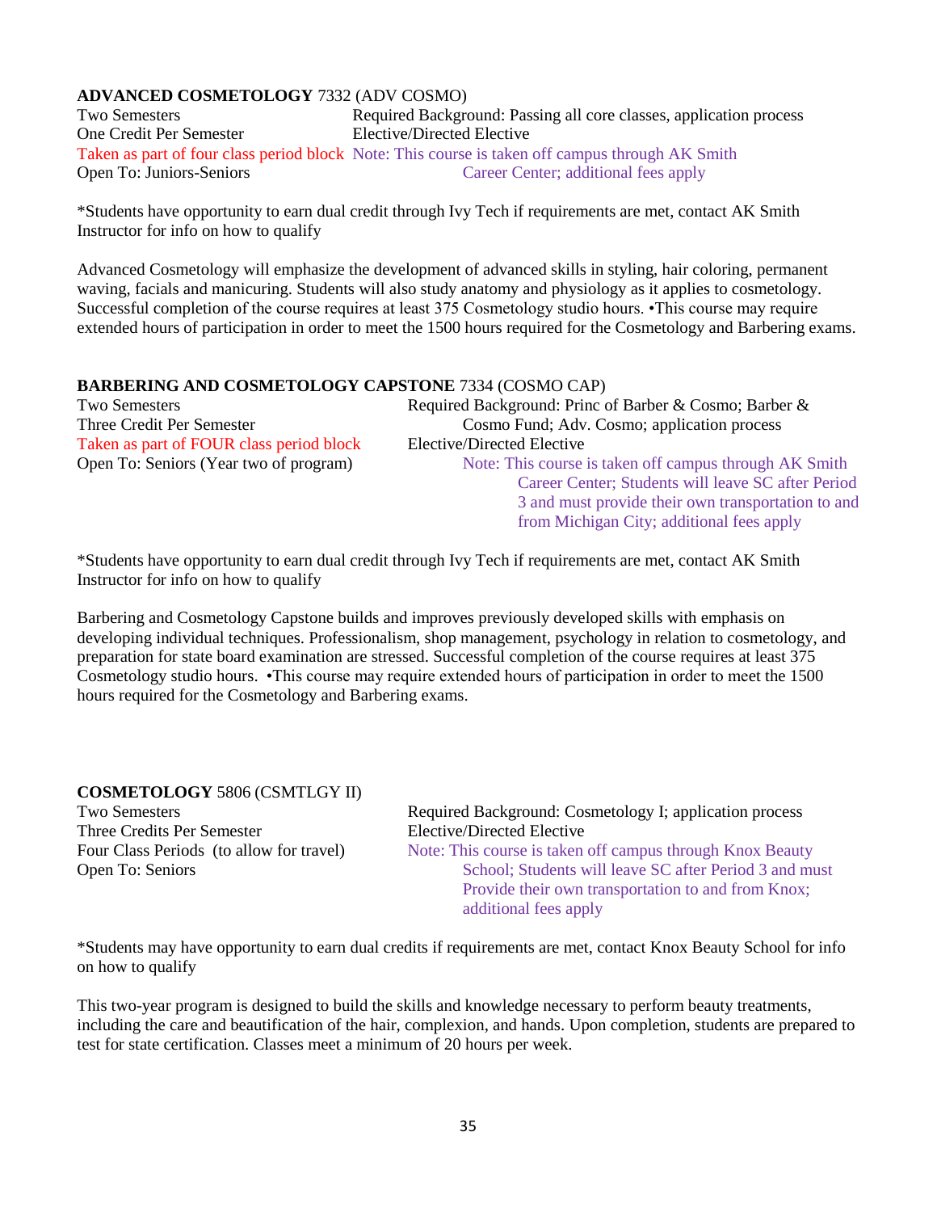**ADVANCED COSMETOLOGY** 7332 (ADV COSMO)

Two Semesters
One Credit Per Semester
Taken as part of four class period block
Open To: Juniors-Seniors

Required Background: Passing all core classes, application process
Elective/Directed Elective
Note: This course is taken off campus through AK Smith Career Center; additional fees apply

*Students have opportunity to earn dual credit through Ivy Tech if requirements are met, contact AK Smith Instructor for info on how to qualify

Advanced Cosmetology will emphasize the development of advanced skills in styling, hair coloring, permanent waving, facials and manicuring. Students will also study anatomy and physiology as it applies to cosmetology. Successful completion of the course requires at least 375 Cosmetology studio hours. •This course may require extended hours of participation in order to meet the 1500 hours required for the Cosmetology and Barbering exams.

**BARBERING AND COSMETOLOGY CAPSTONE** 7334 (COSMO CAP)

Two Semesters
Three Credit Per Semester
Taken as part of FOUR class period block
Open To: Seniors (Year two of program)

Required Background: Princ of Barber & Cosmo; Barber & Cosmo Fund; Adv. Cosmo; application process
Elective/Directed Elective
Note: This course is taken off campus through AK Smith Career Center; Students will leave SC after Period 3 and must provide their own transportation to and from Michigan City; additional fees apply

*Students have opportunity to earn dual credit through Ivy Tech if requirements are met, contact AK Smith Instructor for info on how to qualify

Barbering and Cosmetology Capstone builds and improves previously developed skills with emphasis on developing individual techniques. Professionalism, shop management, psychology in relation to cosmetology, and preparation for state board examination are stressed. Successful completion of the course requires at least 375 Cosmetology studio hours. •This course may require extended hours of participation in order to meet the 1500 hours required for the Cosmetology and Barbering exams.

**COSMETOLOGY** 5806 (CSMTLGY II)

Two Semesters
Three Credits Per Semester
Four Class Periods (to allow for travel)
Open To: Seniors

Required Background: Cosmetology I; application process
Elective/Directed Elective
Note: This course is taken off campus through Knox Beauty School; Students will leave SC after Period 3 and must Provide their own transportation to and from Knox; additional fees apply

*Students may have opportunity to earn dual credits if requirements are met, contact Knox Beauty School for info on how to qualify

This two-year program is designed to build the skills and knowledge necessary to perform beauty treatments, including the care and beautification of the hair, complexion, and hands. Upon completion, students are prepared to test for state certification. Classes meet a minimum of 20 hours per week.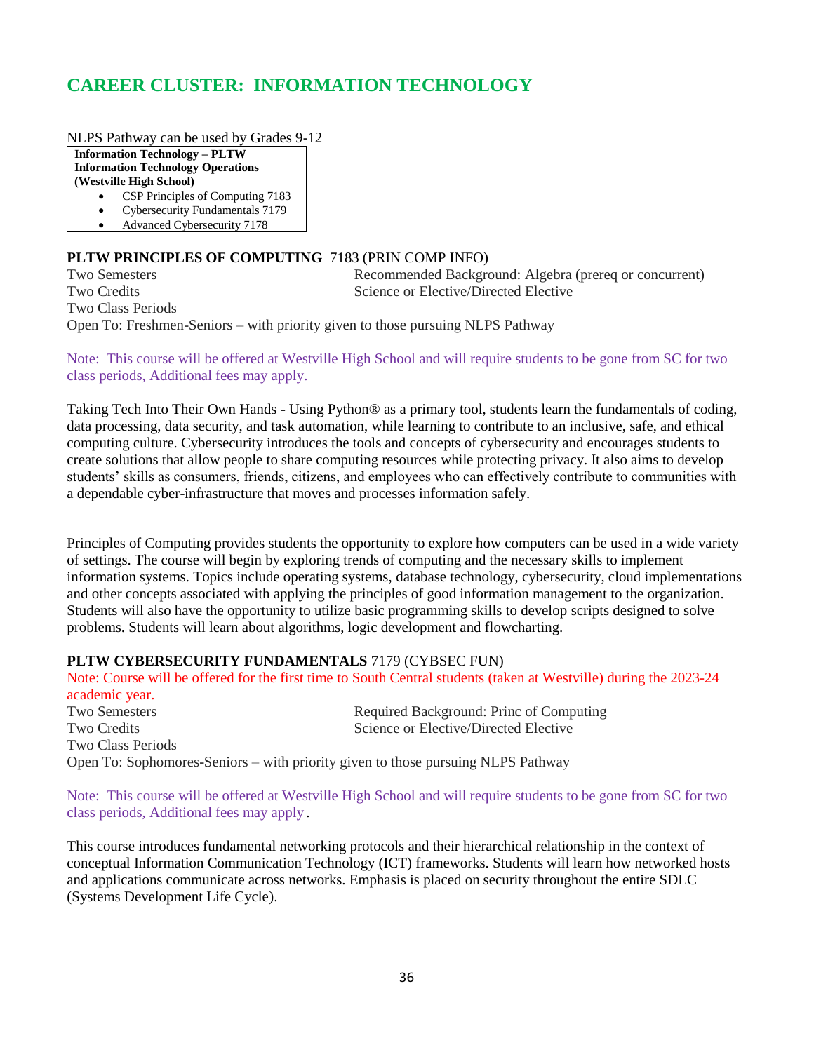# CAREER CLUSTER: INFORMATION TECHNOLOGY

NLPS Pathway can be used by Grades 9-12

**Information Technology – PLTW**
**Information Technology Operations**
**(Westville High School)**

- CSP Principles of Computing 7183
- Cybersecurity Fundamentals 7179
- Advanced Cybersecurity 7178

**PLTW PRINCIPLES OF COMPUTING** 7183 (PRIN COMP INFO)

Two Semesters — Recommended Background: Algebra (prereq or concurrent)
Two Credits — Science or Elective/Directed Elective
Two Class Periods
Open To: Freshmen-Seniors – with priority given to those pursuing NLPS Pathway

Note: This course will be offered at Westville High School and will require students to be gone from SC for two class periods, Additional fees may apply.

Taking Tech Into Their Own Hands - Using Python® as a primary tool, students learn the fundamentals of coding, data processing, data security, and task automation, while learning to contribute to an inclusive, safe, and ethical computing culture. Cybersecurity introduces the tools and concepts of cybersecurity and encourages students to create solutions that allow people to share computing resources while protecting privacy. It also aims to develop students' skills as consumers, friends, citizens, and employees who can effectively contribute to communities with a dependable cyber-infrastructure that moves and processes information safely.

Principles of Computing provides students the opportunity to explore how computers can be used in a wide variety of settings. The course will begin by exploring trends of computing and the necessary skills to implement information systems. Topics include operating systems, database technology, cybersecurity, cloud implementations and other concepts associated with applying the principles of good information management to the organization. Students will also have the opportunity to utilize basic programming skills to develop scripts designed to solve problems. Students will learn about algorithms, logic development and flowcharting.

**PLTW CYBERSECURITY FUNDAMENTALS** 7179 (CYBSEC FUN)

Note: Course will be offered for the first time to South Central students (taken at Westville) during the 2023-24 academic year.

Two Semesters — Required Background: Princ of Computing
Two Credits — Science or Elective/Directed Elective
Two Class Periods
Open To: Sophomores-Seniors – with priority given to those pursuing NLPS Pathway

Note: This course will be offered at Westville High School and will require students to be gone from SC for two class periods, Additional fees may apply.

This course introduces fundamental networking protocols and their hierarchical relationship in the context of conceptual Information Communication Technology (ICT) frameworks. Students will learn how networked hosts and applications communicate across networks. Emphasis is placed on security throughout the entire SDLC (Systems Development Life Cycle).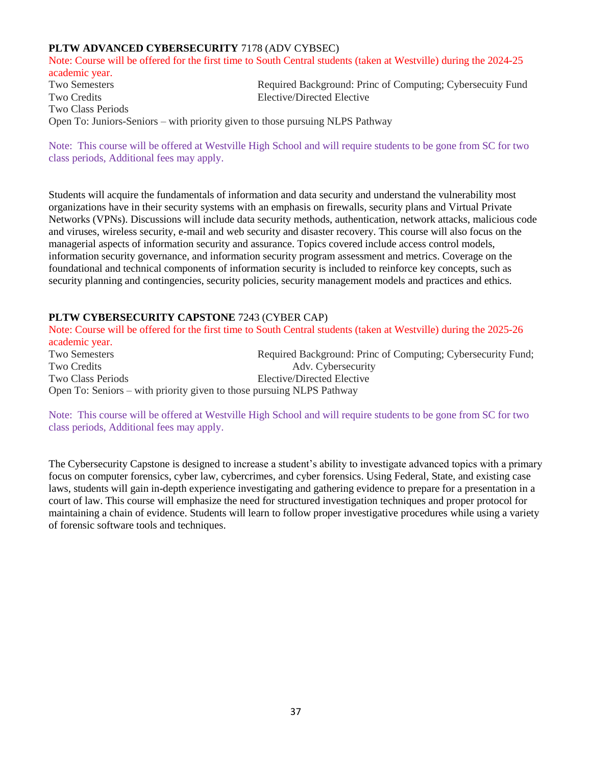**PLTW ADVANCED CYBERSECURITY** 7178 (ADV CYBSEC)

Note: Course will be offered for the first time to South Central students (taken at Westville) during the 2024-25 academic year.

Two Semesters  
Two Credits  
Two Class Periods  
Required Background: Princ of Computing; Cybersecuity Fund  
Elective/Directed Elective  
Open To: Juniors-Seniors – with priority given to those pursuing NLPS Pathway

Note: This course will be offered at Westville High School and will require students to be gone from SC for two class periods, Additional fees may apply.

Students will acquire the fundamentals of information and data security and understand the vulnerability most organizations have in their security systems with an emphasis on firewalls, security plans and Virtual Private Networks (VPNs). Discussions will include data security methods, authentication, network attacks, malicious code and viruses, wireless security, e-mail and web security and disaster recovery. This course will also focus on the managerial aspects of information security and assurance. Topics covered include access control models, information security governance, and information security program assessment and metrics. Coverage on the foundational and technical components of information security is included to reinforce key concepts, such as security planning and contingencies, security policies, security management models and practices and ethics.

**PLTW CYBERSECURITY CAPSTONE** 7243 (CYBER CAP)

Note: Course will be offered for the first time to South Central students (taken at Westville) during the 2025-26 academic year.

Two Semesters  
Two Credits  
Two Class Periods  
Required Background: Princ of Computing; Cybersecurity Fund; Adv. Cybersecurity  
Elective/Directed Elective  
Open To: Seniors – with priority given to those pursuing NLPS Pathway

Note: This course will be offered at Westville High School and will require students to be gone from SC for two class periods, Additional fees may apply.

The Cybersecurity Capstone is designed to increase a student's ability to investigate advanced topics with a primary focus on computer forensics, cyber law, cybercrimes, and cyber forensics. Using Federal, State, and existing case laws, students will gain in-depth experience investigating and gathering evidence to prepare for a presentation in a court of law. This course will emphasize the need for structured investigation techniques and proper protocol for maintaining a chain of evidence. Students will learn to follow proper investigative procedures while using a variety of forensic software tools and techniques.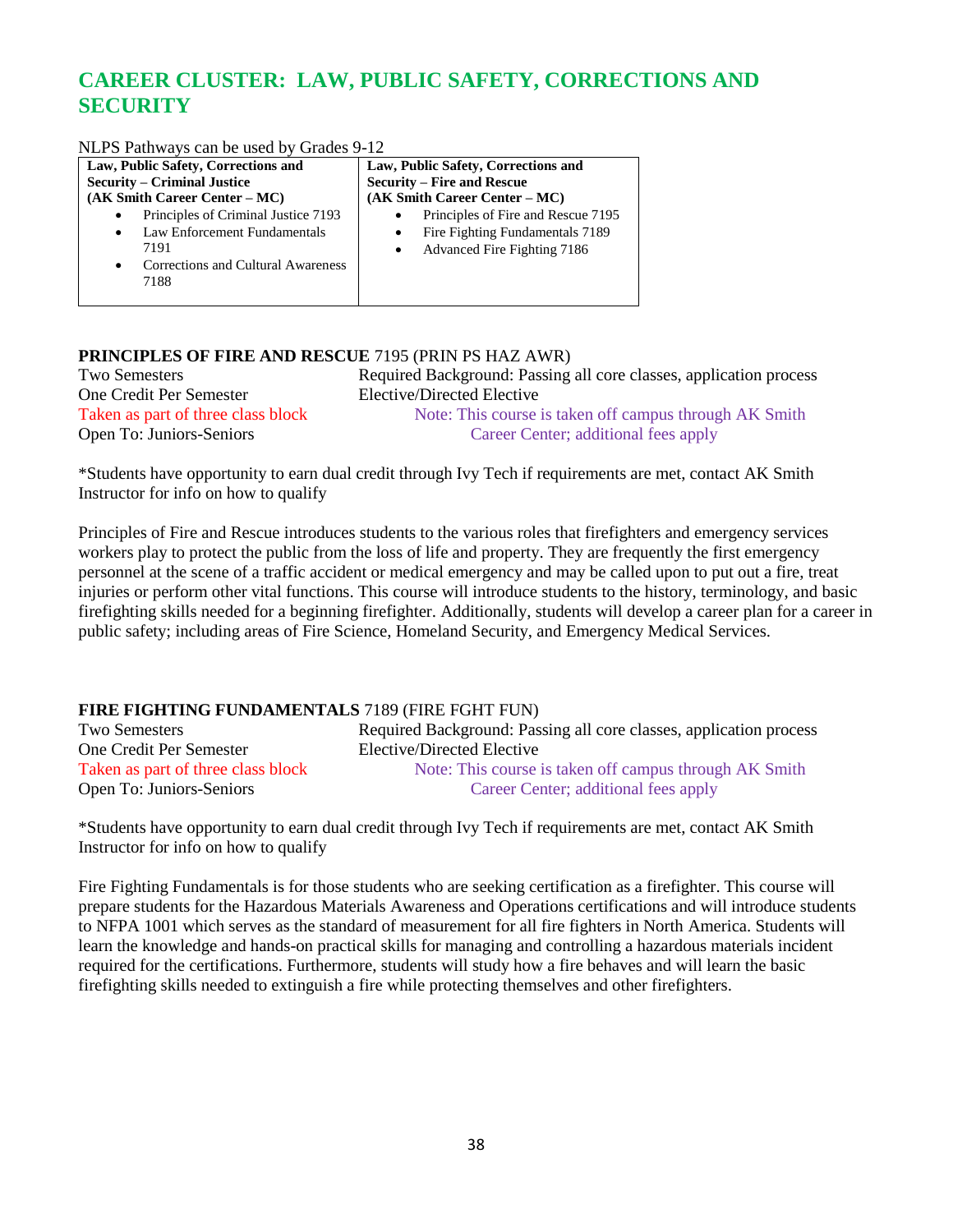# CAREER CLUSTER: LAW, PUBLIC SAFETY, CORRECTIONS AND SECURITY

NLPS Pathways can be used by Grades 9-12

| **Law, Public Safety, Corrections and Security – Criminal Justice (AK Smith Career Center – MC)** | **Law, Public Safety, Corrections and Security – Fire and Rescue (AK Smith Career Center – MC)** |
|---|---|
| • Principles of Criminal Justice 7193<br>• Law Enforcement Fundamentals 7191<br>• Corrections and Cultural Awareness 7188 | • Principles of Fire and Rescue 7195<br>• Fire Fighting Fundamentals 7189<br>• Advanced Fire Fighting 7186 |

**PRINCIPLES OF FIRE AND RESCUE** 7195 (PRIN PS HAZ AWR)

Two Semesters
One Credit Per Semester
Taken as part of three class block
Open To: Juniors-Seniors

Required Background: Passing all core classes, application process
Elective/Directed Elective
Note: This course is taken off campus through AK Smith Career Center; additional fees apply

*Students have opportunity to earn dual credit through Ivy Tech if requirements are met, contact AK Smith Instructor for info on how to qualify

Principles of Fire and Rescue introduces students to the various roles that firefighters and emergency services workers play to protect the public from the loss of life and property. They are frequently the first emergency personnel at the scene of a traffic accident or medical emergency and may be called upon to put out a fire, treat injuries or perform other vital functions. This course will introduce students to the history, terminology, and basic firefighting skills needed for a beginning firefighter. Additionally, students will develop a career plan for a career in public safety; including areas of Fire Science, Homeland Security, and Emergency Medical Services.

**FIRE FIGHTING FUNDAMENTALS** 7189 (FIRE FGHT FUN)

Two Semesters
One Credit Per Semester
Taken as part of three class block
Open To: Juniors-Seniors

Required Background: Passing all core classes, application process
Elective/Directed Elective
Note: This course is taken off campus through AK Smith Career Center; additional fees apply

*Students have opportunity to earn dual credit through Ivy Tech if requirements are met, contact AK Smith Instructor for info on how to qualify

Fire Fighting Fundamentals is for those students who are seeking certification as a firefighter. This course will prepare students for the Hazardous Materials Awareness and Operations certifications and will introduce students to NFPA 1001 which serves as the standard of measurement for all fire fighters in North America. Students will learn the knowledge and hands-on practical skills for managing and controlling a hazardous materials incident required for the certifications. Furthermore, students will study how a fire behaves and will learn the basic firefighting skills needed to extinguish a fire while protecting themselves and other firefighters.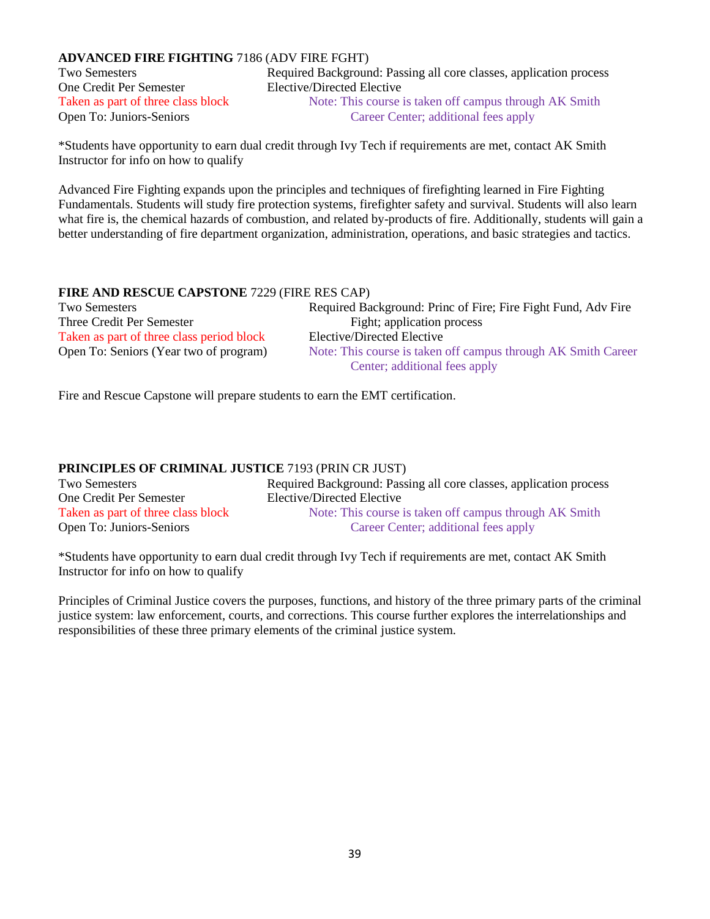**ADVANCED FIRE FIGHTING** 7186 (ADV FIRE FGHT)

Two Semesters
One Credit Per Semester
Taken as part of three class block
Open To: Juniors-Seniors

Required Background: Passing all core classes, application process
Elective/Directed Elective
Note: This course is taken off campus through AK Smith Career Center; additional fees apply

*Students have opportunity to earn dual credit through Ivy Tech if requirements are met, contact AK Smith Instructor for info on how to qualify

Advanced Fire Fighting expands upon the principles and techniques of firefighting learned in Fire Fighting Fundamentals. Students will study fire protection systems, firefighter safety and survival. Students will also learn what fire is, the chemical hazards of combustion, and related by-products of fire. Additionally, students will gain a better understanding of fire department organization, administration, operations, and basic strategies and tactics.

**FIRE AND RESCUE CAPSTONE** 7229 (FIRE RES CAP)

Two Semesters
Three Credit Per Semester
Taken as part of three class period block
Open To: Seniors (Year two of program)

Required Background: Princ of Fire; Fire Fight Fund, Adv Fire Fight; application process
Elective/Directed Elective
Note: This course is taken off campus through AK Smith Career Center; additional fees apply

Fire and Rescue Capstone will prepare students to earn the EMT certification.

**PRINCIPLES OF CRIMINAL JUSTICE** 7193 (PRIN CR JUST)

Two Semesters
One Credit Per Semester
Taken as part of three class block
Open To: Juniors-Seniors

Required Background: Passing all core classes, application process
Elective/Directed Elective
Note: This course is taken off campus through AK Smith Career Center; additional fees apply

*Students have opportunity to earn dual credit through Ivy Tech if requirements are met, contact AK Smith Instructor for info on how to qualify

Principles of Criminal Justice covers the purposes, functions, and history of the three primary parts of the criminal justice system: law enforcement, courts, and corrections. This course further explores the interrelationships and responsibilities of these three primary elements of the criminal justice system.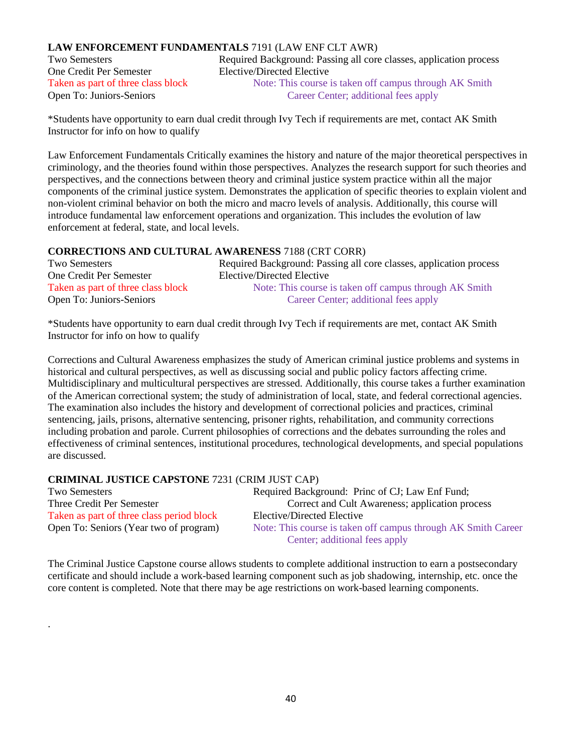**LAW ENFORCEMENT FUNDAMENTALS** 7191 (LAW ENF CLT AWR)

Two Semesters
One Credit Per Semester
Taken as part of three class block
Open To: Juniors-Seniors

Required Background: Passing all core classes, application process
Elective/Directed Elective
Note: This course is taken off campus through AK Smith Career Center; additional fees apply

*Students have opportunity to earn dual credit through Ivy Tech if requirements are met, contact AK Smith Instructor for info on how to qualify

Law Enforcement Fundamentals Critically examines the history and nature of the major theoretical perspectives in criminology, and the theories found within those perspectives. Analyzes the research support for such theories and perspectives, and the connections between theory and criminal justice system practice within all the major components of the criminal justice system. Demonstrates the application of specific theories to explain violent and non-violent criminal behavior on both the micro and macro levels of analysis. Additionally, this course will introduce fundamental law enforcement operations and organization. This includes the evolution of law enforcement at federal, state, and local levels.

**CORRECTIONS AND CULTURAL AWARENESS** 7188 (CRT CORR)

Two Semesters
One Credit Per Semester
Taken as part of three class block
Open To: Juniors-Seniors

Required Background: Passing all core classes, application process
Elective/Directed Elective
Note: This course is taken off campus through AK Smith Career Center; additional fees apply

*Students have opportunity to earn dual credit through Ivy Tech if requirements are met, contact AK Smith Instructor for info on how to qualify

Corrections and Cultural Awareness emphasizes the study of American criminal justice problems and systems in historical and cultural perspectives, as well as discussing social and public policy factors affecting crime. Multidisciplinary and multicultural perspectives are stressed. Additionally, this course takes a further examination of the American correctional system; the study of administration of local, state, and federal correctional agencies. The examination also includes the history and development of correctional policies and practices, criminal sentencing, jails, prisons, alternative sentencing, prisoner rights, rehabilitation, and community corrections including probation and parole. Current philosophies of corrections and the debates surrounding the roles and effectiveness of criminal sentences, institutional procedures, technological developments, and special populations are discussed.

**CRIMINAL JUSTICE CAPSTONE** 7231 (CRIM JUST CAP)

Two Semesters
Three Credit Per Semester
Taken as part of three class period block
Open To: Seniors (Year two of program)

Required Background: Princ of CJ; Law Enf Fund; Correct and Cult Awareness; application process
Elective/Directed Elective
Note: This course is taken off campus through AK Smith Career Center; additional fees apply

The Criminal Justice Capstone course allows students to complete additional instruction to earn a postsecondary certificate and should include a work-based learning component such as job shadowing, internship, etc. once the core content is completed. Note that there may be age restrictions on work-based learning components.

.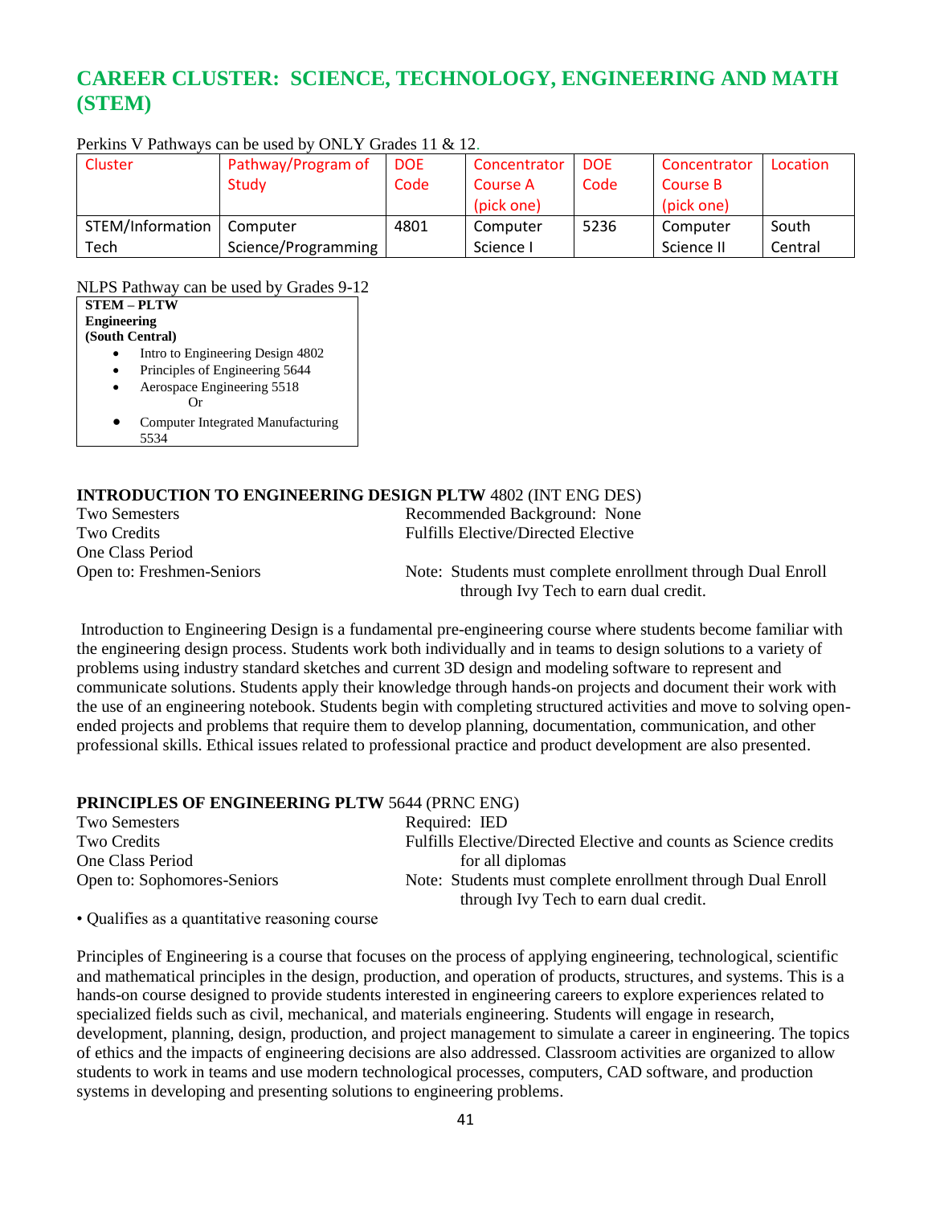# CAREER CLUSTER: SCIENCE, TECHNOLOGY, ENGINEERING AND MATH (STEM)

Perkins V Pathways can be used by ONLY Grades 11 & 12.

| Cluster | Pathway/Program of Study | DOE Code | Concentrator Course A (pick one) | DOE Code | Concentrator Course B (pick one) | Location |
|---|---|---|---|---|---|---|
| STEM/Information Tech | Computer Science/Programming | 4801 | Computer Science I | 5236 | Computer Science II | South Central |

NLPS Pathway can be used by Grades 9-12

**STEM – PLTW Engineering (South Central)**

- Intro to Engineering Design 4802
- Principles of Engineering 5644
- Aerospace Engineering 5518
  Or
- Computer Integrated Manufacturing 5534

**INTRODUCTION TO ENGINEERING DESIGN PLTW** 4802 (INT ENG DES)

Two Semesters
Two Credits
One Class Period
Open to: Freshmen-Seniors

Recommended Background: None
Fulfills Elective/Directed Elective

Note: Students must complete enrollment through Dual Enroll through Ivy Tech to earn dual credit.

Introduction to Engineering Design is a fundamental pre-engineering course where students become familiar with the engineering design process. Students work both individually and in teams to design solutions to a variety of problems using industry standard sketches and current 3D design and modeling software to represent and communicate solutions. Students apply their knowledge through hands-on projects and document their work with the use of an engineering notebook. Students begin with completing structured activities and move to solving open-ended projects and problems that require them to develop planning, documentation, communication, and other professional skills. Ethical issues related to professional practice and product development are also presented.

**PRINCIPLES OF ENGINEERING PLTW** 5644 (PRNC ENG)

Two Semesters
Two Credits
One Class Period
Open to: Sophomores-Seniors

Required: IED
Fulfills Elective/Directed Elective and counts as Science credits for all diplomas
Note: Students must complete enrollment through Dual Enroll through Ivy Tech to earn dual credit.

• Qualifies as a quantitative reasoning course

Principles of Engineering is a course that focuses on the process of applying engineering, technological, scientific and mathematical principles in the design, production, and operation of products, structures, and systems. This is a hands-on course designed to provide students interested in engineering careers to explore experiences related to specialized fields such as civil, mechanical, and materials engineering. Students will engage in research, development, planning, design, production, and project management to simulate a career in engineering. The topics of ethics and the impacts of engineering decisions are also addressed. Classroom activities are organized to allow students to work in teams and use modern technological processes, computers, CAD software, and production systems in developing and presenting solutions to engineering problems.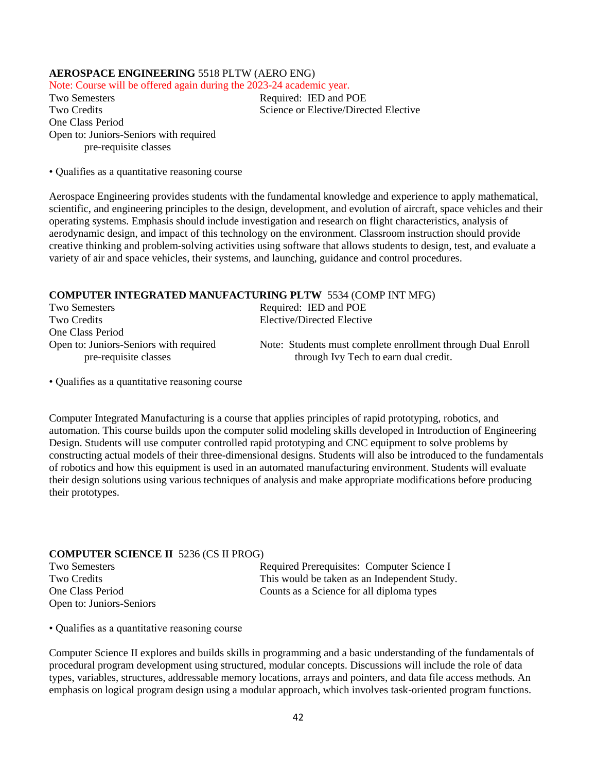**AEROSPACE ENGINEERING** 5518 PLTW (AERO ENG)

Note: Course will be offered again during the 2023-24 academic year.

Two Semesters
Two Credits
One Class Period
Open to: Juniors-Seniors with required pre-requisite classes

Required: IED and POE
Science or Elective/Directed Elective

• Qualifies as a quantitative reasoning course

Aerospace Engineering provides students with the fundamental knowledge and experience to apply mathematical, scientific, and engineering principles to the design, development, and evolution of aircraft, space vehicles and their operating systems. Emphasis should include investigation and research on flight characteristics, analysis of aerodynamic design, and impact of this technology on the environment. Classroom instruction should provide creative thinking and problem-solving activities using software that allows students to design, test, and evaluate a variety of air and space vehicles, their systems, and launching, guidance and control procedures.

**COMPUTER INTEGRATED MANUFACTURING PLTW** 5534 (COMP INT MFG)

Two Semesters
Two Credits
One Class Period
Open to: Juniors-Seniors with required pre-requisite classes

Required: IED and POE
Elective/Directed Elective

Note: Students must complete enrollment through Dual Enroll through Ivy Tech to earn dual credit.

• Qualifies as a quantitative reasoning course

Computer Integrated Manufacturing is a course that applies principles of rapid prototyping, robotics, and automation. This course builds upon the computer solid modeling skills developed in Introduction of Engineering Design. Students will use computer controlled rapid prototyping and CNC equipment to solve problems by constructing actual models of their three-dimensional designs. Students will also be introduced to the fundamentals of robotics and how this equipment is used in an automated manufacturing environment. Students will evaluate their design solutions using various techniques of analysis and make appropriate modifications before producing their prototypes.

**COMPUTER SCIENCE II** 5236 (CS II PROG)

Two Semesters
Two Credits
One Class Period
Open to: Juniors-Seniors

Required Prerequisites: Computer Science I
This would be taken as an Independent Study.
Counts as a Science for all diploma types

• Qualifies as a quantitative reasoning course

Computer Science II explores and builds skills in programming and a basic understanding of the fundamentals of procedural program development using structured, modular concepts. Discussions will include the role of data types, variables, structures, addressable memory locations, arrays and pointers, and data file access methods. An emphasis on logical program design using a modular approach, which involves task-oriented program functions.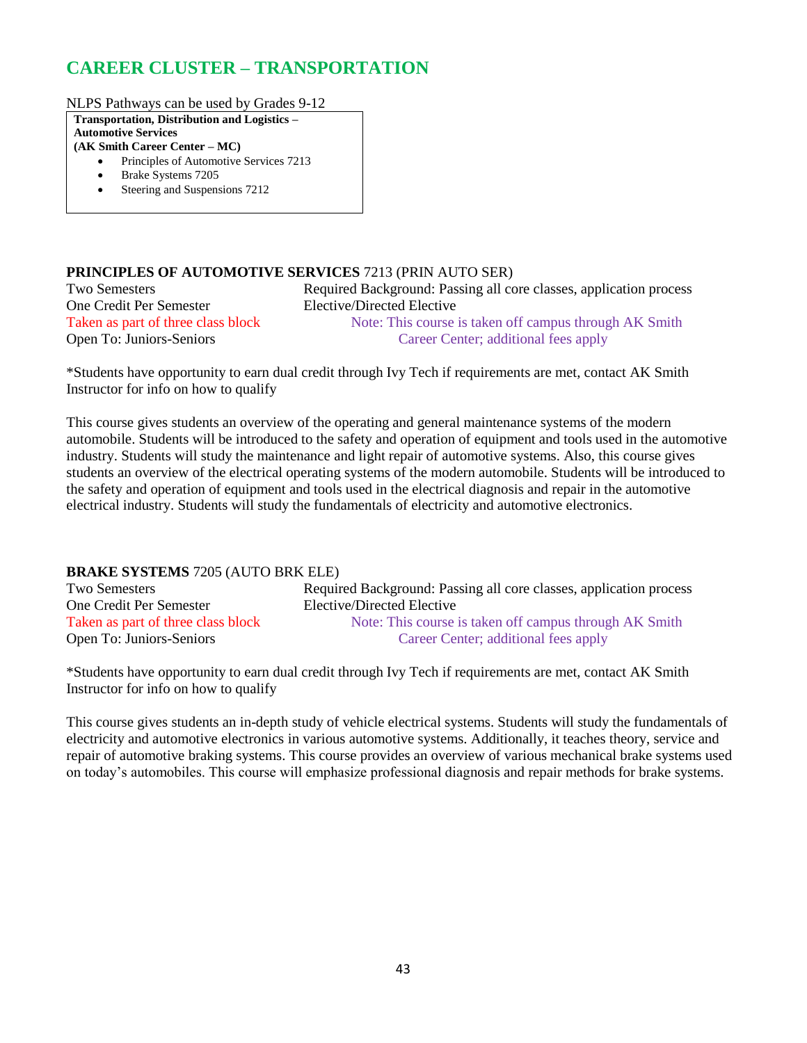## CAREER CLUSTER – TRANSPORTATION

NLPS Pathways can be used by Grades 9-12

**Transportation, Distribution and Logistics – Automotive Services**
**(AK Smith Career Center – MC)**

- Principles of Automotive Services 7213
- Brake Systems 7205
- Steering and Suspensions 7212

### PRINCIPLES OF AUTOMOTIVE SERVICES 7213 (PRIN AUTO SER)

Two Semesters
One Credit Per Semester
Taken as part of three class block
Open To: Juniors-Seniors

Required Background: Passing all core classes, application process
Elective/Directed Elective
Note: This course is taken off campus through AK Smith Career Center; additional fees apply

*Students have opportunity to earn dual credit through Ivy Tech if requirements are met, contact AK Smith Instructor for info on how to qualify

This course gives students an overview of the operating and general maintenance systems of the modern automobile. Students will be introduced to the safety and operation of equipment and tools used in the automotive industry. Students will study the maintenance and light repair of automotive systems. Also, this course gives students an overview of the electrical operating systems of the modern automobile. Students will be introduced to the safety and operation of equipment and tools used in the electrical diagnosis and repair in the automotive electrical industry. Students will study the fundamentals of electricity and automotive electronics.

### BRAKE SYSTEMS 7205 (AUTO BRK ELE)

Two Semesters
One Credit Per Semester
Taken as part of three class block
Open To: Juniors-Seniors

Required Background: Passing all core classes, application process
Elective/Directed Elective
Note: This course is taken off campus through AK Smith Career Center; additional fees apply

*Students have opportunity to earn dual credit through Ivy Tech if requirements are met, contact AK Smith Instructor for info on how to qualify

This course gives students an in-depth study of vehicle electrical systems. Students will study the fundamentals of electricity and automotive electronics in various automotive systems. Additionally, it teaches theory, service and repair of automotive braking systems. This course provides an overview of various mechanical brake systems used on today's automobiles. This course will emphasize professional diagnosis and repair methods for brake systems.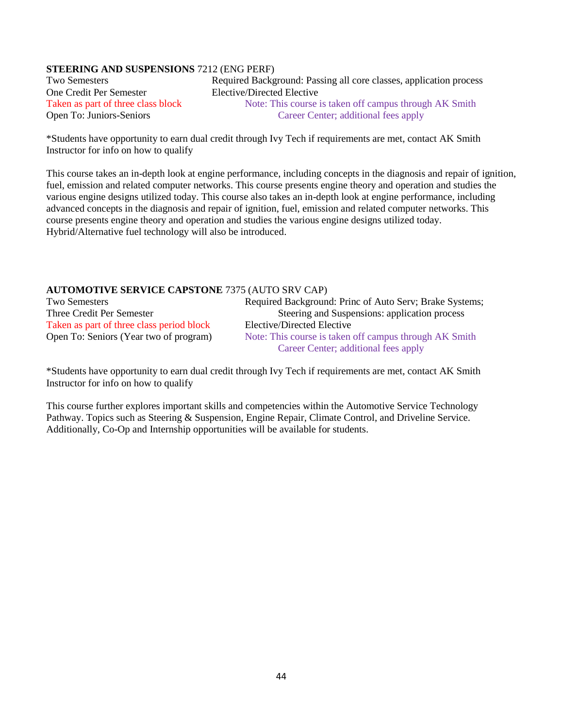**STEERING AND SUSPENSIONS** 7212 (ENG PERF)

Two Semesters
One Credit Per Semester
Taken as part of three class block
Open To: Juniors-Seniors

Required Background: Passing all core classes, application process
Elective/Directed Elective
Note: This course is taken off campus through AK Smith Career Center; additional fees apply

*Students have opportunity to earn dual credit through Ivy Tech if requirements are met, contact AK Smith Instructor for info on how to qualify

This course takes an in-depth look at engine performance, including concepts in the diagnosis and repair of ignition, fuel, emission and related computer networks. This course presents engine theory and operation and studies the various engine designs utilized today. This course also takes an in-depth look at engine performance, including advanced concepts in the diagnosis and repair of ignition, fuel, emission and related computer networks. This course presents engine theory and operation and studies the various engine designs utilized today. Hybrid/Alternative fuel technology will also be introduced.

**AUTOMOTIVE SERVICE CAPSTONE** 7375 (AUTO SRV CAP)

Two Semesters
Three Credit Per Semester
Taken as part of three class period block
Open To: Seniors (Year two of program)

Required Background: Princ of Auto Serv; Brake Systems; Steering and Suspensions: application process
Elective/Directed Elective
Note: This course is taken off campus through AK Smith Career Center; additional fees apply

*Students have opportunity to earn dual credit through Ivy Tech if requirements are met, contact AK Smith Instructor for info on how to qualify

This course further explores important skills and competencies within the Automotive Service Technology Pathway. Topics such as Steering & Suspension, Engine Repair, Climate Control, and Driveline Service. Additionally, Co-Op and Internship opportunities will be available for students.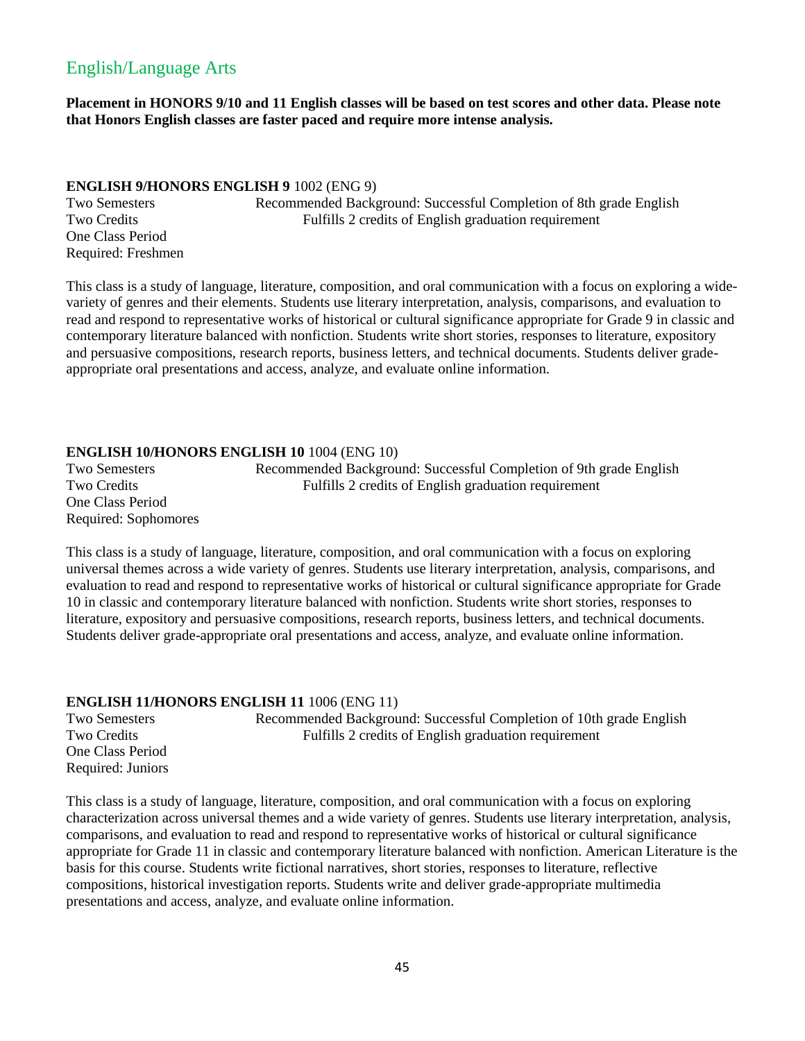## English/Language Arts

**Placement in HONORS 9/10 and 11 English classes will be based on test scores and other data. Please note that Honors English classes are faster paced and require more intense analysis.**

**ENGLISH 9/HONORS ENGLISH 9** 1002 (ENG 9)

Two Semesters — Recommended Background: Successful Completion of 8th grade English
Two Credits — Fulfills 2 credits of English graduation requirement
One Class Period
Required: Freshmen

This class is a study of language, literature, composition, and oral communication with a focus on exploring a wide-variety of genres and their elements. Students use literary interpretation, analysis, comparisons, and evaluation to read and respond to representative works of historical or cultural significance appropriate for Grade 9 in classic and contemporary literature balanced with nonfiction. Students write short stories, responses to literature, expository and persuasive compositions, research reports, business letters, and technical documents. Students deliver grade-appropriate oral presentations and access, analyze, and evaluate online information.

**ENGLISH 10/HONORS ENGLISH 10** 1004 (ENG 10)

Two Semesters — Recommended Background: Successful Completion of 9th grade English
Two Credits — Fulfills 2 credits of English graduation requirement
One Class Period
Required: Sophomores

This class is a study of language, literature, composition, and oral communication with a focus on exploring universal themes across a wide variety of genres. Students use literary interpretation, analysis, comparisons, and evaluation to read and respond to representative works of historical or cultural significance appropriate for Grade 10 in classic and contemporary literature balanced with nonfiction. Students write short stories, responses to literature, expository and persuasive compositions, research reports, business letters, and technical documents. Students deliver grade-appropriate oral presentations and access, analyze, and evaluate online information.

**ENGLISH 11/HONORS ENGLISH 11** 1006 (ENG 11)

Two Semesters — Recommended Background: Successful Completion of 10th grade English
Two Credits — Fulfills 2 credits of English graduation requirement
One Class Period
Required: Juniors

This class is a study of language, literature, composition, and oral communication with a focus on exploring characterization across universal themes and a wide variety of genres. Students use literary interpretation, analysis, comparisons, and evaluation to read and respond to representative works of historical or cultural significance appropriate for Grade 11 in classic and contemporary literature balanced with nonfiction. American Literature is the basis for this course. Students write fictional narratives, short stories, responses to literature, reflective compositions, historical investigation reports. Students write and deliver grade-appropriate multimedia presentations and access, analyze, and evaluate online information.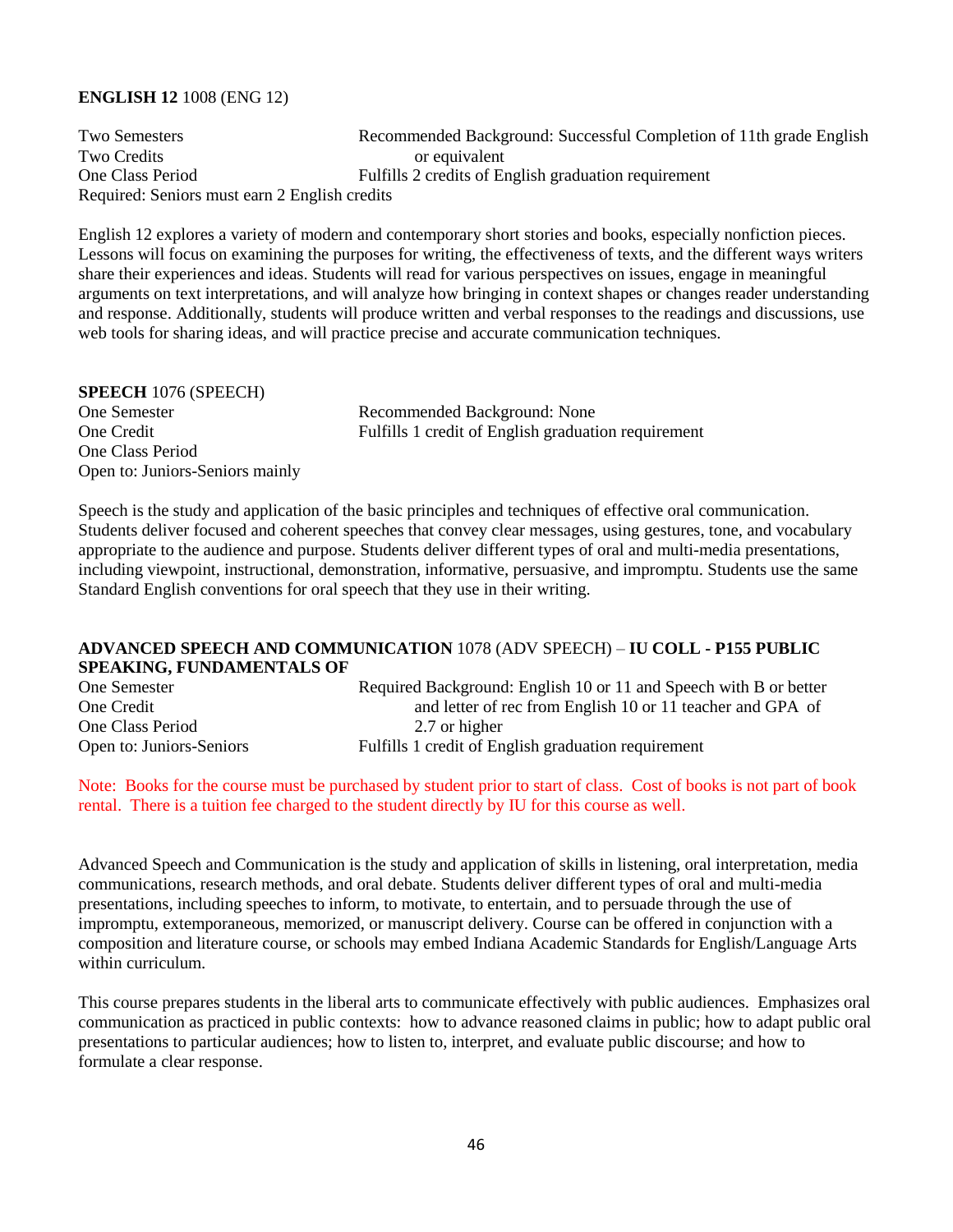**ENGLISH 12** 1008 (ENG 12)

Two Semesters
Two Credits
One Class Period
Required: Seniors must earn 2 English credits

Recommended Background: Successful Completion of 11th grade English or equivalent
Fulfills 2 credits of English graduation requirement

English 12 explores a variety of modern and contemporary short stories and books, especially nonfiction pieces. Lessons will focus on examining the purposes for writing, the effectiveness of texts, and the different ways writers share their experiences and ideas. Students will read for various perspectives on issues, engage in meaningful arguments on text interpretations, and will analyze how bringing in context shapes or changes reader understanding and response. Additionally, students will produce written and verbal responses to the readings and discussions, use web tools for sharing ideas, and will practice precise and accurate communication techniques.

**SPEECH** 1076 (SPEECH)

One Semester
One Credit
One Class Period
Open to: Juniors-Seniors mainly

Recommended Background: None
Fulfills 1 credit of English graduation requirement

Speech is the study and application of the basic principles and techniques of effective oral communication. Students deliver focused and coherent speeches that convey clear messages, using gestures, tone, and vocabulary appropriate to the audience and purpose. Students deliver different types of oral and multi-media presentations, including viewpoint, instructional, demonstration, informative, persuasive, and impromptu. Students use the same Standard English conventions for oral speech that they use in their writing.

**ADVANCED SPEECH AND COMMUNICATION** 1078 (ADV SPEECH) – **IU COLL - P155 PUBLIC SPEAKING, FUNDAMENTALS OF**

One Semester
One Credit
One Class Period
Open to: Juniors-Seniors

Required Background: English 10 or 11 and Speech with B or better and letter of rec from English 10 or 11 teacher and GPA of 2.7 or higher
Fulfills 1 credit of English graduation requirement

Note: Books for the course must be purchased by student prior to start of class. Cost of books is not part of book rental. There is a tuition fee charged to the student directly by IU for this course as well.

Advanced Speech and Communication is the study and application of skills in listening, oral interpretation, media communications, research methods, and oral debate. Students deliver different types of oral and multi-media presentations, including speeches to inform, to motivate, to entertain, and to persuade through the use of impromptu, extemporaneous, memorized, or manuscript delivery. Course can be offered in conjunction with a composition and literature course, or schools may embed Indiana Academic Standards for English/Language Arts within curriculum.

This course prepares students in the liberal arts to communicate effectively with public audiences. Emphasizes oral communication as practiced in public contexts: how to advance reasoned claims in public; how to adapt public oral presentations to particular audiences; how to listen to, interpret, and evaluate public discourse; and how to formulate a clear response.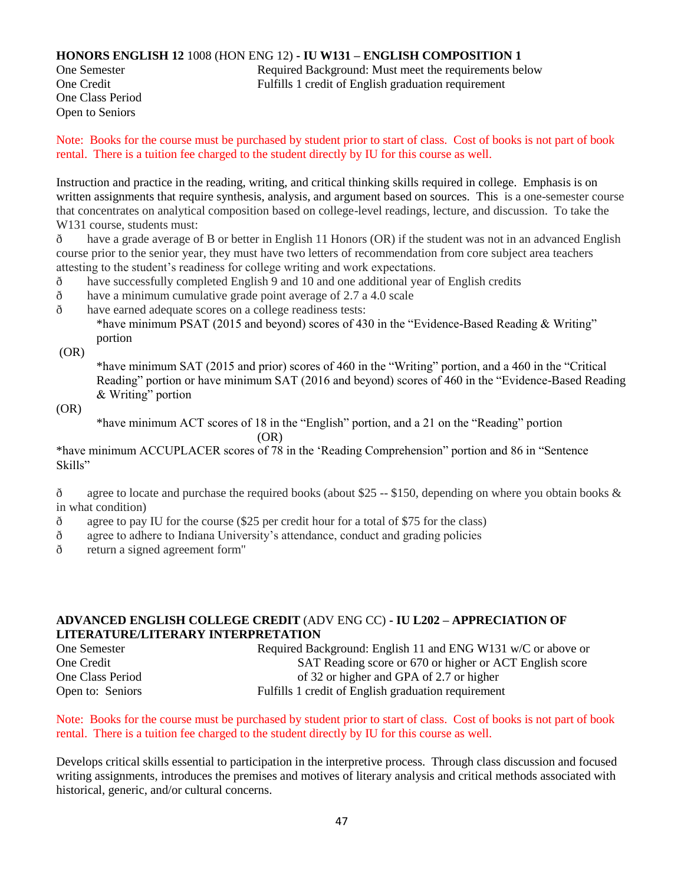**HONORS ENGLISH 12** 1008 (HON ENG 12) **- IU W131 – ENGLISH COMPOSITION 1**

One Semester
One Credit
One Class Period
Open to Seniors

Required Background: Must meet the requirements below
Fulfills 1 credit of English graduation requirement

Note: Books for the course must be purchased by student prior to start of class. Cost of books is not part of book rental. There is a tuition fee charged to the student directly by IU for this course as well.

Instruction and practice in the reading, writing, and critical thinking skills required in college. Emphasis is on written assignments that require synthesis, analysis, and argument based on sources. This is a one-semester course that concentrates on analytical composition based on college-level readings, lecture, and discussion. To take the W131 course, students must:

ð have a grade average of B or better in English 11 Honors (OR) if the student was not in an advanced English course prior to the senior year, they must have two letters of recommendation from core subject area teachers attesting to the student's readiness for college writing and work expectations.

ð have successfully completed English 9 and 10 and one additional year of English credits

ð have a minimum cumulative grade point average of 2.7 a 4.0 scale

ð have earned adequate scores on a college readiness tests:

*have minimum PSAT (2015 and beyond) scores of 430 in the "Evidence-Based Reading & Writing" portion

(OR)

*have minimum SAT (2015 and prior) scores of 460 in the "Writing" portion, and a 460 in the "Critical Reading" portion or have minimum SAT (2016 and beyond) scores of 460 in the "Evidence-Based Reading & Writing" portion

(OR)

*have minimum ACT scores of 18 in the "English" portion, and a 21 on the "Reading" portion

(OR)

*have minimum ACCUPLACER scores of 78 in the 'Reading Comprehension" portion and 86 in "Sentence Skills"

ð agree to locate and purchase the required books (about $25 -- $150, depending on where you obtain books & in what condition)

ð agree to pay IU for the course ($25 per credit hour for a total of $75 for the class)

ð agree to adhere to Indiana University's attendance, conduct and grading policies

ð return a signed agreement form"

**ADVANCED ENGLISH COLLEGE CREDIT** (ADV ENG CC) **- IU L202 – APPRECIATION OF LITERATURE/LITERARY INTERPRETATION**

One Semester
One Credit
One Class Period
Open to: Seniors

Required Background: English 11 and ENG W131 w/C or above or SAT Reading score or 670 or higher or ACT English score of 32 or higher and GPA of 2.7 or higher
Fulfills 1 credit of English graduation requirement

Note: Books for the course must be purchased by student prior to start of class. Cost of books is not part of book rental. There is a tuition fee charged to the student directly by IU for this course as well.

Develops critical skills essential to participation in the interpretive process. Through class discussion and focused writing assignments, introduces the premises and motives of literary analysis and critical methods associated with historical, generic, and/or cultural concerns.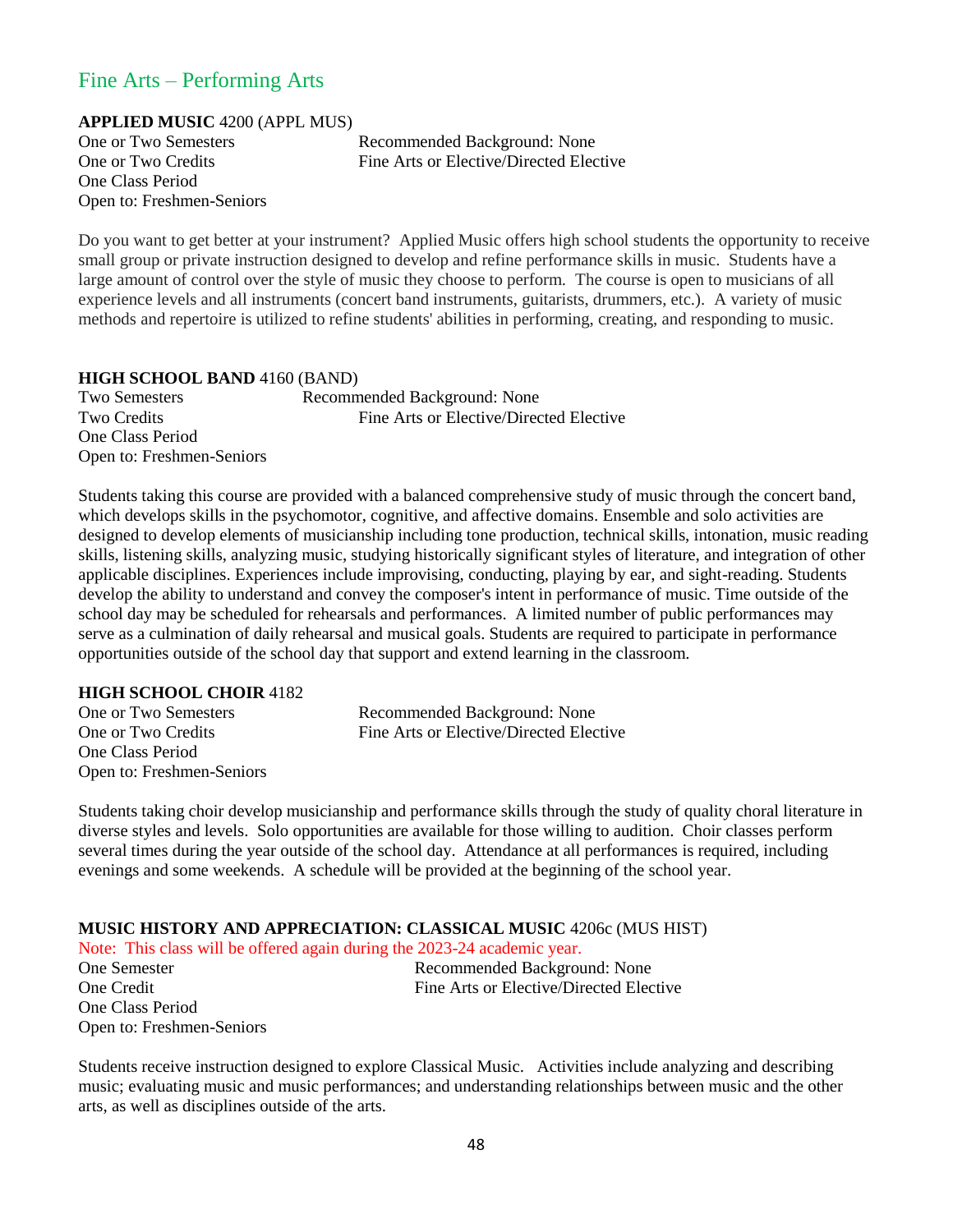## Fine Arts – Performing Arts

**APPLIED MUSIC** 4200 (APPL MUS)

One or Two Semesters
One or Two Credits
One Class Period
Open to: Freshmen-Seniors

Recommended Background: None
Fine Arts or Elective/Directed Elective

Do you want to get better at your instrument? Applied Music offers high school students the opportunity to receive small group or private instruction designed to develop and refine performance skills in music. Students have a large amount of control over the style of music they choose to perform. The course is open to musicians of all experience levels and all instruments (concert band instruments, guitarists, drummers, etc.). A variety of music methods and repertoire is utilized to refine students' abilities in performing, creating, and responding to music.

**HIGH SCHOOL BAND** 4160 (BAND)

Two Semesters
Two Credits
One Class Period
Open to: Freshmen-Seniors

Recommended Background: None
Fine Arts or Elective/Directed Elective

Students taking this course are provided with a balanced comprehensive study of music through the concert band, which develops skills in the psychomotor, cognitive, and affective domains. Ensemble and solo activities are designed to develop elements of musicianship including tone production, technical skills, intonation, music reading skills, listening skills, analyzing music, studying historically significant styles of literature, and integration of other applicable disciplines. Experiences include improvising, conducting, playing by ear, and sight-reading. Students develop the ability to understand and convey the composer's intent in performance of music. Time outside of the school day may be scheduled for rehearsals and performances. A limited number of public performances may serve as a culmination of daily rehearsal and musical goals. Students are required to participate in performance opportunities outside of the school day that support and extend learning in the classroom.

**HIGH SCHOOL CHOIR** 4182

One or Two Semesters
One or Two Credits
One Class Period
Open to: Freshmen-Seniors

Recommended Background: None
Fine Arts or Elective/Directed Elective

Students taking choir develop musicianship and performance skills through the study of quality choral literature in diverse styles and levels. Solo opportunities are available for those willing to audition. Choir classes perform several times during the year outside of the school day. Attendance at all performances is required, including evenings and some weekends. A schedule will be provided at the beginning of the school year.

**MUSIC HISTORY AND APPRECIATION: CLASSICAL MUSIC** 4206c (MUS HIST)

Note: This class will be offered again during the 2023-24 academic year.

One Semester
One Credit
One Class Period
Open to: Freshmen-Seniors

Recommended Background: None
Fine Arts or Elective/Directed Elective

Students receive instruction designed to explore Classical Music. Activities include analyzing and describing music; evaluating music and music performances; and understanding relationships between music and the other arts, as well as disciplines outside of the arts.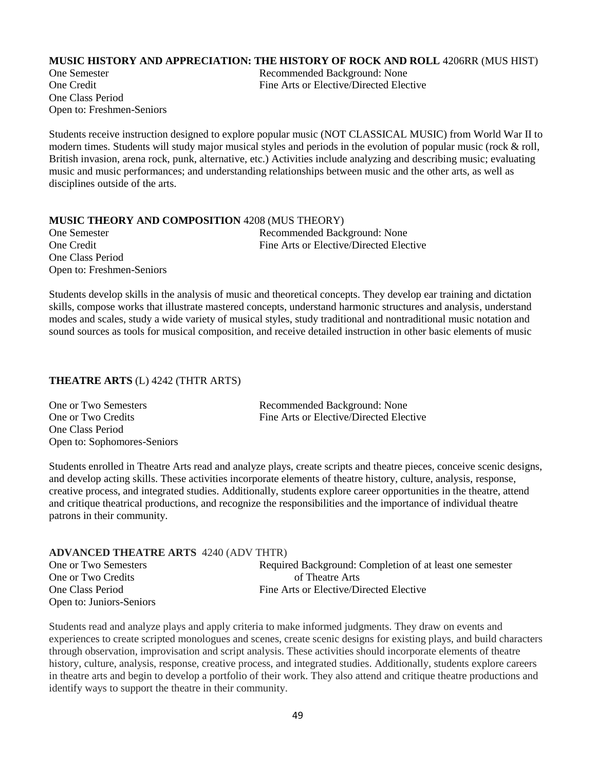**MUSIC HISTORY AND APPRECIATION: THE HISTORY OF ROCK AND ROLL** 4206RR (MUS HIST)

One Semester
One Credit
One Class Period
Open to: Freshmen-Seniors

Recommended Background: None
Fine Arts or Elective/Directed Elective

Students receive instruction designed to explore popular music (NOT CLASSICAL MUSIC) from World War II to modern times. Students will study major musical styles and periods in the evolution of popular music (rock & roll, British invasion, arena rock, punk, alternative, etc.) Activities include analyzing and describing music; evaluating music and music performances; and understanding relationships between music and the other arts, as well as disciplines outside of the arts.

**MUSIC THEORY AND COMPOSITION** 4208 (MUS THEORY)

One Semester
One Credit
One Class Period
Open to: Freshmen-Seniors

Recommended Background: None
Fine Arts or Elective/Directed Elective

Students develop skills in the analysis of music and theoretical concepts. They develop ear training and dictation skills, compose works that illustrate mastered concepts, understand harmonic structures and analysis, understand modes and scales, study a wide variety of musical styles, study traditional and nontraditional music notation and sound sources as tools for musical composition, and receive detailed instruction in other basic elements of music

**THEATRE ARTS** (L) 4242 (THTR ARTS)

One or Two Semesters
One or Two Credits
One Class Period
Open to: Sophomores-Seniors

Recommended Background: None
Fine Arts or Elective/Directed Elective

Students enrolled in Theatre Arts read and analyze plays, create scripts and theatre pieces, conceive scenic designs, and develop acting skills. These activities incorporate elements of theatre history, culture, analysis, response, creative process, and integrated studies. Additionally, students explore career opportunities in the theatre, attend and critique theatrical productions, and recognize the responsibilities and the importance of individual theatre patrons in their community.

**ADVANCED THEATRE ARTS** 4240 (ADV THTR)

One or Two Semesters
One or Two Credits
One Class Period
Open to: Juniors-Seniors

Required Background: Completion of at least one semester of Theatre Arts
Fine Arts or Elective/Directed Elective

Students read and analyze plays and apply criteria to make informed judgments. They draw on events and experiences to create scripted monologues and scenes, create scenic designs for existing plays, and build characters through observation, improvisation and script analysis. These activities should incorporate elements of theatre history, culture, analysis, response, creative process, and integrated studies. Additionally, students explore careers in theatre arts and begin to develop a portfolio of their work. They also attend and critique theatre productions and identify ways to support the theatre in their community.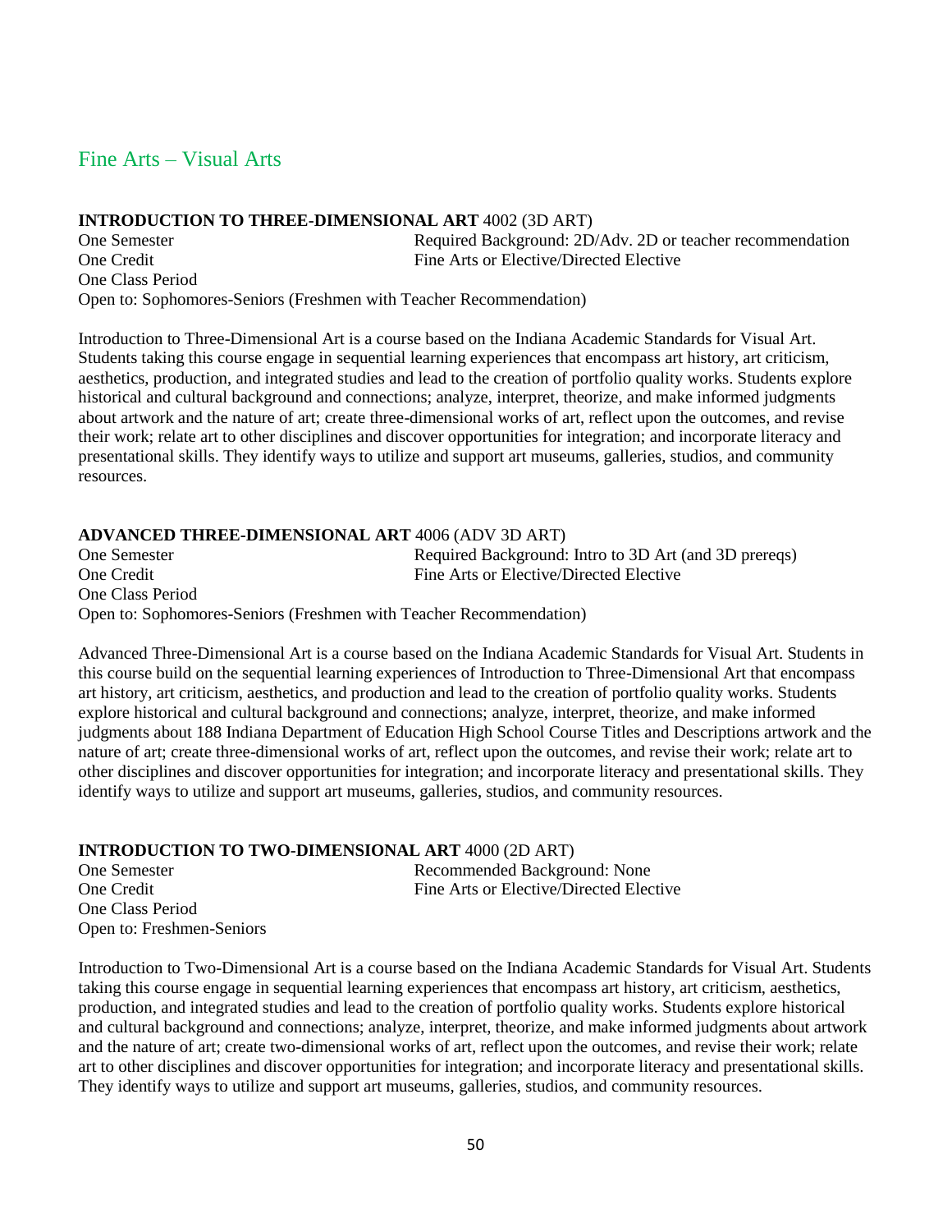## Fine Arts – Visual Arts

**INTRODUCTION TO THREE-DIMENSIONAL ART** 4002 (3D ART)

One Semester
One Credit
One Class Period
Required Background: 2D/Adv. 2D or teacher recommendation
Fine Arts or Elective/Directed Elective
Open to: Sophomores-Seniors (Freshmen with Teacher Recommendation)

Introduction to Three-Dimensional Art is a course based on the Indiana Academic Standards for Visual Art. Students taking this course engage in sequential learning experiences that encompass art history, art criticism, aesthetics, production, and integrated studies and lead to the creation of portfolio quality works. Students explore historical and cultural background and connections; analyze, interpret, theorize, and make informed judgments about artwork and the nature of art; create three-dimensional works of art, reflect upon the outcomes, and revise their work; relate art to other disciplines and discover opportunities for integration; and incorporate literacy and presentational skills. They identify ways to utilize and support art museums, galleries, studios, and community resources.

**ADVANCED THREE-DIMENSIONAL ART** 4006 (ADV 3D ART)

One Semester
One Credit
One Class Period
Required Background: Intro to 3D Art (and 3D prereqs)
Fine Arts or Elective/Directed Elective
Open to: Sophomores-Seniors (Freshmen with Teacher Recommendation)

Advanced Three-Dimensional Art is a course based on the Indiana Academic Standards for Visual Art. Students in this course build on the sequential learning experiences of Introduction to Three-Dimensional Art that encompass art history, art criticism, aesthetics, and production and lead to the creation of portfolio quality works. Students explore historical and cultural background and connections; analyze, interpret, theorize, and make informed judgments about 188 Indiana Department of Education High School Course Titles and Descriptions artwork and the nature of art; create three-dimensional works of art, reflect upon the outcomes, and revise their work; relate art to other disciplines and discover opportunities for integration; and incorporate literacy and presentational skills. They identify ways to utilize and support art museums, galleries, studios, and community resources.

**INTRODUCTION TO TWO-DIMENSIONAL ART** 4000 (2D ART)

One Semester
One Credit
One Class Period
Open to: Freshmen-Seniors
Recommended Background: None
Fine Arts or Elective/Directed Elective

Introduction to Two-Dimensional Art is a course based on the Indiana Academic Standards for Visual Art. Students taking this course engage in sequential learning experiences that encompass art history, art criticism, aesthetics, production, and integrated studies and lead to the creation of portfolio quality works. Students explore historical and cultural background and connections; analyze, interpret, theorize, and make informed judgments about artwork and the nature of art; create two-dimensional works of art, reflect upon the outcomes, and revise their work; relate art to other disciplines and discover opportunities for integration; and incorporate literacy and presentational skills. They identify ways to utilize and support art museums, galleries, studios, and community resources.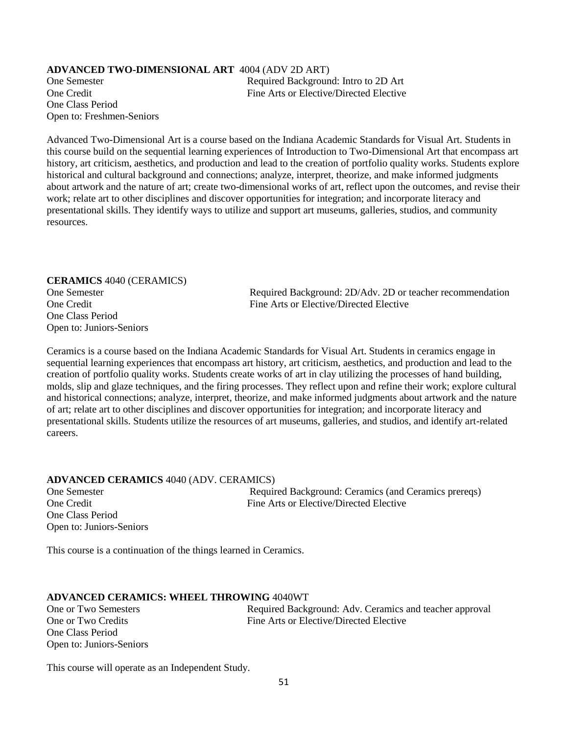**ADVANCED TWO-DIMENSIONAL ART** 4004 (ADV 2D ART)

One Semester
One Credit
One Class Period
Open to: Freshmen-Seniors

Required Background: Intro to 2D Art
Fine Arts or Elective/Directed Elective

Advanced Two-Dimensional Art is a course based on the Indiana Academic Standards for Visual Art. Students in this course build on the sequential learning experiences of Introduction to Two-Dimensional Art that encompass art history, art criticism, aesthetics, and production and lead to the creation of portfolio quality works. Students explore historical and cultural background and connections; analyze, interpret, theorize, and make informed judgments about artwork and the nature of art; create two-dimensional works of art, reflect upon the outcomes, and revise their work; relate art to other disciplines and discover opportunities for integration; and incorporate literacy and presentational skills. They identify ways to utilize and support art museums, galleries, studios, and community resources.

**CERAMICS** 4040 (CERAMICS)

One Semester
One Credit
One Class Period
Open to: Juniors-Seniors

Required Background: 2D/Adv. 2D or teacher recommendation
Fine Arts or Elective/Directed Elective

Ceramics is a course based on the Indiana Academic Standards for Visual Art. Students in ceramics engage in sequential learning experiences that encompass art history, art criticism, aesthetics, and production and lead to the creation of portfolio quality works. Students create works of art in clay utilizing the processes of hand building, molds, slip and glaze techniques, and the firing processes. They reflect upon and refine their work; explore cultural and historical connections; analyze, interpret, theorize, and make informed judgments about artwork and the nature of art; relate art to other disciplines and discover opportunities for integration; and incorporate literacy and presentational skills. Students utilize the resources of art museums, galleries, and studios, and identify art-related careers.

**ADVANCED CERAMICS** 4040 (ADV. CERAMICS)

One Semester
One Credit
One Class Period
Open to: Juniors-Seniors

Required Background: Ceramics (and Ceramics prereqs)
Fine Arts or Elective/Directed Elective

This course is a continuation of the things learned in Ceramics.

**ADVANCED CERAMICS: WHEEL THROWING** 4040WT

One or Two Semesters
One or Two Credits
One Class Period
Open to: Juniors-Seniors

Required Background: Adv. Ceramics and teacher approval
Fine Arts or Elective/Directed Elective

This course will operate as an Independent Study.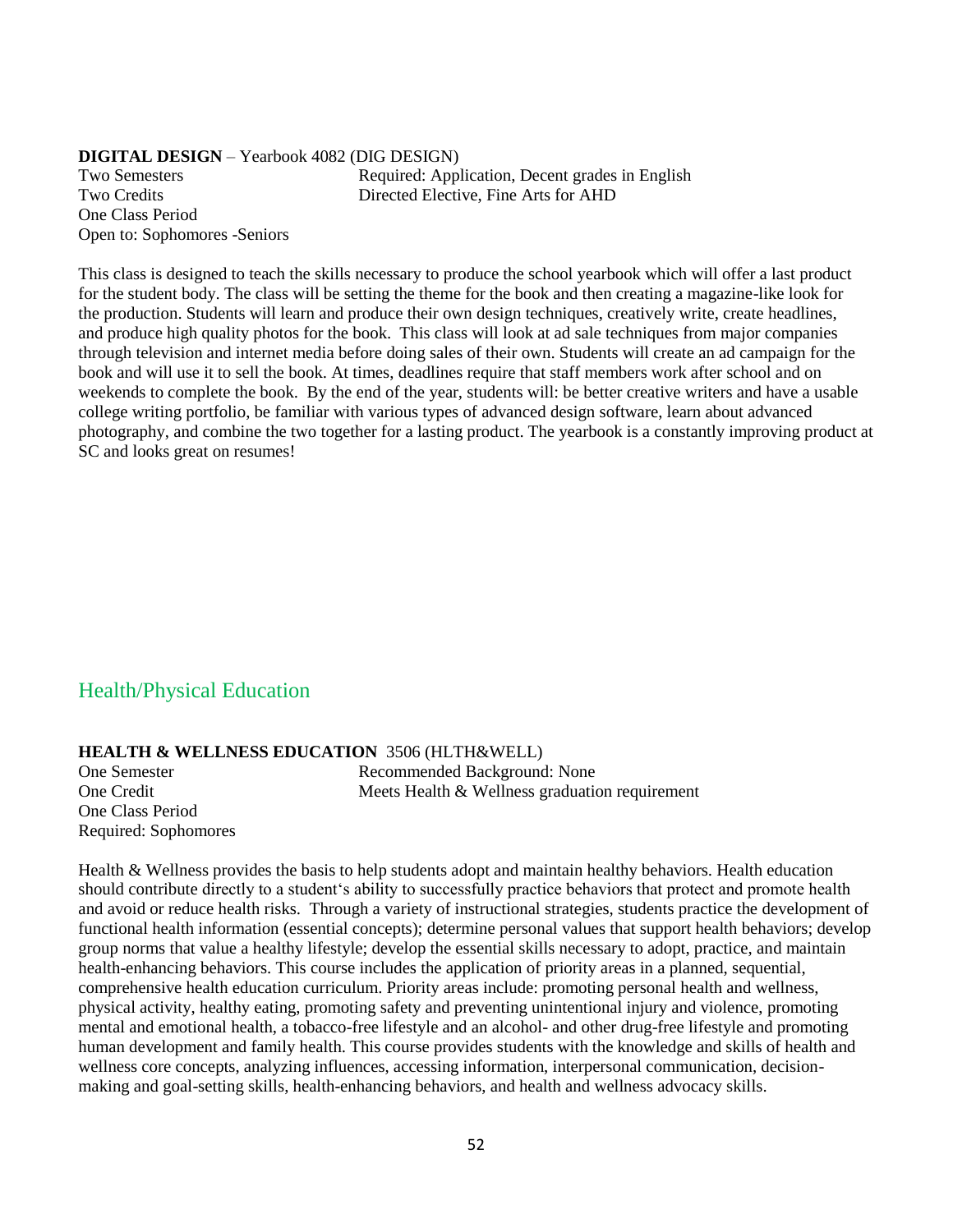**DIGITAL DESIGN** – Yearbook 4082 (DIG DESIGN)

Two Semesters
Two Credits
One Class Period
Open to: Sophomores -Seniors

Required: Application, Decent grades in English
Directed Elective, Fine Arts for AHD

This class is designed to teach the skills necessary to produce the school yearbook which will offer a last product for the student body. The class will be setting the theme for the book and then creating a magazine-like look for the production. Students will learn and produce their own design techniques, creatively write, create headlines, and produce high quality photos for the book. This class will look at ad sale techniques from major companies through television and internet media before doing sales of their own. Students will create an ad campaign for the book and will use it to sell the book. At times, deadlines require that staff members work after school and on weekends to complete the book. By the end of the year, students will: be better creative writers and have a usable college writing portfolio, be familiar with various types of advanced design software, learn about advanced photography, and combine the two together for a lasting product. The yearbook is a constantly improving product at SC and looks great on resumes!

## Health/Physical Education

**HEALTH & WELLNESS EDUCATION** 3506 (HLTH&WELL)

One Semester
One Credit
One Class Period
Required: Sophomores

Recommended Background: None
Meets Health & Wellness graduation requirement

Health & Wellness provides the basis to help students adopt and maintain healthy behaviors. Health education should contribute directly to a student's ability to successfully practice behaviors that protect and promote health and avoid or reduce health risks. Through a variety of instructional strategies, students practice the development of functional health information (essential concepts); determine personal values that support health behaviors; develop group norms that value a healthy lifestyle; develop the essential skills necessary to adopt, practice, and maintain health-enhancing behaviors. This course includes the application of priority areas in a planned, sequential, comprehensive health education curriculum. Priority areas include: promoting personal health and wellness, physical activity, healthy eating, promoting safety and preventing unintentional injury and violence, promoting mental and emotional health, a tobacco-free lifestyle and an alcohol- and other drug-free lifestyle and promoting human development and family health. This course provides students with the knowledge and skills of health and wellness core concepts, analyzing influences, accessing information, interpersonal communication, decision-making and goal-setting skills, health-enhancing behaviors, and health and wellness advocacy skills.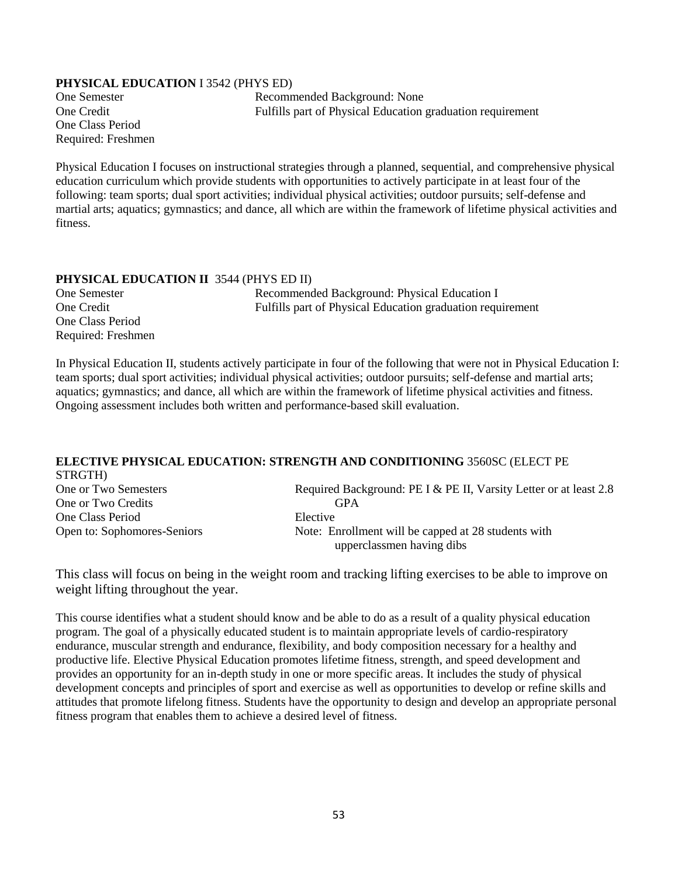**PHYSICAL EDUCATION** I 3542 (PHYS ED)

One Semester
One Credit
One Class Period
Required: Freshmen

Recommended Background: None
Fulfills part of Physical Education graduation requirement

Physical Education I focuses on instructional strategies through a planned, sequential, and comprehensive physical education curriculum which provide students with opportunities to actively participate in at least four of the following: team sports; dual sport activities; individual physical activities; outdoor pursuits; self-defense and martial arts; aquatics; gymnastics; and dance, all which are within the framework of lifetime physical activities and fitness.

**PHYSICAL EDUCATION II** 3544 (PHYS ED II)

One Semester
One Credit
One Class Period
Required: Freshmen

Recommended Background: Physical Education I
Fulfills part of Physical Education graduation requirement

In Physical Education II, students actively participate in four of the following that were not in Physical Education I: team sports; dual sport activities; individual physical activities; outdoor pursuits; self-defense and martial arts; aquatics; gymnastics; and dance, all which are within the framework of lifetime physical activities and fitness. Ongoing assessment includes both written and performance-based skill evaluation.

**ELECTIVE PHYSICAL EDUCATION: STRENGTH AND CONDITIONING** 3560SC (ELECT PE STRGTH)

One or Two Semesters
One or Two Credits
One Class Period
Open to: Sophomores-Seniors

Required Background: PE I & PE II, Varsity Letter or at least 2.8 GPA
Elective
Note: Enrollment will be capped at 28 students with upperclassmen having dibs

This class will focus on being in the weight room and tracking lifting exercises to be able to improve on weight lifting throughout the year.

This course identifies what a student should know and be able to do as a result of a quality physical education program. The goal of a physically educated student is to maintain appropriate levels of cardio-respiratory endurance, muscular strength and endurance, flexibility, and body composition necessary for a healthy and productive life. Elective Physical Education promotes lifetime fitness, strength, and speed development and provides an opportunity for an in-depth study in one or more specific areas. It includes the study of physical development concepts and principles of sport and exercise as well as opportunities to develop or refine skills and attitudes that promote lifelong fitness. Students have the opportunity to design and develop an appropriate personal fitness program that enables them to achieve a desired level of fitness.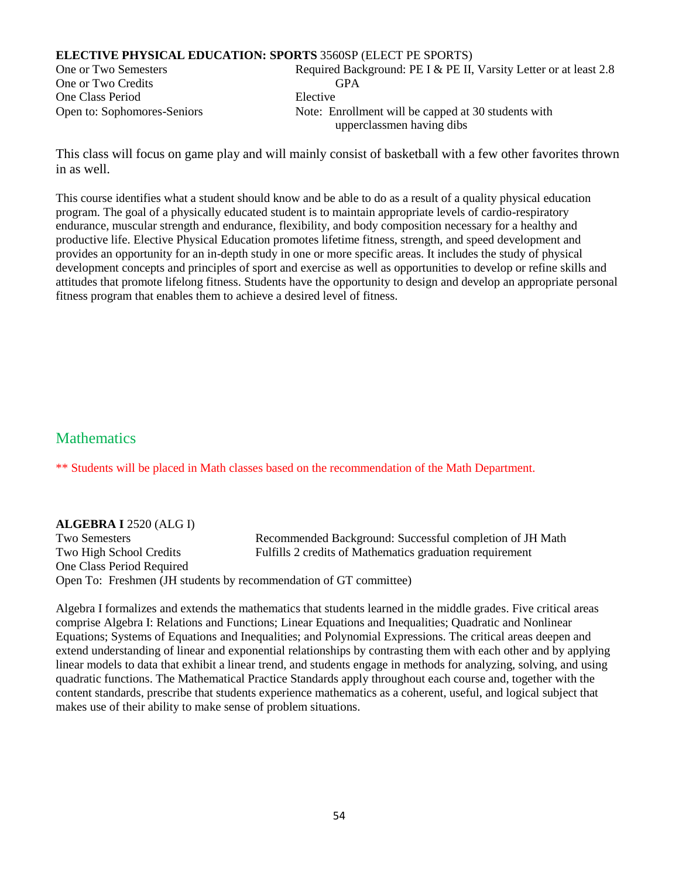**ELECTIVE PHYSICAL EDUCATION: SPORTS** 3560SP (ELECT PE SPORTS)

One or Two Semesters
One or Two Credits
One Class Period
Open to: Sophomores-Seniors

Required Background: PE I & PE II, Varsity Letter or at least 2.8 GPA
Elective
Note: Enrollment will be capped at 30 students with upperclassmen having dibs

This class will focus on game play and will mainly consist of basketball with a few other favorites thrown in as well.

This course identifies what a student should know and be able to do as a result of a quality physical education program. The goal of a physically educated student is to maintain appropriate levels of cardio-respiratory endurance, muscular strength and endurance, flexibility, and body composition necessary for a healthy and productive life. Elective Physical Education promotes lifetime fitness, strength, and speed development and provides an opportunity for an in-depth study in one or more specific areas. It includes the study of physical development concepts and principles of sport and exercise as well as opportunities to develop or refine skills and attitudes that promote lifelong fitness. Students have the opportunity to design and develop an appropriate personal fitness program that enables them to achieve a desired level of fitness.

## Mathematics

** Students will be placed in Math classes based on the recommendation of the Math Department.

**ALGEBRA I** 2520 (ALG I)

Two Semesters
Two High School Credits
One Class Period Required
Open To: Freshmen (JH students by recommendation of GT committee)

Recommended Background: Successful completion of JH Math
Fulfills 2 credits of Mathematics graduation requirement

Algebra I formalizes and extends the mathematics that students learned in the middle grades. Five critical areas comprise Algebra I: Relations and Functions; Linear Equations and Inequalities; Quadratic and Nonlinear Equations; Systems of Equations and Inequalities; and Polynomial Expressions. The critical areas deepen and extend understanding of linear and exponential relationships by contrasting them with each other and by applying linear models to data that exhibit a linear trend, and students engage in methods for analyzing, solving, and using quadratic functions. The Mathematical Practice Standards apply throughout each course and, together with the content standards, prescribe that students experience mathematics as a coherent, useful, and logical subject that makes use of their ability to make sense of problem situations.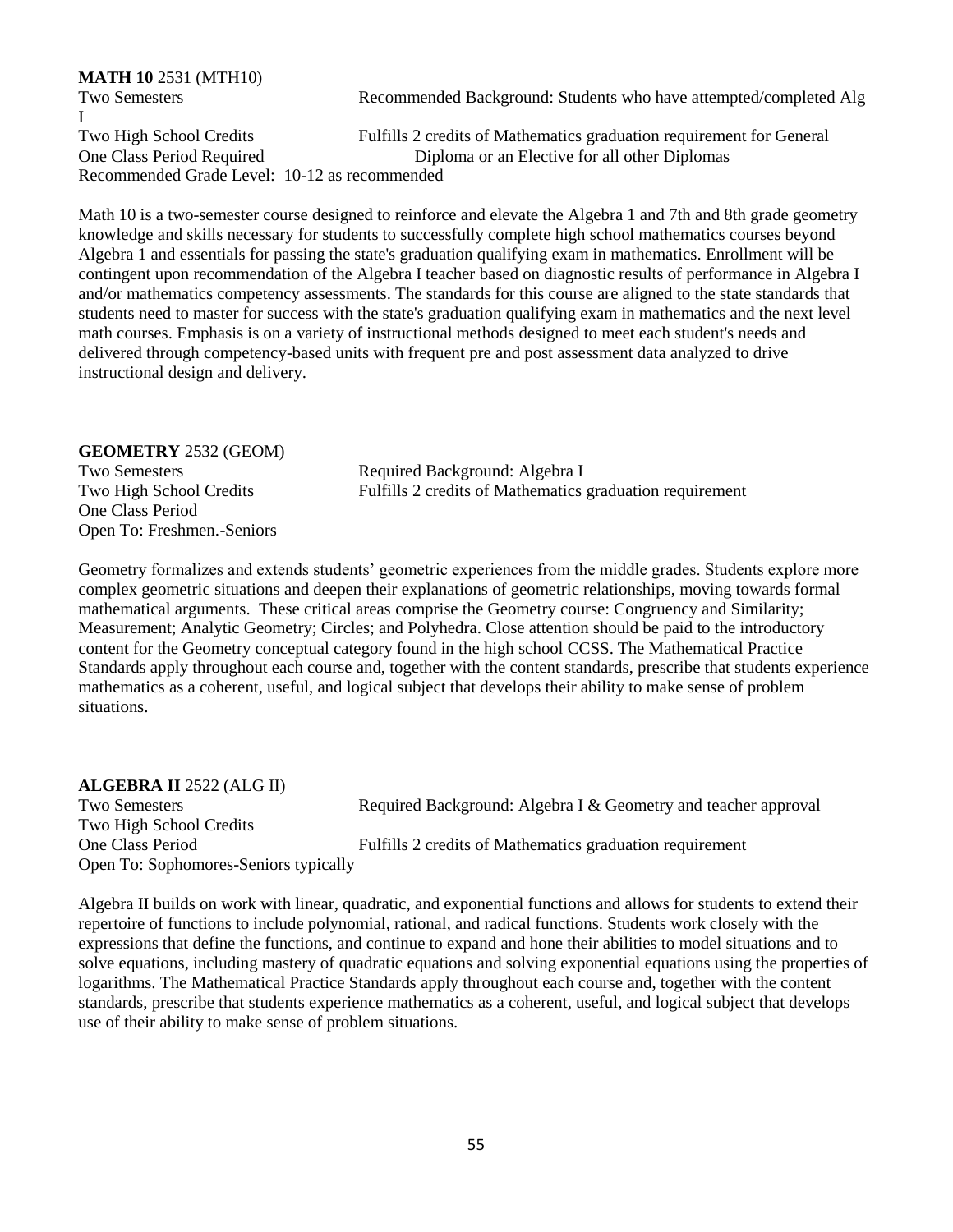**MATH 10** 2531 (MTH10)

Two Semesters — Recommended Background: Students who have attempted/completed Alg I

Two High School Credits — Fulfills 2 credits of Mathematics graduation requirement for General Diploma or an Elective for all other Diplomas

One Class Period Required

Recommended Grade Level: 10-12 as recommended

Math 10 is a two-semester course designed to reinforce and elevate the Algebra 1 and 7th and 8th grade geometry knowledge and skills necessary for students to successfully complete high school mathematics courses beyond Algebra 1 and essentials for passing the state's graduation qualifying exam in mathematics. Enrollment will be contingent upon recommendation of the Algebra I teacher based on diagnostic results of performance in Algebra I and/or mathematics competency assessments. The standards for this course are aligned to the state standards that students need to master for success with the state's graduation qualifying exam in mathematics and the next level math courses. Emphasis is on a variety of instructional methods designed to meet each student's needs and delivered through competency-based units with frequent pre and post assessment data analyzed to drive instructional design and delivery.

**GEOMETRY** 2532 (GEOM)

Two Semesters — Required Background: Algebra I

Two High School Credits — Fulfills 2 credits of Mathematics graduation requirement

One Class Period

Open To: Freshmen.-Seniors

Geometry formalizes and extends students' geometric experiences from the middle grades. Students explore more complex geometric situations and deepen their explanations of geometric relationships, moving towards formal mathematical arguments. These critical areas comprise the Geometry course: Congruency and Similarity; Measurement; Analytic Geometry; Circles; and Polyhedra. Close attention should be paid to the introductory content for the Geometry conceptual category found in the high school CCSS. The Mathematical Practice Standards apply throughout each course and, together with the content standards, prescribe that students experience mathematics as a coherent, useful, and logical subject that develops their ability to make sense of problem situations.

**ALGEBRA II** 2522 (ALG II)

Two Semesters — Required Background: Algebra I & Geometry and teacher approval

Two High School Credits

One Class Period — Fulfills 2 credits of Mathematics graduation requirement

Open To: Sophomores-Seniors typically

Algebra II builds on work with linear, quadratic, and exponential functions and allows for students to extend their repertoire of functions to include polynomial, rational, and radical functions. Students work closely with the expressions that define the functions, and continue to expand and hone their abilities to model situations and to solve equations, including mastery of quadratic equations and solving exponential equations using the properties of logarithms. The Mathematical Practice Standards apply throughout each course and, together with the content standards, prescribe that students experience mathematics as a coherent, useful, and logical subject that develops use of their ability to make sense of problem situations.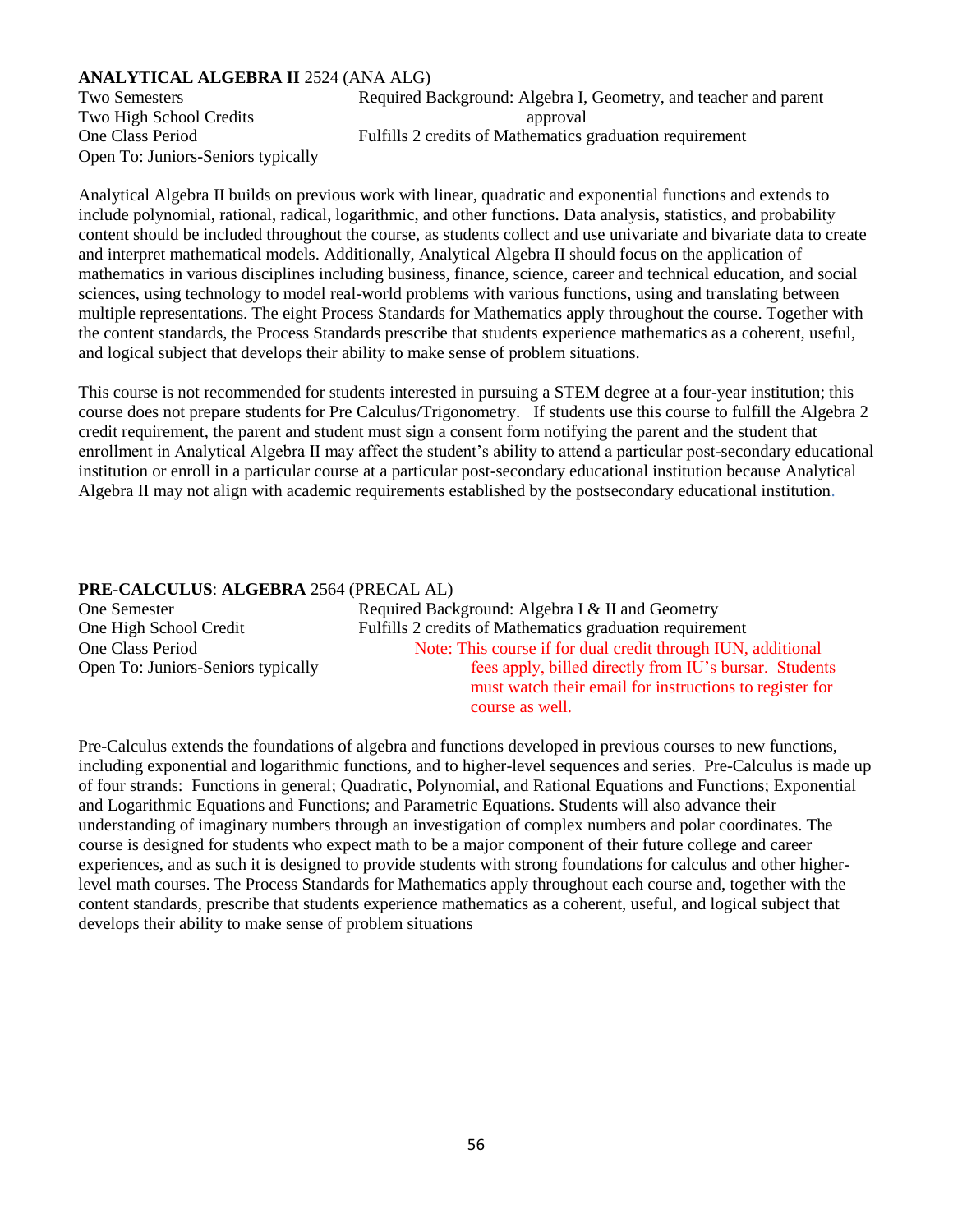**ANALYTICAL ALGEBRA II** 2524 (ANA ALG)

Two Semesters
Two High School Credits
One Class Period
Open To: Juniors-Seniors typically

Required Background: Algebra I, Geometry, and teacher and parent approval
Fulfills 2 credits of Mathematics graduation requirement

Analytical Algebra II builds on previous work with linear, quadratic and exponential functions and extends to include polynomial, rational, radical, logarithmic, and other functions. Data analysis, statistics, and probability content should be included throughout the course, as students collect and use univariate and bivariate data to create and interpret mathematical models. Additionally, Analytical Algebra II should focus on the application of mathematics in various disciplines including business, finance, science, career and technical education, and social sciences, using technology to model real-world problems with various functions, using and translating between multiple representations. The eight Process Standards for Mathematics apply throughout the course. Together with the content standards, the Process Standards prescribe that students experience mathematics as a coherent, useful, and logical subject that develops their ability to make sense of problem situations.

This course is not recommended for students interested in pursuing a STEM degree at a four-year institution; this course does not prepare students for Pre Calculus/Trigonometry. If students use this course to fulfill the Algebra 2 credit requirement, the parent and student must sign a consent form notifying the parent and the student that enrollment in Analytical Algebra II may affect the student's ability to attend a particular post-secondary educational institution or enroll in a particular course at a particular post-secondary educational institution because Analytical Algebra II may not align with academic requirements established by the postsecondary educational institution.

**PRE-CALCULUS**: **ALGEBRA** 2564 (PRECAL AL)

One Semester
One High School Credit
One Class Period
Open To: Juniors-Seniors typically

Required Background: Algebra I & II and Geometry
Fulfills 2 credits of Mathematics graduation requirement
Note: This course if for dual credit through IUN, additional fees apply, billed directly from IU's bursar. Students must watch their email for instructions to register for course as well.

Pre-Calculus extends the foundations of algebra and functions developed in previous courses to new functions, including exponential and logarithmic functions, and to higher-level sequences and series. Pre-Calculus is made up of four strands: Functions in general; Quadratic, Polynomial, and Rational Equations and Functions; Exponential and Logarithmic Equations and Functions; and Parametric Equations. Students will also advance their understanding of imaginary numbers through an investigation of complex numbers and polar coordinates. The course is designed for students who expect math to be a major component of their future college and career experiences, and as such it is designed to provide students with strong foundations for calculus and other higher-level math courses. The Process Standards for Mathematics apply throughout each course and, together with the content standards, prescribe that students experience mathematics as a coherent, useful, and logical subject that develops their ability to make sense of problem situations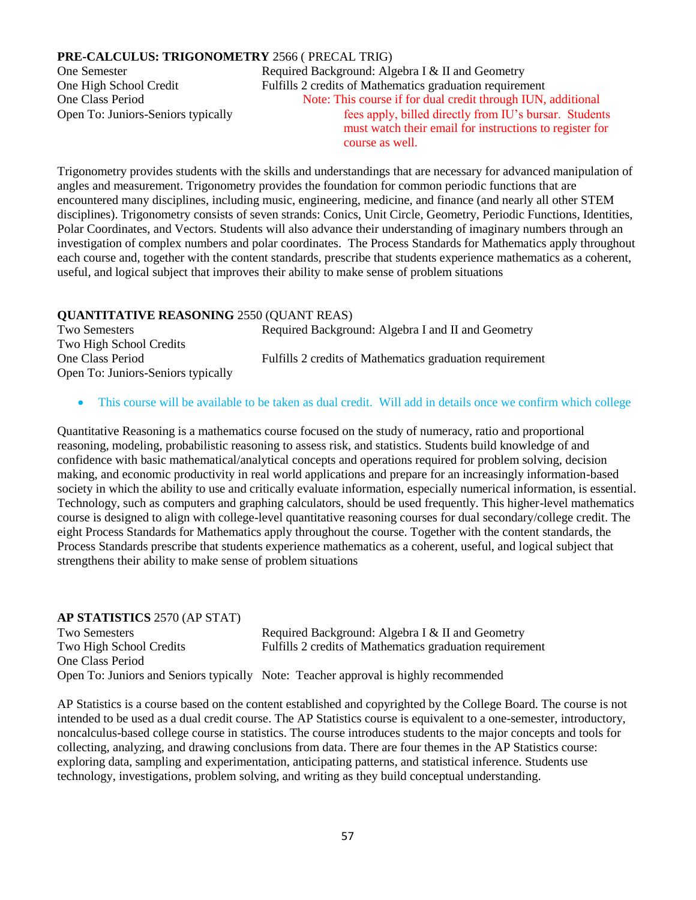**PRE-CALCULUS: TRIGONOMETRY** 2566 ( PRECAL TRIG)

One Semester
One High School Credit
One Class Period
Open To: Juniors-Seniors typically

Required Background: Algebra I & II and Geometry
Fulfills 2 credits of Mathematics graduation requirement
Note: This course if for dual credit through IUN, additional fees apply, billed directly from IU's bursar. Students must watch their email for instructions to register for course as well.

Trigonometry provides students with the skills and understandings that are necessary for advanced manipulation of angles and measurement. Trigonometry provides the foundation for common periodic functions that are encountered many disciplines, including music, engineering, medicine, and finance (and nearly all other STEM disciplines). Trigonometry consists of seven strands: Conics, Unit Circle, Geometry, Periodic Functions, Identities, Polar Coordinates, and Vectors. Students will also advance their understanding of imaginary numbers through an investigation of complex numbers and polar coordinates. The Process Standards for Mathematics apply throughout each course and, together with the content standards, prescribe that students experience mathematics as a coherent, useful, and logical subject that improves their ability to make sense of problem situations

**QUANTITATIVE REASONING** 2550 (QUANT REAS)

Two Semesters
Two High School Credits
One Class Period
Open To: Juniors-Seniors typically

Required Background: Algebra I and II and Geometry
Fulfills 2 credits of Mathematics graduation requirement

- This course will be available to be taken as dual credit. Will add in details once we confirm which college

Quantitative Reasoning is a mathematics course focused on the study of numeracy, ratio and proportional reasoning, modeling, probabilistic reasoning to assess risk, and statistics. Students build knowledge of and confidence with basic mathematical/analytical concepts and operations required for problem solving, decision making, and economic productivity in real world applications and prepare for an increasingly information-based society in which the ability to use and critically evaluate information, especially numerical information, is essential. Technology, such as computers and graphing calculators, should be used frequently. This higher-level mathematics course is designed to align with college-level quantitative reasoning courses for dual secondary/college credit. The eight Process Standards for Mathematics apply throughout the course. Together with the content standards, the Process Standards prescribe that students experience mathematics as a coherent, useful, and logical subject that strengthens their ability to make sense of problem situations

**AP STATISTICS** 2570 (AP STAT)

Two Semesters
Two High School Credits
One Class Period
Open To: Juniors and Seniors typically

Required Background: Algebra I & II and Geometry
Fulfills 2 credits of Mathematics graduation requirement
Note: Teacher approval is highly recommended

AP Statistics is a course based on the content established and copyrighted by the College Board. The course is not intended to be used as a dual credit course. The AP Statistics course is equivalent to a one-semester, introductory, noncalculus-based college course in statistics. The course introduces students to the major concepts and tools for collecting, analyzing, and drawing conclusions from data. There are four themes in the AP Statistics course: exploring data, sampling and experimentation, anticipating patterns, and statistical inference. Students use technology, investigations, problem solving, and writing as they build conceptual understanding.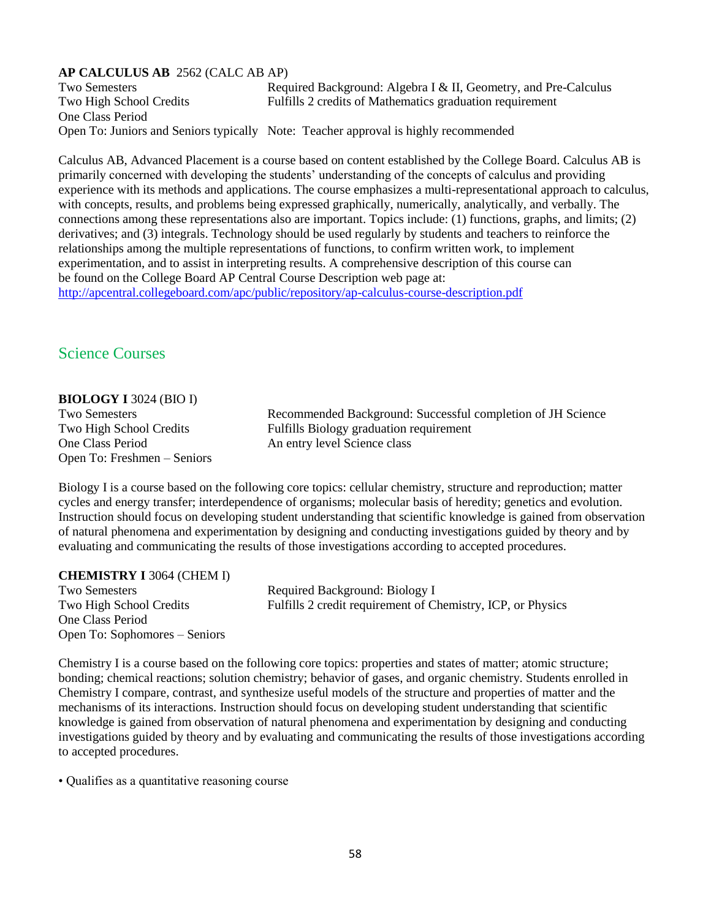**AP CALCULUS AB** 2562 (CALC AB AP)

Two Semesters
Two High School Credits
One Class Period
Open To: Juniors and Seniors typically

Required Background: Algebra I & II, Geometry, and Pre-Calculus
Fulfills 2 credits of Mathematics graduation requirement
Note: Teacher approval is highly recommended

Calculus AB, Advanced Placement is a course based on content established by the College Board. Calculus AB is primarily concerned with developing the students' understanding of the concepts of calculus and providing experience with its methods and applications. The course emphasizes a multi-representational approach to calculus, with concepts, results, and problems being expressed graphically, numerically, analytically, and verbally. The connections among these representations also are important. Topics include: (1) functions, graphs, and limits; (2) derivatives; and (3) integrals. Technology should be used regularly by students and teachers to reinforce the relationships among the multiple representations of functions, to confirm written work, to implement experimentation, and to assist in interpreting results. A comprehensive description of this course can be found on the College Board AP Central Course Description web page at:
http://apcentral.collegeboard.com/apc/public/repository/ap-calculus-course-description.pdf

## Science Courses

**BIOLOGY I** 3024 (BIO I)

Two Semesters
Two High School Credits
One Class Period
Open To: Freshmen – Seniors

Recommended Background: Successful completion of JH Science
Fulfills Biology graduation requirement
An entry level Science class

Biology I is a course based on the following core topics: cellular chemistry, structure and reproduction; matter cycles and energy transfer; interdependence of organisms; molecular basis of heredity; genetics and evolution. Instruction should focus on developing student understanding that scientific knowledge is gained from observation of natural phenomena and experimentation by designing and conducting investigations guided by theory and by evaluating and communicating the results of those investigations according to accepted procedures.

**CHEMISTRY I** 3064 (CHEM I)

Two Semesters
Two High School Credits
One Class Period
Open To: Sophomores – Seniors

Required Background: Biology I
Fulfills 2 credit requirement of Chemistry, ICP, or Physics

Chemistry I is a course based on the following core topics: properties and states of matter; atomic structure; bonding; chemical reactions; solution chemistry; behavior of gases, and organic chemistry. Students enrolled in Chemistry I compare, contrast, and synthesize useful models of the structure and properties of matter and the mechanisms of its interactions. Instruction should focus on developing student understanding that scientific knowledge is gained from observation of natural phenomena and experimentation by designing and conducting investigations guided by theory and by evaluating and communicating the results of those investigations according to accepted procedures.

- Qualifies as a quantitative reasoning course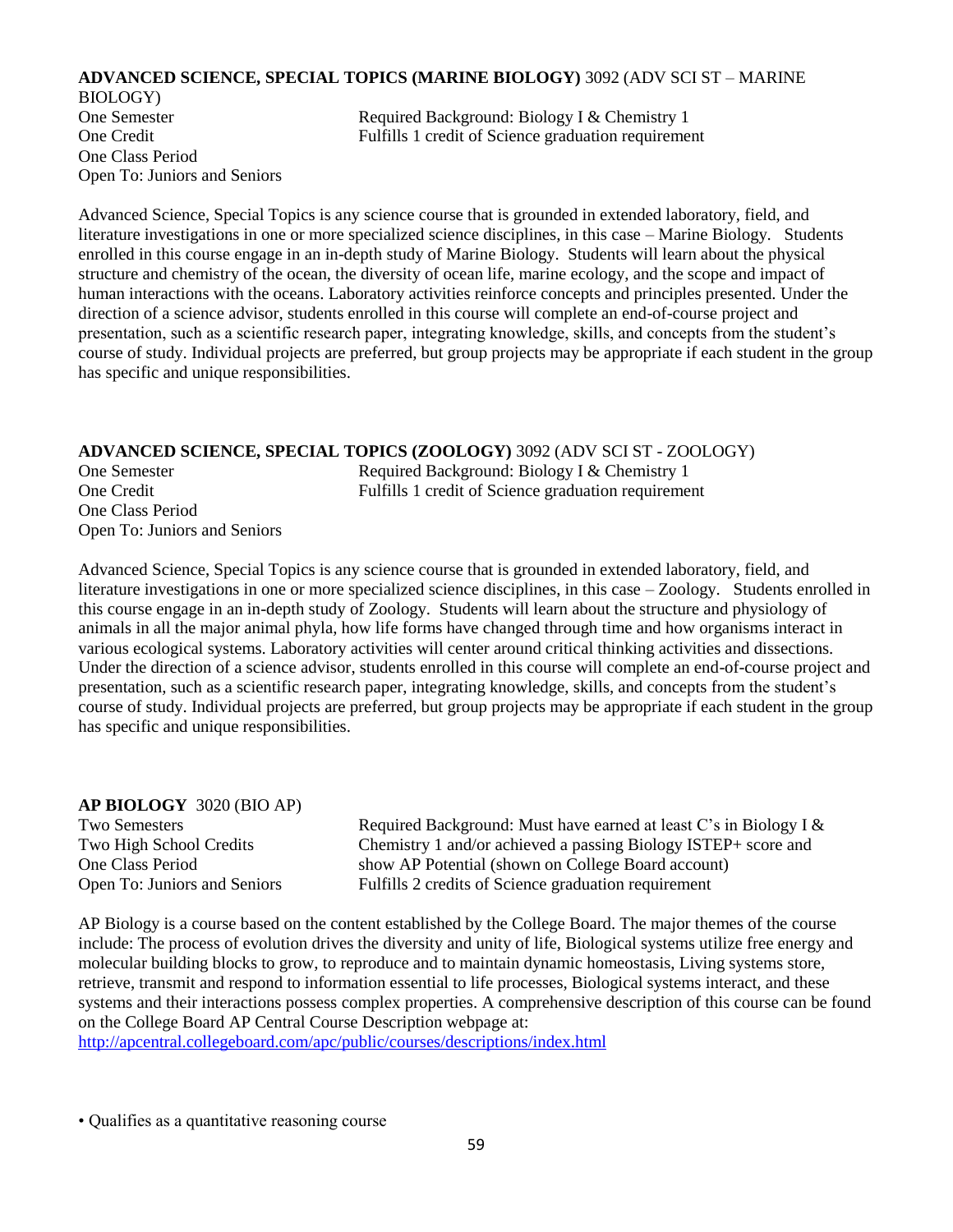**ADVANCED SCIENCE, SPECIAL TOPICS (MARINE BIOLOGY)** 3092 (ADV SCI ST – MARINE BIOLOGY)

One Semester
One Credit
One Class Period
Open To: Juniors and Seniors

Required Background: Biology I & Chemistry 1
Fulfills 1 credit of Science graduation requirement

Advanced Science, Special Topics is any science course that is grounded in extended laboratory, field, and literature investigations in one or more specialized science disciplines, in this case – Marine Biology. Students enrolled in this course engage in an in-depth study of Marine Biology. Students will learn about the physical structure and chemistry of the ocean, the diversity of ocean life, marine ecology, and the scope and impact of human interactions with the oceans. Laboratory activities reinforce concepts and principles presented. Under the direction of a science advisor, students enrolled in this course will complete an end-of-course project and presentation, such as a scientific research paper, integrating knowledge, skills, and concepts from the student's course of study. Individual projects are preferred, but group projects may be appropriate if each student in the group has specific and unique responsibilities.

**ADVANCED SCIENCE, SPECIAL TOPICS (ZOOLOGY)** 3092 (ADV SCI ST - ZOOLOGY)

One Semester
One Credit
One Class Period
Open To: Juniors and Seniors

Required Background: Biology I & Chemistry 1
Fulfills 1 credit of Science graduation requirement

Advanced Science, Special Topics is any science course that is grounded in extended laboratory, field, and literature investigations in one or more specialized science disciplines, in this case – Zoology. Students enrolled in this course engage in an in-depth study of Zoology. Students will learn about the structure and physiology of animals in all the major animal phyla, how life forms have changed through time and how organisms interact in various ecological systems. Laboratory activities will center around critical thinking activities and dissections. Under the direction of a science advisor, students enrolled in this course will complete an end-of-course project and presentation, such as a scientific research paper, integrating knowledge, skills, and concepts from the student's course of study. Individual projects are preferred, but group projects may be appropriate if each student in the group has specific and unique responsibilities.

**AP BIOLOGY** 3020 (BIO AP)

Two Semesters
Two High School Credits
One Class Period
Open To: Juniors and Seniors

Required Background: Must have earned at least C's in Biology I & Chemistry 1 and/or achieved a passing Biology ISTEP+ score and show AP Potential (shown on College Board account)
Fulfills 2 credits of Science graduation requirement

AP Biology is a course based on the content established by the College Board. The major themes of the course include: The process of evolution drives the diversity and unity of life, Biological systems utilize free energy and molecular building blocks to grow, to reproduce and to maintain dynamic homeostasis, Living systems store, retrieve, transmit and respond to information essential to life processes, Biological systems interact, and these systems and their interactions possess complex properties. A comprehensive description of this course can be found on the College Board AP Central Course Description webpage at: http://apcentral.collegeboard.com/apc/public/courses/descriptions/index.html

• Qualifies as a quantitative reasoning course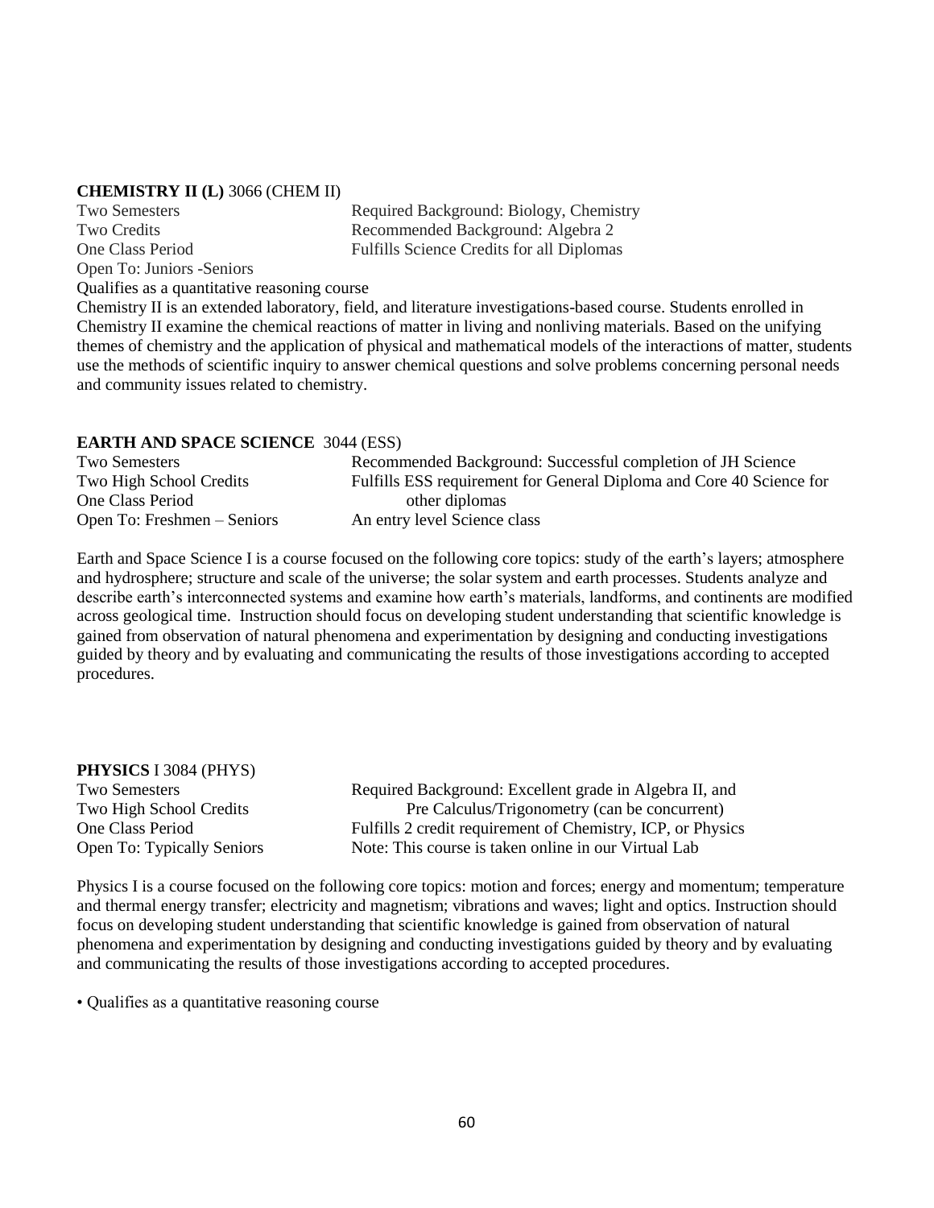**CHEMISTRY II (L)** 3066 (CHEM II)

| | |
|---|---|
| Two Semesters | Required Background: Biology, Chemistry |
| Two Credits | Recommended Background: Algebra 2 |
| One Class Period | Fulfills Science Credits for all Diplomas |
| Open To: Juniors -Seniors | |

Qualifies as a quantitative reasoning course

Chemistry II is an extended laboratory, field, and literature investigations-based course. Students enrolled in Chemistry II examine the chemical reactions of matter in living and nonliving materials. Based on the unifying themes of chemistry and the application of physical and mathematical models of the interactions of matter, students use the methods of scientific inquiry to answer chemical questions and solve problems concerning personal needs and community issues related to chemistry.

**EARTH AND SPACE SCIENCE** 3044 (ESS)

| | |
|---|---|
| Two Semesters | Recommended Background: Successful completion of JH Science |
| Two High School Credits | Fulfills ESS requirement for General Diploma and Core 40 Science for other diplomas |
| One Class Period | |
| Open To: Freshmen – Seniors | An entry level Science class |

Earth and Space Science I is a course focused on the following core topics: study of the earth's layers; atmosphere and hydrosphere; structure and scale of the universe; the solar system and earth processes. Students analyze and describe earth's interconnected systems and examine how earth's materials, landforms, and continents are modified across geological time. Instruction should focus on developing student understanding that scientific knowledge is gained from observation of natural phenomena and experimentation by designing and conducting investigations guided by theory and by evaluating and communicating the results of those investigations according to accepted procedures.

**PHYSICS** I 3084 (PHYS)

| | |
|---|---|
| Two Semesters | Required Background: Excellent grade in Algebra II, and Pre Calculus/Trigonometry (can be concurrent) |
| Two High School Credits | |
| One Class Period | Fulfills 2 credit requirement of Chemistry, ICP, or Physics |
| Open To: Typically Seniors | Note: This course is taken online in our Virtual Lab |

Physics I is a course focused on the following core topics: motion and forces; energy and momentum; temperature and thermal energy transfer; electricity and magnetism; vibrations and waves; light and optics. Instruction should focus on developing student understanding that scientific knowledge is gained from observation of natural phenomena and experimentation by designing and conducting investigations guided by theory and by evaluating and communicating the results of those investigations according to accepted procedures.

- Qualifies as a quantitative reasoning course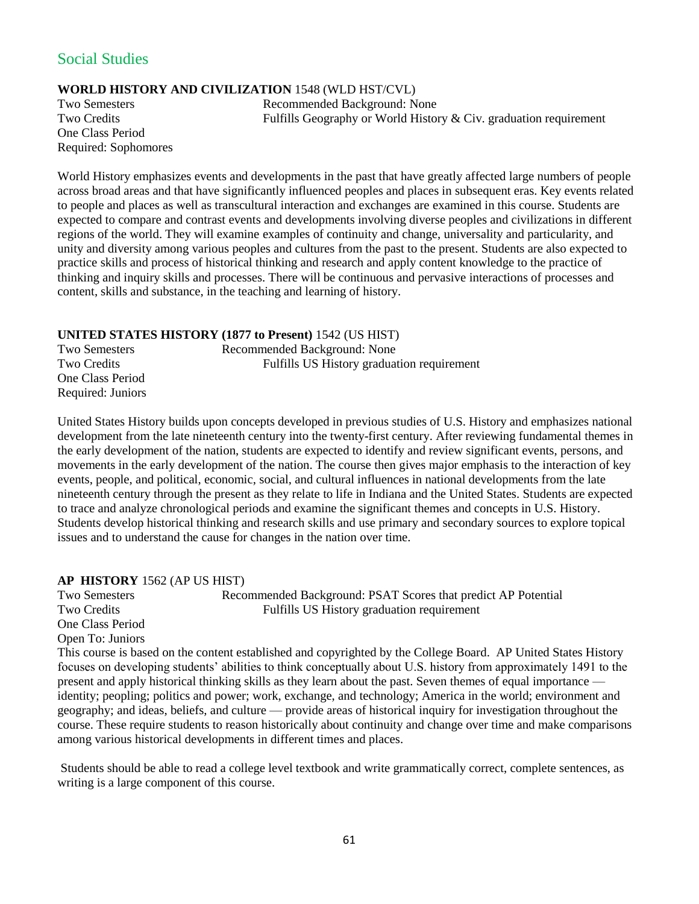# Social Studies

**WORLD HISTORY AND CIVILIZATION** 1548 (WLD HST/CVL)

Two Semesters
Two Credits
One Class Period
Required: Sophomores

Recommended Background: None
Fulfills Geography or World History & Civ. graduation requirement

World History emphasizes events and developments in the past that have greatly affected large numbers of people across broad areas and that have significantly influenced peoples and places in subsequent eras. Key events related to people and places as well as transcultural interaction and exchanges are examined in this course. Students are expected to compare and contrast events and developments involving diverse peoples and civilizations in different regions of the world. They will examine examples of continuity and change, universality and particularity, and unity and diversity among various peoples and cultures from the past to the present. Students are also expected to practice skills and process of historical thinking and research and apply content knowledge to the practice of thinking and inquiry skills and processes. There will be continuous and pervasive interactions of processes and content, skills and substance, in the teaching and learning of history.

**UNITED STATES HISTORY (1877 to Present)** 1542 (US HIST)

Two Semesters
Two Credits
One Class Period
Required: Juniors

Recommended Background: None
Fulfills US History graduation requirement

United States History builds upon concepts developed in previous studies of U.S. History and emphasizes national development from the late nineteenth century into the twenty-first century. After reviewing fundamental themes in the early development of the nation, students are expected to identify and review significant events, persons, and movements in the early development of the nation. The course then gives major emphasis to the interaction of key events, people, and political, economic, social, and cultural influences in national developments from the late nineteenth century through the present as they relate to life in Indiana and the United States. Students are expected to trace and analyze chronological periods and examine the significant themes and concepts in U.S. History. Students develop historical thinking and research skills and use primary and secondary sources to explore topical issues and to understand the cause for changes in the nation over time.

**AP HISTORY** 1562 (AP US HIST)

Two Semesters
Two Credits
One Class Period
Open To: Juniors

Recommended Background: PSAT Scores that predict AP Potential
Fulfills US History graduation requirement

This course is based on the content established and copyrighted by the College Board. AP United States History focuses on developing students' abilities to think conceptually about U.S. history from approximately 1491 to the present and apply historical thinking skills as they learn about the past. Seven themes of equal importance — identity; peopling; politics and power; work, exchange, and technology; America in the world; environment and geography; and ideas, beliefs, and culture — provide areas of historical inquiry for investigation throughout the course. These require students to reason historically about continuity and change over time and make comparisons among various historical developments in different times and places.

Students should be able to read a college level textbook and write grammatically correct, complete sentences, as writing is a large component of this course.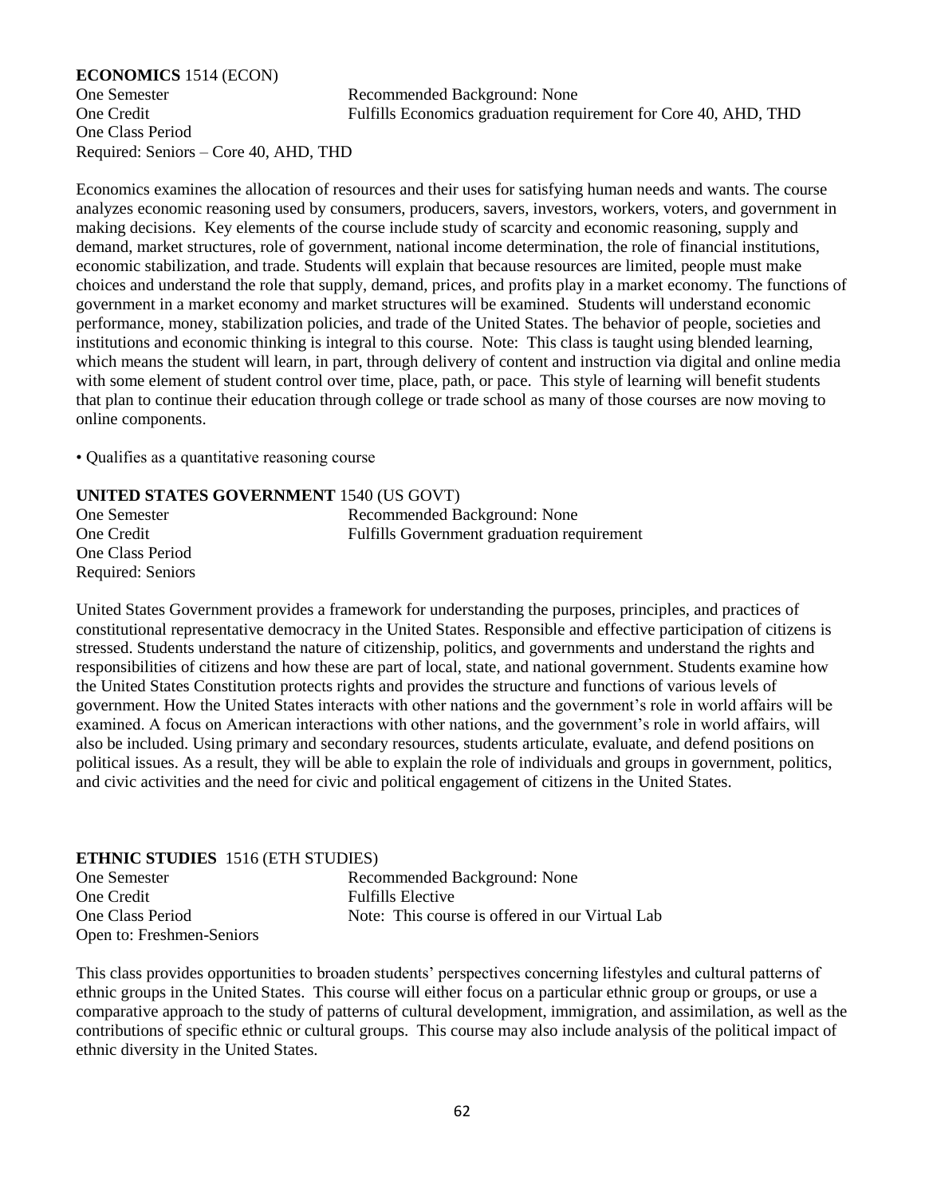**ECONOMICS** 1514 (ECON)

One Semester
One Credit
One Class Period
Required: Seniors – Core 40, AHD, THD

Recommended Background: None
Fulfills Economics graduation requirement for Core 40, AHD, THD

Economics examines the allocation of resources and their uses for satisfying human needs and wants. The course analyzes economic reasoning used by consumers, producers, savers, investors, workers, voters, and government in making decisions. Key elements of the course include study of scarcity and economic reasoning, supply and demand, market structures, role of government, national income determination, the role of financial institutions, economic stabilization, and trade. Students will explain that because resources are limited, people must make choices and understand the role that supply, demand, prices, and profits play in a market economy. The functions of government in a market economy and market structures will be examined. Students will understand economic performance, money, stabilization policies, and trade of the United States. The behavior of people, societies and institutions and economic thinking is integral to this course. Note: This class is taught using blended learning, which means the student will learn, in part, through delivery of content and instruction via digital and online media with some element of student control over time, place, path, or pace. This style of learning will benefit students that plan to continue their education through college or trade school as many of those courses are now moving to online components.

- Qualifies as a quantitative reasoning course

**UNITED STATES GOVERNMENT** 1540 (US GOVT)

One Semester
One Credit
One Class Period
Required: Seniors

Recommended Background: None
Fulfills Government graduation requirement

United States Government provides a framework for understanding the purposes, principles, and practices of constitutional representative democracy in the United States. Responsible and effective participation of citizens is stressed. Students understand the nature of citizenship, politics, and governments and understand the rights and responsibilities of citizens and how these are part of local, state, and national government. Students examine how the United States Constitution protects rights and provides the structure and functions of various levels of government. How the United States interacts with other nations and the government's role in world affairs will be examined. A focus on American interactions with other nations, and the government's role in world affairs, will also be included. Using primary and secondary resources, students articulate, evaluate, and defend positions on political issues. As a result, they will be able to explain the role of individuals and groups in government, politics, and civic activities and the need for civic and political engagement of citizens in the United States.

**ETHNIC STUDIES** 1516 (ETH STUDIES)

One Semester
One Credit
One Class Period
Open to: Freshmen-Seniors

Recommended Background: None
Fulfills Elective
Note: This course is offered in our Virtual Lab

This class provides opportunities to broaden students' perspectives concerning lifestyles and cultural patterns of ethnic groups in the United States. This course will either focus on a particular ethnic group or groups, or use a comparative approach to the study of patterns of cultural development, immigration, and assimilation, as well as the contributions of specific ethnic or cultural groups. This course may also include analysis of the political impact of ethnic diversity in the United States.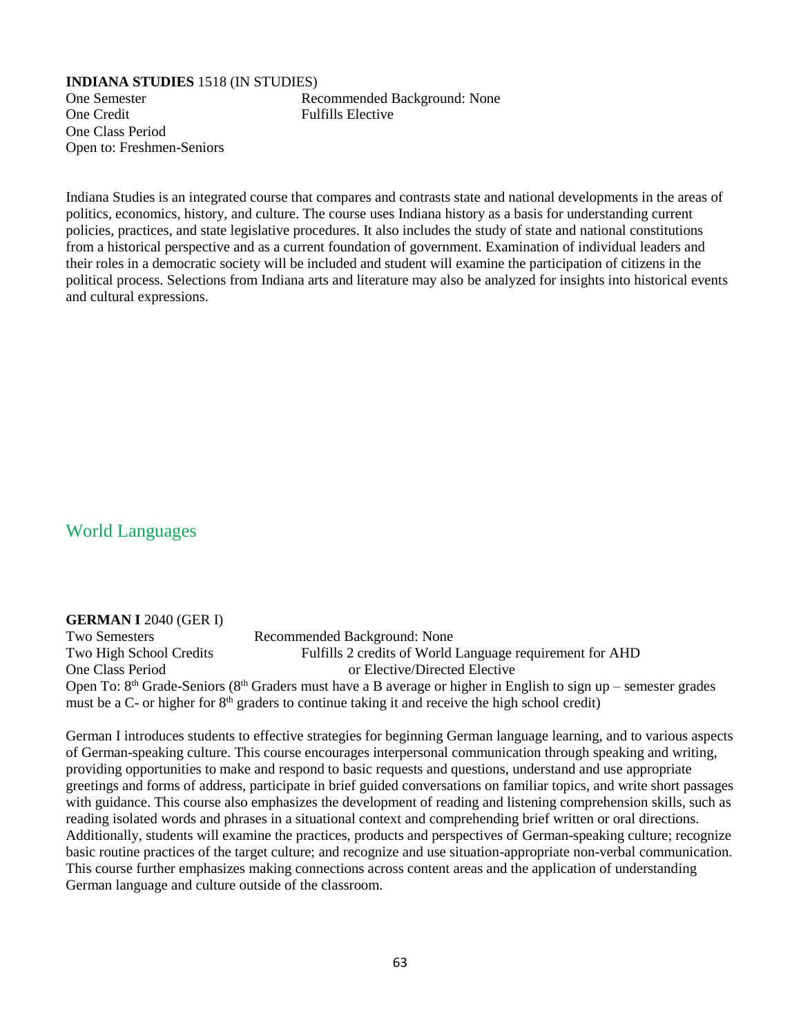**INDIANA STUDIES** 1518 (IN STUDIES)

One Semester
One Credit
One Class Period
Open to: Freshmen-Seniors

Recommended Background: None
Fulfills Elective

Indiana Studies is an integrated course that compares and contrasts state and national developments in the areas of politics, economics, history, and culture. The course uses Indiana history as a basis for understanding current policies, practices, and state legislative procedures. It also includes the study of state and national constitutions from a historical perspective and as a current foundation of government. Examination of individual leaders and their roles in a democratic society will be included and student will examine the participation of citizens in the political process. Selections from Indiana arts and literature may also be analyzed for insights into historical events and cultural expressions.

## World Languages

**GERMAN I** 2040 (GER I)

Two Semesters
Two High School Credits
One Class Period

Recommended Background: None
Fulfills 2 credits of World Language requirement for AHD or Elective/Directed Elective

Open To: 8th Grade-Seniors (8th Graders must have a B average or higher in English to sign up – semester grades must be a C- or higher for 8th graders to continue taking it and receive the high school credit)

German I introduces students to effective strategies for beginning German language learning, and to various aspects of German-speaking culture. This course encourages interpersonal communication through speaking and writing, providing opportunities to make and respond to basic requests and questions, understand and use appropriate greetings and forms of address, participate in brief guided conversations on familiar topics, and write short passages with guidance. This course also emphasizes the development of reading and listening comprehension skills, such as reading isolated words and phrases in a situational context and comprehending brief written or oral directions. Additionally, students will examine the practices, products and perspectives of German-speaking culture; recognize basic routine practices of the target culture; and recognize and use situation-appropriate non-verbal communication. This course further emphasizes making connections across content areas and the application of understanding German language and culture outside of the classroom.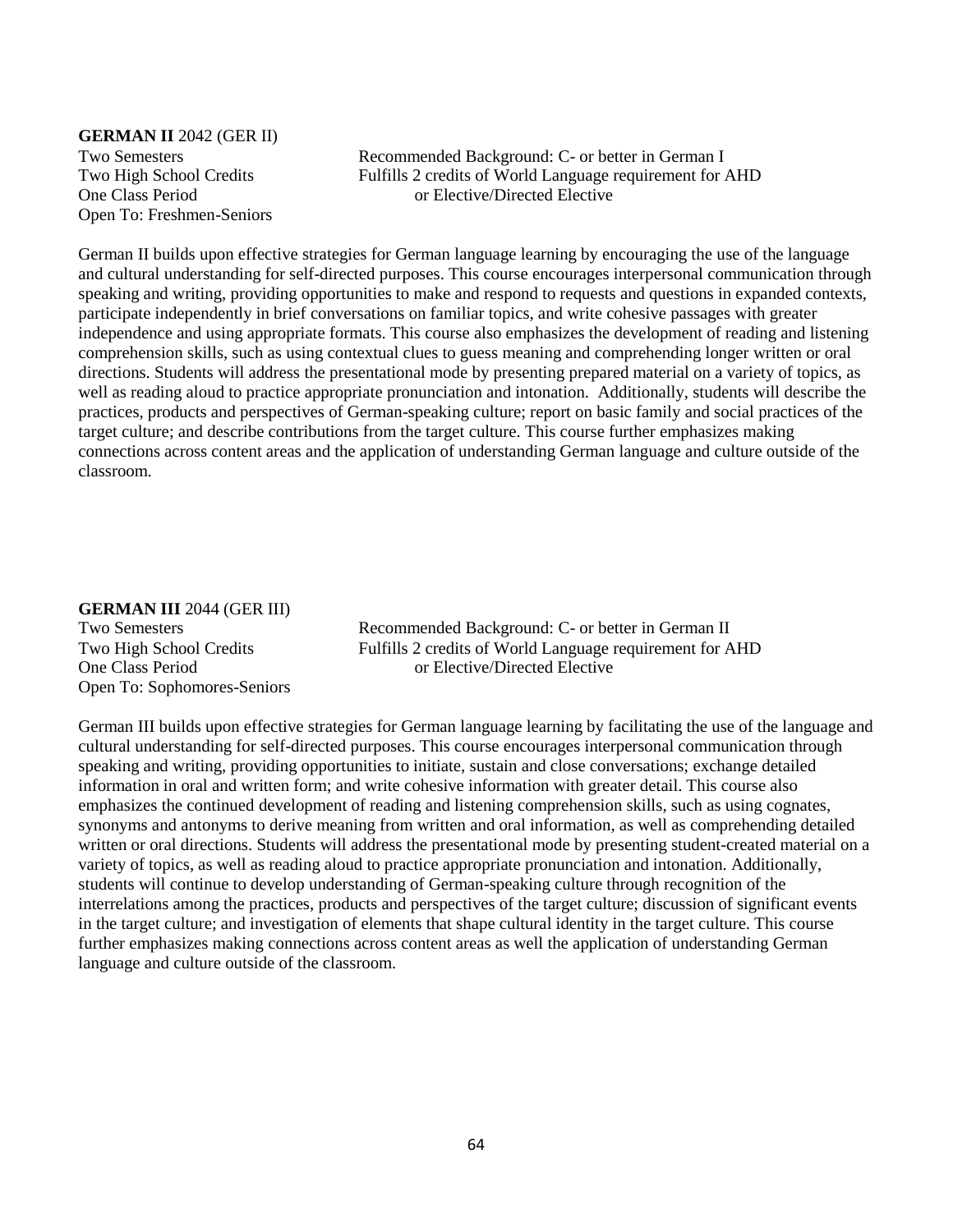**GERMAN II** 2042 (GER II)

Two Semesters
Two High School Credits
One Class Period
Open To: Freshmen-Seniors

Recommended Background: C- or better in German I
Fulfills 2 credits of World Language requirement for AHD or Elective/Directed Elective

German II builds upon effective strategies for German language learning by encouraging the use of the language and cultural understanding for self-directed purposes. This course encourages interpersonal communication through speaking and writing, providing opportunities to make and respond to requests and questions in expanded contexts, participate independently in brief conversations on familiar topics, and write cohesive passages with greater independence and using appropriate formats. This course also emphasizes the development of reading and listening comprehension skills, such as using contextual clues to guess meaning and comprehending longer written or oral directions. Students will address the presentational mode by presenting prepared material on a variety of topics, as well as reading aloud to practice appropriate pronunciation and intonation. Additionally, students will describe the practices, products and perspectives of German-speaking culture; report on basic family and social practices of the target culture; and describe contributions from the target culture. This course further emphasizes making connections across content areas and the application of understanding German language and culture outside of the classroom.

**GERMAN III** 2044 (GER III)

Two Semesters
Two High School Credits
One Class Period
Open To: Sophomores-Seniors

Recommended Background: C- or better in German II
Fulfills 2 credits of World Language requirement for AHD or Elective/Directed Elective

German III builds upon effective strategies for German language learning by facilitating the use of the language and cultural understanding for self-directed purposes. This course encourages interpersonal communication through speaking and writing, providing opportunities to initiate, sustain and close conversations; exchange detailed information in oral and written form; and write cohesive information with greater detail. This course also emphasizes the continued development of reading and listening comprehension skills, such as using cognates, synonyms and antonyms to derive meaning from written and oral information, as well as comprehending detailed written or oral directions. Students will address the presentational mode by presenting student-created material on a variety of topics, as well as reading aloud to practice appropriate pronunciation and intonation. Additionally, students will continue to develop understanding of German-speaking culture through recognition of the interrelations among the practices, products and perspectives of the target culture; discussion of significant events in the target culture; and investigation of elements that shape cultural identity in the target culture. This course further emphasizes making connections across content areas as well the application of understanding German language and culture outside of the classroom.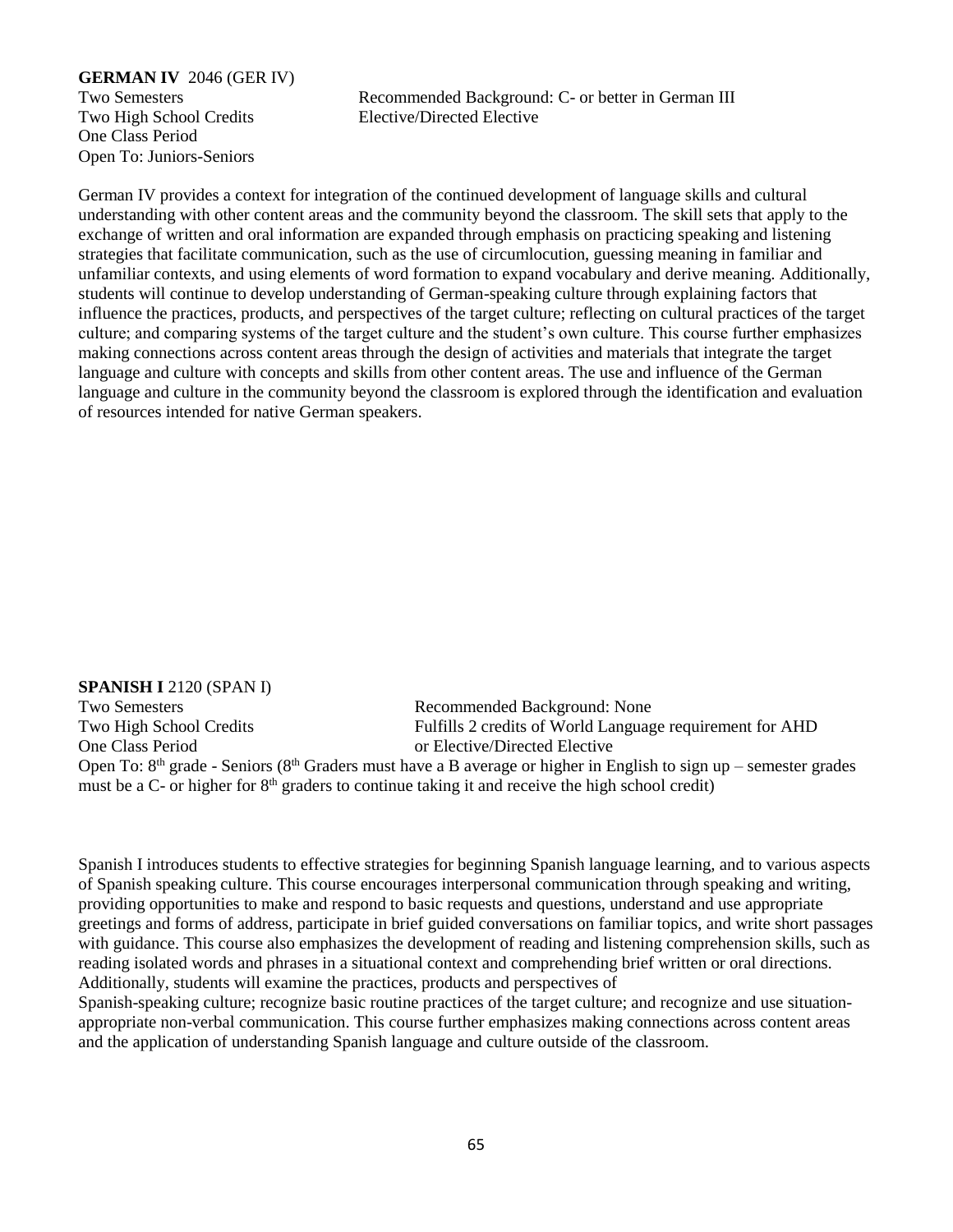**GERMAN IV** 2046 (GER IV)

Two Semesters
Two High School Credits
One Class Period
Open To: Juniors-Seniors

Recommended Background: C- or better in German III
Elective/Directed Elective

German IV provides a context for integration of the continued development of language skills and cultural understanding with other content areas and the community beyond the classroom. The skill sets that apply to the exchange of written and oral information are expanded through emphasis on practicing speaking and listening strategies that facilitate communication, such as the use of circumlocution, guessing meaning in familiar and unfamiliar contexts, and using elements of word formation to expand vocabulary and derive meaning. Additionally, students will continue to develop understanding of German-speaking culture through explaining factors that influence the practices, products, and perspectives of the target culture; reflecting on cultural practices of the target culture; and comparing systems of the target culture and the student's own culture. This course further emphasizes making connections across content areas through the design of activities and materials that integrate the target language and culture with concepts and skills from other content areas. The use and influence of the German language and culture in the community beyond the classroom is explored through the identification and evaluation of resources intended for native German speakers.

**SPANISH I** 2120 (SPAN I)

Two Semesters
Two High School Credits
One Class Period

Recommended Background: None
Fulfills 2 credits of World Language requirement for AHD or Elective/Directed Elective

Open To: 8th grade - Seniors (8th Graders must have a B average or higher in English to sign up – semester grades must be a C- or higher for 8th graders to continue taking it and receive the high school credit)

Spanish I introduces students to effective strategies for beginning Spanish language learning, and to various aspects of Spanish speaking culture. This course encourages interpersonal communication through speaking and writing, providing opportunities to make and respond to basic requests and questions, understand and use appropriate greetings and forms of address, participate in brief guided conversations on familiar topics, and write short passages with guidance. This course also emphasizes the development of reading and listening comprehension skills, such as reading isolated words and phrases in a situational context and comprehending brief written or oral directions. Additionally, students will examine the practices, products and perspectives of Spanish-speaking culture; recognize basic routine practices of the target culture; and recognize and use situation-appropriate non-verbal communication. This course further emphasizes making connections across content areas and the application of understanding Spanish language and culture outside of the classroom.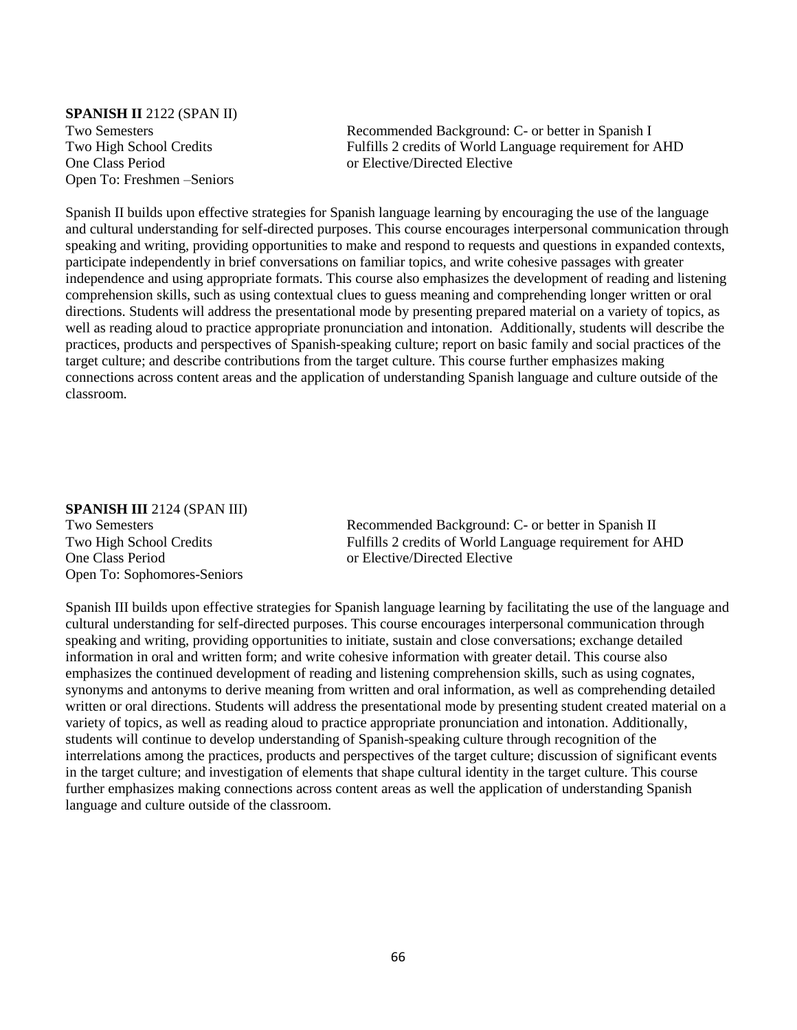**SPANISH II** 2122 (SPAN II)

Two Semesters
Two High School Credits
One Class Period
Open To: Freshmen –Seniors

Recommended Background: C- or better in Spanish I
Fulfills 2 credits of World Language requirement for AHD or Elective/Directed Elective

Spanish II builds upon effective strategies for Spanish language learning by encouraging the use of the language and cultural understanding for self-directed purposes. This course encourages interpersonal communication through speaking and writing, providing opportunities to make and respond to requests and questions in expanded contexts, participate independently in brief conversations on familiar topics, and write cohesive passages with greater independence and using appropriate formats. This course also emphasizes the development of reading and listening comprehension skills, such as using contextual clues to guess meaning and comprehending longer written or oral directions. Students will address the presentational mode by presenting prepared material on a variety of topics, as well as reading aloud to practice appropriate pronunciation and intonation. Additionally, students will describe the practices, products and perspectives of Spanish-speaking culture; report on basic family and social practices of the target culture; and describe contributions from the target culture. This course further emphasizes making connections across content areas and the application of understanding Spanish language and culture outside of the classroom.

**SPANISH III** 2124 (SPAN III)

Two Semesters
Two High School Credits
One Class Period
Open To: Sophomores-Seniors

Recommended Background: C- or better in Spanish II
Fulfills 2 credits of World Language requirement for AHD or Elective/Directed Elective

Spanish III builds upon effective strategies for Spanish language learning by facilitating the use of the language and cultural understanding for self-directed purposes. This course encourages interpersonal communication through speaking and writing, providing opportunities to initiate, sustain and close conversations; exchange detailed information in oral and written form; and write cohesive information with greater detail. This course also emphasizes the continued development of reading and listening comprehension skills, such as using cognates, synonyms and antonyms to derive meaning from written and oral information, as well as comprehending detailed written or oral directions. Students will address the presentational mode by presenting student created material on a variety of topics, as well as reading aloud to practice appropriate pronunciation and intonation. Additionally, students will continue to develop understanding of Spanish-speaking culture through recognition of the interrelations among the practices, products and perspectives of the target culture; discussion of significant events in the target culture; and investigation of elements that shape cultural identity in the target culture. This course further emphasizes making connections across content areas as well the application of understanding Spanish language and culture outside of the classroom.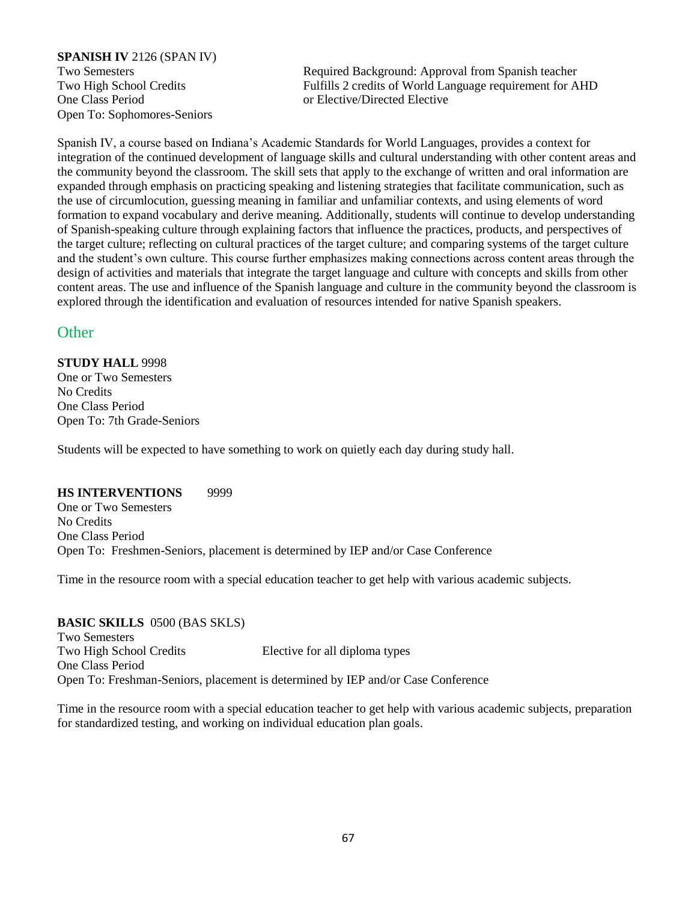**SPANISH IV** 2126 (SPAN IV)
Two Semesters
Two High School Credits
One Class Period
Open To: Sophomores-Seniors

Required Background: Approval from Spanish teacher
Fulfills 2 credits of World Language requirement for AHD or Elective/Directed Elective

Spanish IV, a course based on Indiana's Academic Standards for World Languages, provides a context for integration of the continued development of language skills and cultural understanding with other content areas and the community beyond the classroom. The skill sets that apply to the exchange of written and oral information are expanded through emphasis on practicing speaking and listening strategies that facilitate communication, such as the use of circumlocution, guessing meaning in familiar and unfamiliar contexts, and using elements of word formation to expand vocabulary and derive meaning. Additionally, students will continue to develop understanding of Spanish-speaking culture through explaining factors that influence the practices, products, and perspectives of the target culture; reflecting on cultural practices of the target culture; and comparing systems of the target culture and the student's own culture. This course further emphasizes making connections across content areas through the design of activities and materials that integrate the target language and culture with concepts and skills from other content areas. The use and influence of the Spanish language and culture in the community beyond the classroom is explored through the identification and evaluation of resources intended for native Spanish speakers.

## Other

**STUDY HALL** 9998
One or Two Semesters
No Credits
One Class Period
Open To: 7th Grade-Seniors

Students will be expected to have something to work on quietly each day during study hall.

**HS INTERVENTIONS** 9999
One or Two Semesters
No Credits
One Class Period
Open To: Freshmen-Seniors, placement is determined by IEP and/or Case Conference

Time in the resource room with a special education teacher to get help with various academic subjects.

**BASIC SKILLS** 0500 (BAS SKLS)
Two Semesters
Two High School Credits
One Class Period
Open To: Freshman-Seniors, placement is determined by IEP and/or Case Conference

Elective for all diploma types

Time in the resource room with a special education teacher to get help with various academic subjects, preparation for standardized testing, and working on individual education plan goals.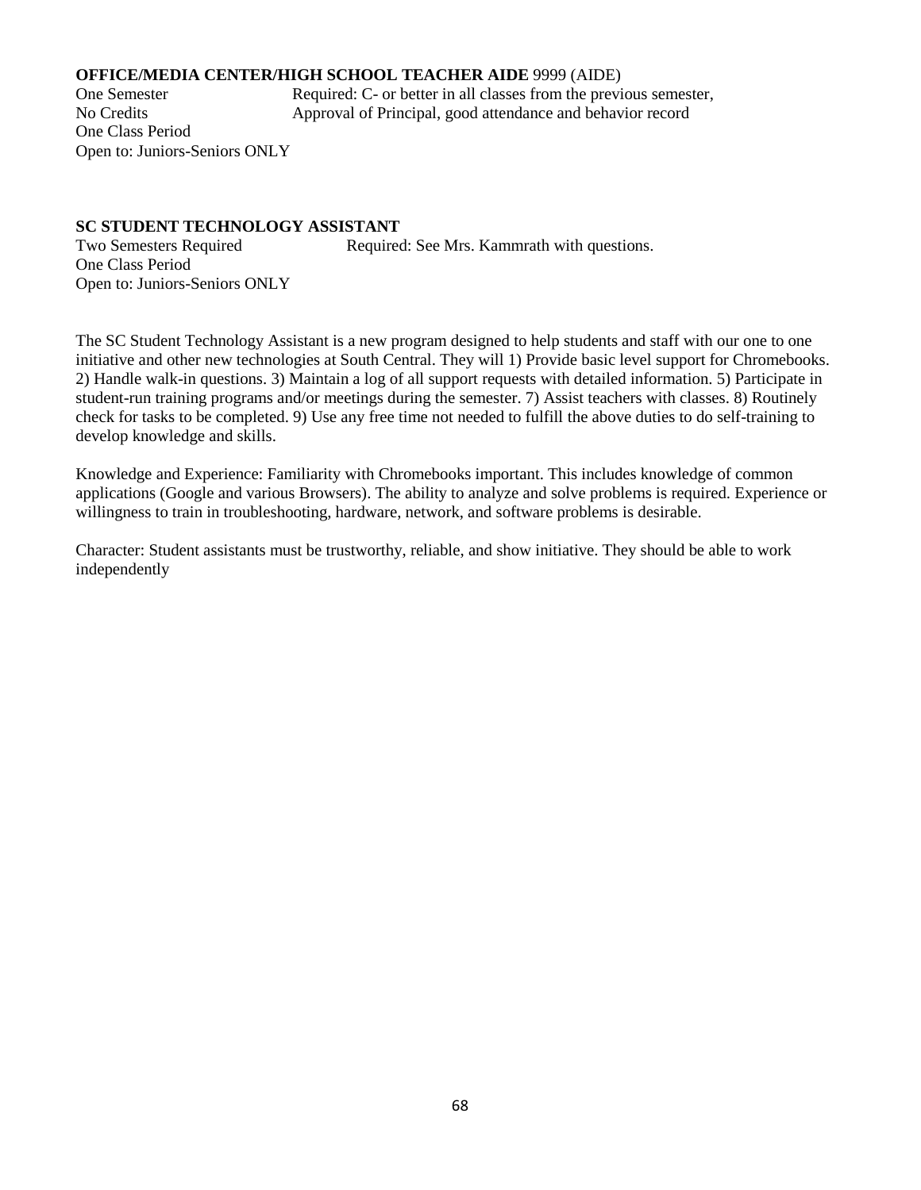**OFFICE/MEDIA CENTER/HIGH SCHOOL TEACHER AIDE** 9999 (AIDE)

One Semester
No Credits
One Class Period
Open to: Juniors-Seniors ONLY

Required: C- or better in all classes from the previous semester, Approval of Principal, good attendance and behavior record

**SC STUDENT TECHNOLOGY ASSISTANT**

Two Semesters Required
One Class Period
Open to: Juniors-Seniors ONLY

Required: See Mrs. Kammrath with questions.

The SC Student Technology Assistant is a new program designed to help students and staff with our one to one initiative and other new technologies at South Central. They will 1) Provide basic level support for Chromebooks. 2) Handle walk-in questions. 3) Maintain a log of all support requests with detailed information. 5) Participate in student-run training programs and/or meetings during the semester. 7) Assist teachers with classes. 8) Routinely check for tasks to be completed. 9) Use any free time not needed to fulfill the above duties to do self-training to develop knowledge and skills.

Knowledge and Experience: Familiarity with Chromebooks important. This includes knowledge of common applications (Google and various Browsers). The ability to analyze and solve problems is required. Experience or willingness to train in troubleshooting, hardware, network, and software problems is desirable.

Character: Student assistants must be trustworthy, reliable, and show initiative. They should be able to work independently